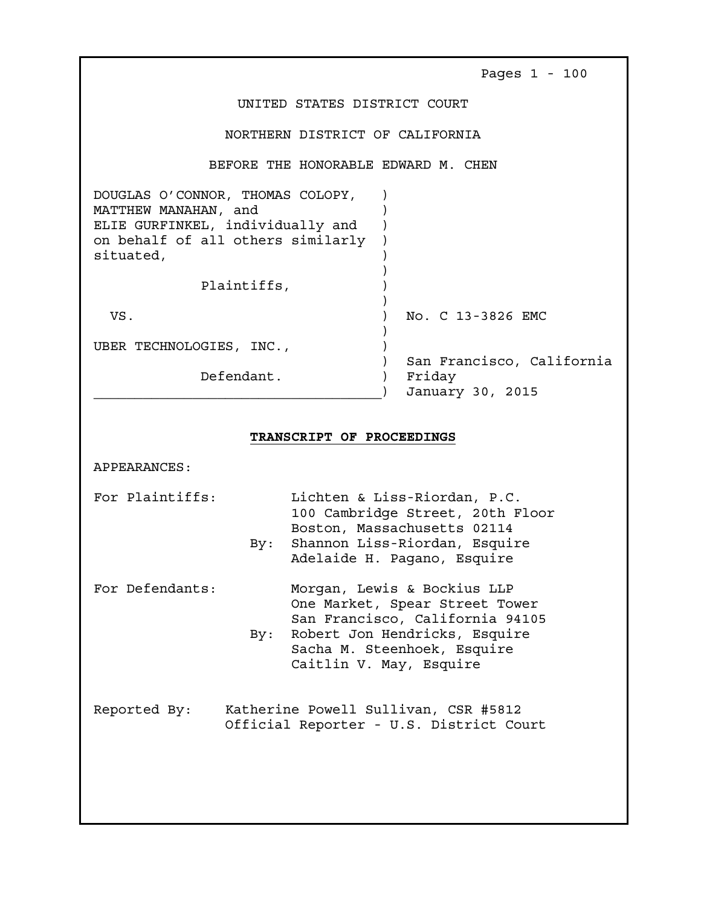Pages 1 - 100

UNITED STATES DISTRICT COURT

NORTHERN DISTRICT OF CALIFORNIA

BEFORE THE HONORABLE EDWARD M. CHEN

DOUGLAS O'CONNOR, THOMAS COLOPY, MATTHEW MANAHAN, and ELIE GURFINKEL, individually and on behalf of all others similarly situated,

Plaintiffs,

VS.

UBER TECHNOLOGIES, INC.,

Defendant.

No. C 13-3826 EMC

San Francisco, California
Friday
January 30, 2015

**TRANSCRIPT OF PROCEEDINGS**

APPEARANCES:

For Plaintiffs:
Lichten & Liss-Riordan, P.C.
100 Cambridge Street, 20th Floor
Boston, Massachusetts 02114
By: Shannon Liss-Riordan, Esquire
Adelaide H. Pagano, Esquire

For Defendants:
Morgan, Lewis & Bockius LLP
One Market, Spear Street Tower
San Francisco, California 94105
By: Robert Jon Hendricks, Esquire
Sacha M. Steenhoek, Esquire
Caitlin V. May, Esquire

Reported By: Katherine Powell Sullivan, CSR #5812
Official Reporter - U.S. District Court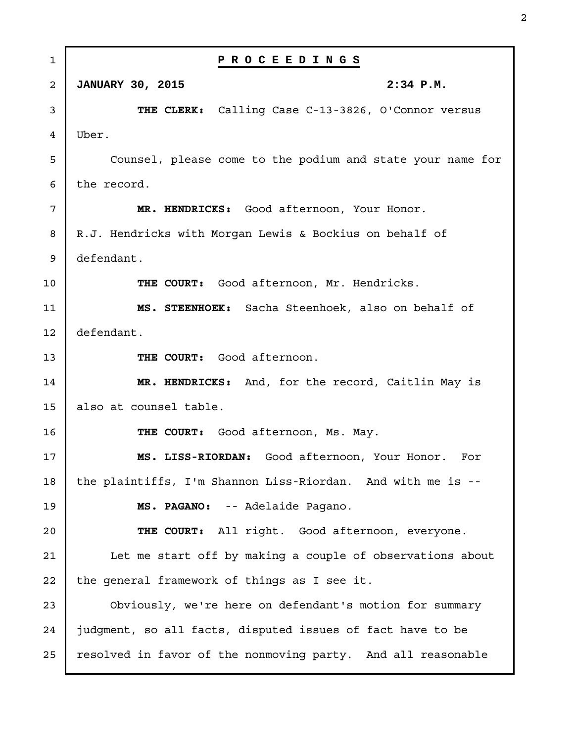**PROCEEDINGS**

**JANUARY 30, 2015 2:34 P.M.**

**THE CLERK:** Calling Case C-13-3826, O'Connor versus Uber.

Counsel, please come to the podium and state your name for the record.

**MR. HENDRICKS:** Good afternoon, Your Honor. R.J. Hendricks with Morgan Lewis & Bockius on behalf of defendant.

**THE COURT:** Good afternoon, Mr. Hendricks.

**MS. STEENHOEK:** Sacha Steenhoek, also on behalf of defendant.

**THE COURT:** Good afternoon.

**MR. HENDRICKS:** And, for the record, Caitlin May is also at counsel table.

**THE COURT:** Good afternoon, Ms. May.

**MS. LISS-RIORDAN:** Good afternoon, Your Honor. For the plaintiffs, I'm Shannon Liss-Riordan. And with me is --

**MS. PAGANO:** -- Adelaide Pagano.

**THE COURT:** All right. Good afternoon, everyone.

Let me start off by making a couple of observations about the general framework of things as I see it.

Obviously, we're here on defendant's motion for summary judgment, so all facts, disputed issues of fact have to be resolved in favor of the nonmoving party. And all reasonable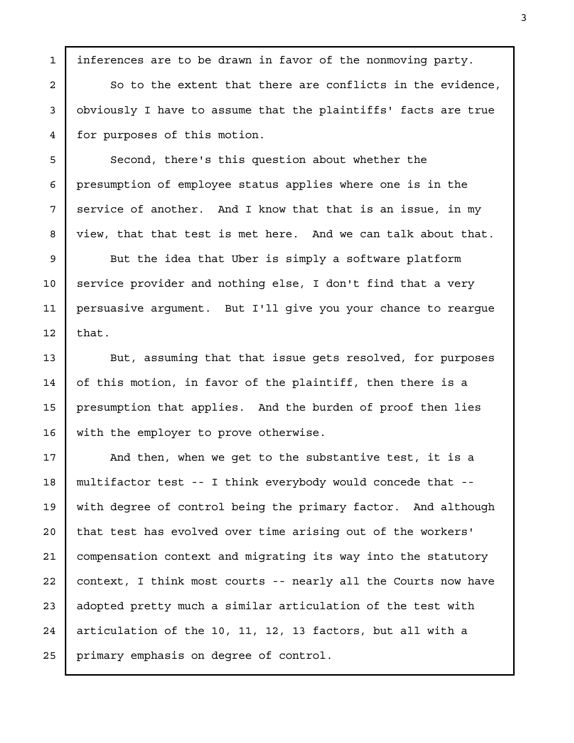inferences are to be drawn in favor of the nonmoving party.

So to the extent that there are conflicts in the evidence, obviously I have to assume that the plaintiffs' facts are true for purposes of this motion.

Second, there's this question about whether the presumption of employee status applies where one is in the service of another. And I know that that is an issue, in my view, that that test is met here. And we can talk about that.

But the idea that Uber is simply a software platform service provider and nothing else, I don't find that a very persuasive argument. But I'll give you your chance to reargue that.

But, assuming that that issue gets resolved, for purposes of this motion, in favor of the plaintiff, then there is a presumption that applies. And the burden of proof then lies with the employer to prove otherwise.

And then, when we get to the substantive test, it is a multifactor test -- I think everybody would concede that -- with degree of control being the primary factor. And although that test has evolved over time arising out of the workers' compensation context and migrating its way into the statutory context, I think most courts -- nearly all the Courts now have adopted pretty much a similar articulation of the test with articulation of the 10, 11, 12, 13 factors, but all with a primary emphasis on degree of control.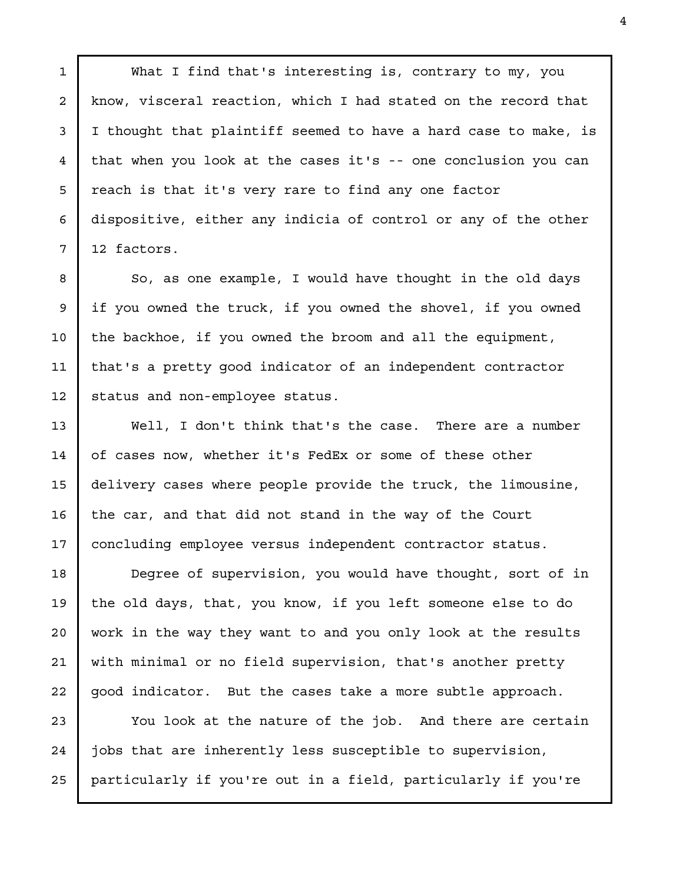What I find that's interesting is, contrary to my, you know, visceral reaction, which I had stated on the record that I thought that plaintiff seemed to have a hard case to make, is that when you look at the cases it's -- one conclusion you can reach is that it's very rare to find any one factor dispositive, either any indicia of control or any of the other 12 factors.

So, as one example, I would have thought in the old days if you owned the truck, if you owned the shovel, if you owned the backhoe, if you owned the broom and all the equipment, that's a pretty good indicator of an independent contractor status and non-employee status.

Well, I don't think that's the case. There are a number of cases now, whether it's FedEx or some of these other delivery cases where people provide the truck, the limousine, the car, and that did not stand in the way of the Court concluding employee versus independent contractor status.

Degree of supervision, you would have thought, sort of in the old days, that, you know, if you left someone else to do work in the way they want to and you only look at the results with minimal or no field supervision, that's another pretty good indicator. But the cases take a more subtle approach.

You look at the nature of the job. And there are certain jobs that are inherently less susceptible to supervision, particularly if you're out in a field, particularly if you're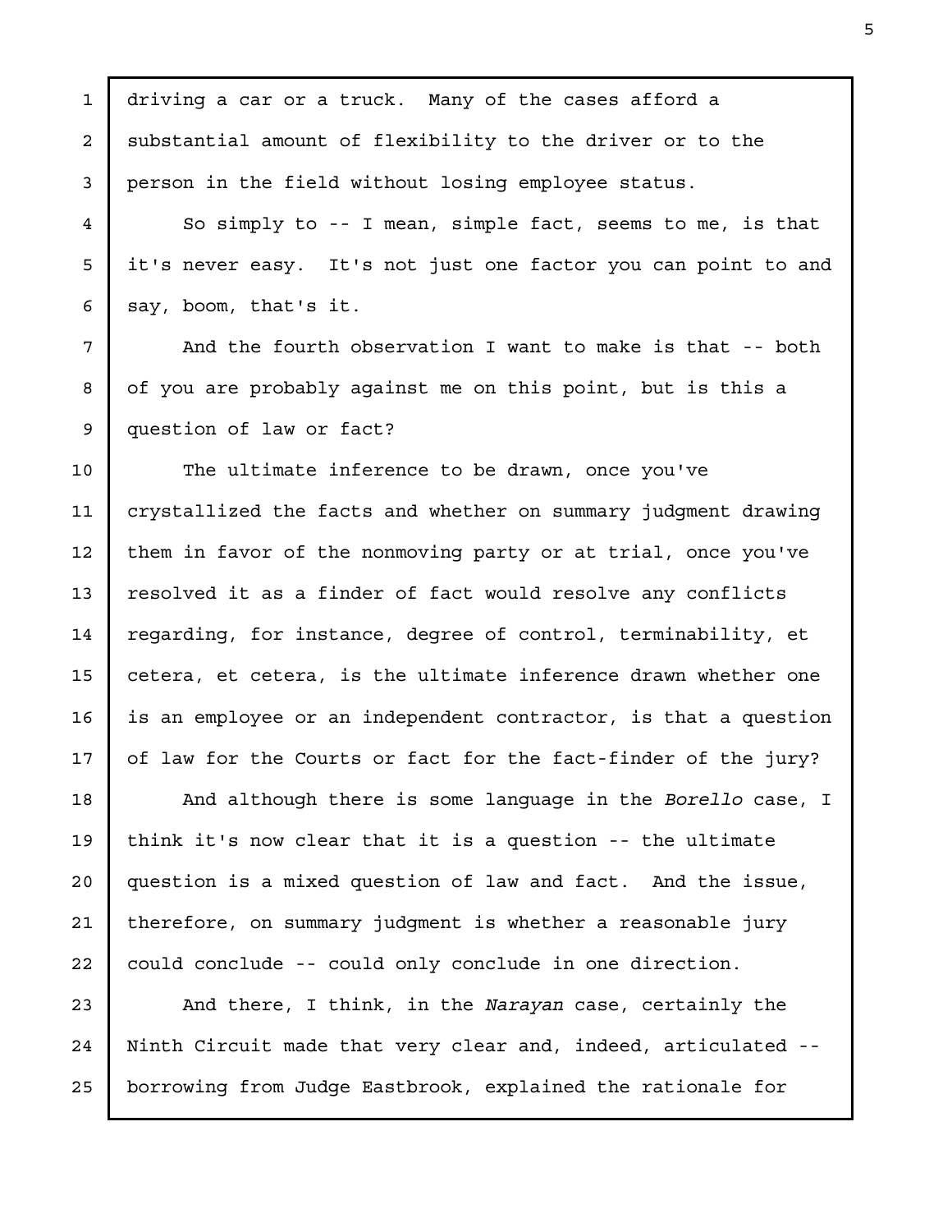driving a car or a truck. Many of the cases afford a substantial amount of flexibility to the driver or to the person in the field without losing employee status.

So simply to -- I mean, simple fact, seems to me, is that it's never easy. It's not just one factor you can point to and say, boom, that's it.

And the fourth observation I want to make is that -- both of you are probably against me on this point, but is this a question of law or fact?

The ultimate inference to be drawn, once you've crystallized the facts and whether on summary judgment drawing them in favor of the nonmoving party or at trial, once you've resolved it as a finder of fact would resolve any conflicts regarding, for instance, degree of control, terminability, et cetera, et cetera, is the ultimate inference drawn whether one is an employee or an independent contractor, is that a question of law for the Courts or fact for the fact-finder of the jury?

And although there is some language in the *Borello* case, I think it's now clear that it is a question -- the ultimate question is a mixed question of law and fact. And the issue, therefore, on summary judgment is whether a reasonable jury could conclude -- could only conclude in one direction.

And there, I think, in the *Narayan* case, certainly the Ninth Circuit made that very clear and, indeed, articulated -- borrowing from Judge Eastbrook, explained the rationale for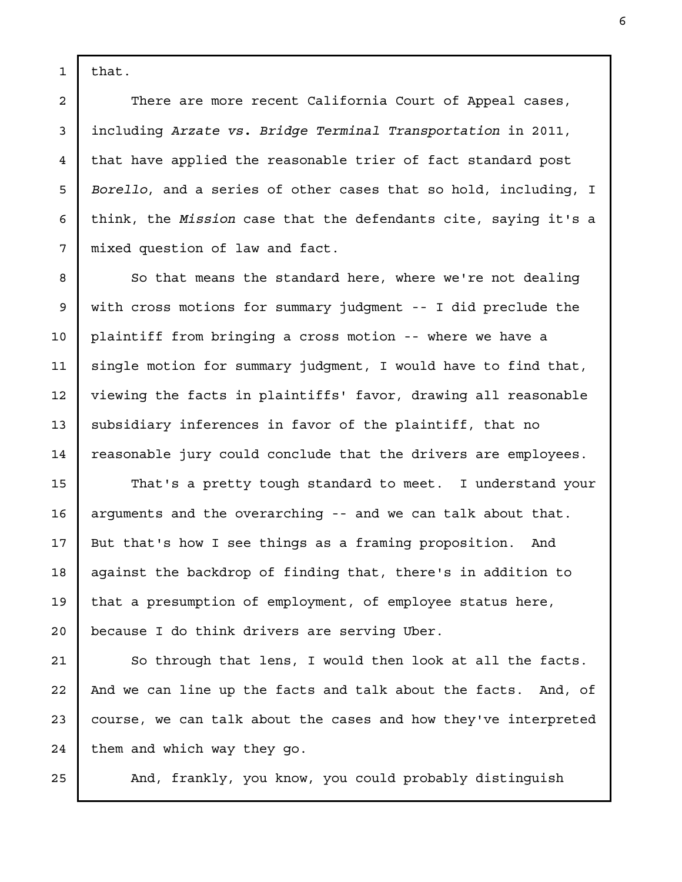that.

There are more recent California Court of Appeal cases, including *Arzate vs. Bridge Terminal Transportation* in 2011, that have applied the reasonable trier of fact standard post *Borello*, and a series of other cases that so hold, including, I think, the *Mission* case that the defendants cite, saying it's a mixed question of law and fact.

So that means the standard here, where we're not dealing with cross motions for summary judgment -- I did preclude the plaintiff from bringing a cross motion -- where we have a single motion for summary judgment, I would have to find that, viewing the facts in plaintiffs' favor, drawing all reasonable subsidiary inferences in favor of the plaintiff, that no reasonable jury could conclude that the drivers are employees.

That's a pretty tough standard to meet. I understand your arguments and the overarching -- and we can talk about that. But that's how I see things as a framing proposition. And against the backdrop of finding that, there's in addition to that a presumption of employment, of employee status here, because I do think drivers are serving Uber.

So through that lens, I would then look at all the facts. And we can line up the facts and talk about the facts. And, of course, we can talk about the cases and how they've interpreted them and which way they go.

And, frankly, you know, you could probably distinguish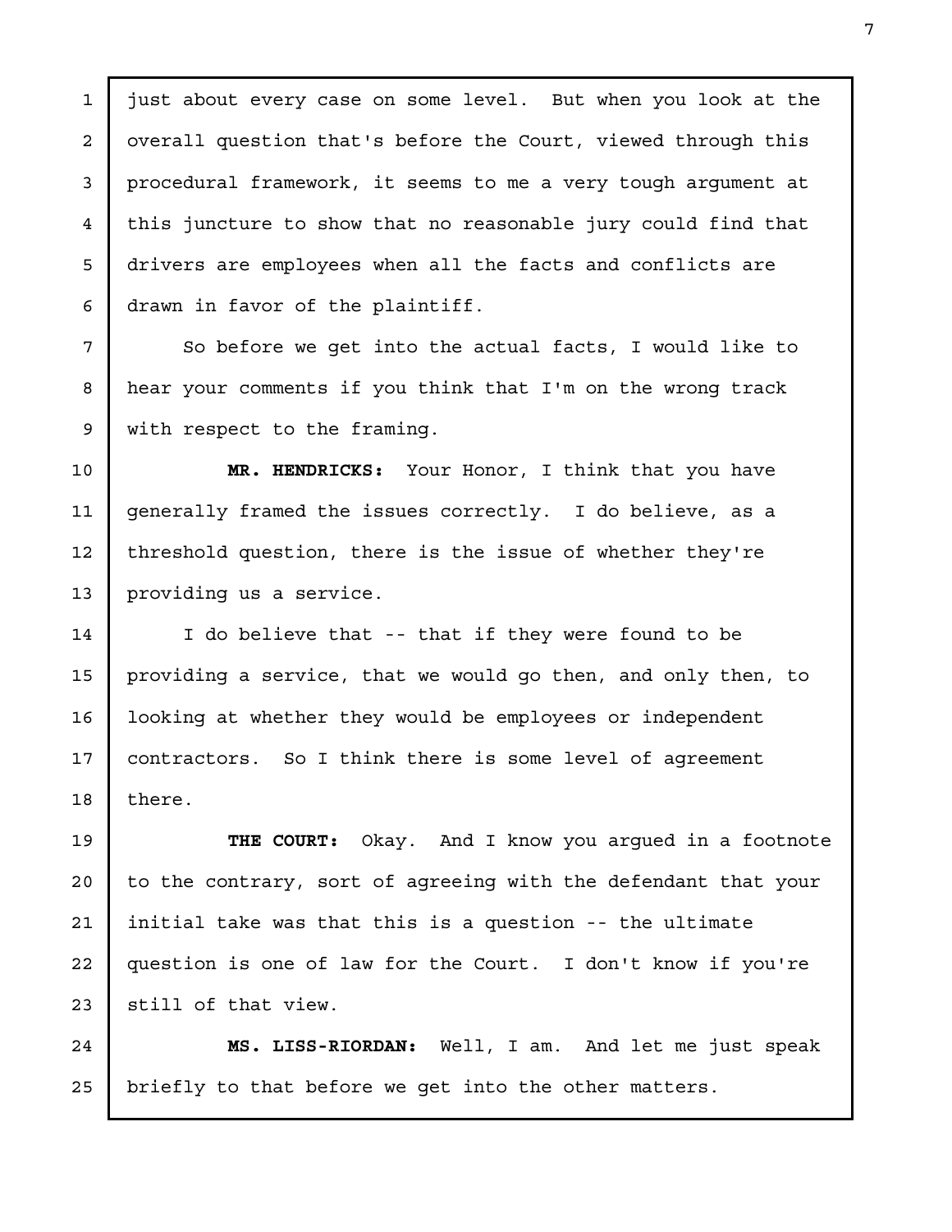just about every case on some level. But when you look at the overall question that's before the Court, viewed through this procedural framework, it seems to me a very tough argument at this juncture to show that no reasonable jury could find that drivers are employees when all the facts and conflicts are drawn in favor of the plaintiff.

So before we get into the actual facts, I would like to hear your comments if you think that I'm on the wrong track with respect to the framing.

**MR. HENDRICKS:** Your Honor, I think that you have generally framed the issues correctly. I do believe, as a threshold question, there is the issue of whether they're providing us a service.

I do believe that -- that if they were found to be providing a service, that we would go then, and only then, to looking at whether they would be employees or independent contractors. So I think there is some level of agreement there.

**THE COURT:** Okay. And I know you argued in a footnote to the contrary, sort of agreeing with the defendant that your initial take was that this is a question -- the ultimate question is one of law for the Court. I don't know if you're still of that view.

**MS. LISS-RIORDAN:** Well, I am. And let me just speak briefly to that before we get into the other matters.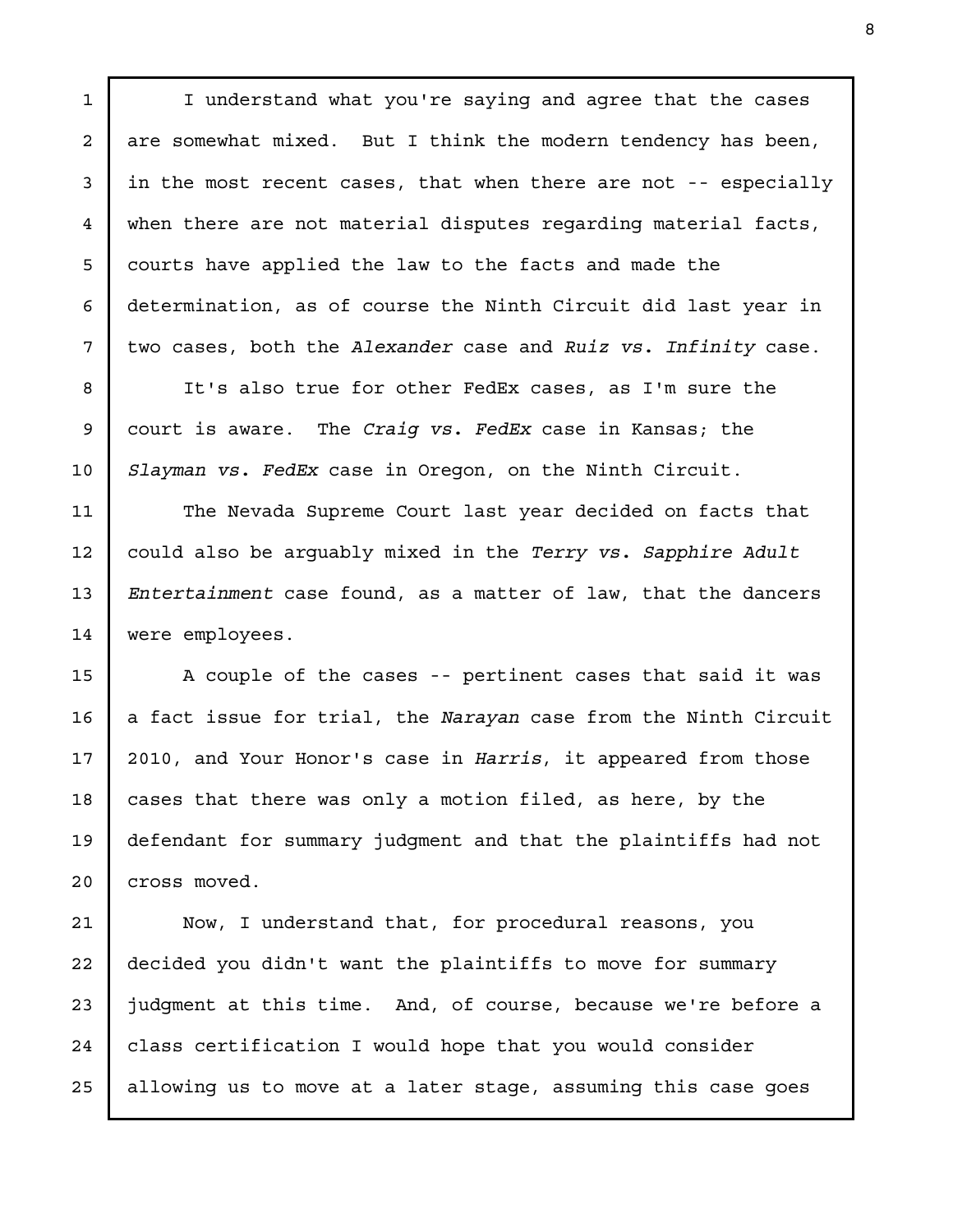I understand what you're saying and agree that the cases are somewhat mixed. But I think the modern tendency has been, in the most recent cases, that when there are not -- especially when there are not material disputes regarding material facts, courts have applied the law to the facts and made the determination, as of course the Ninth Circuit did last year in two cases, both the *Alexander* case and *Ruiz vs. Infinity* case.

It's also true for other FedEx cases, as I'm sure the court is aware. The *Craig vs. FedEx* case in Kansas; the *Slayman vs. FedEx* case in Oregon, on the Ninth Circuit.

The Nevada Supreme Court last year decided on facts that could also be arguably mixed in the *Terry vs. Sapphire Adult Entertainment* case found, as a matter of law, that the dancers were employees.

A couple of the cases -- pertinent cases that said it was a fact issue for trial, the *Narayan* case from the Ninth Circuit 2010, and Your Honor's case in *Harris*, it appeared from those cases that there was only a motion filed, as here, by the defendant for summary judgment and that the plaintiffs had not cross moved.

Now, I understand that, for procedural reasons, you decided you didn't want the plaintiffs to move for summary judgment at this time. And, of course, because we're before a class certification I would hope that you would consider allowing us to move at a later stage, assuming this case goes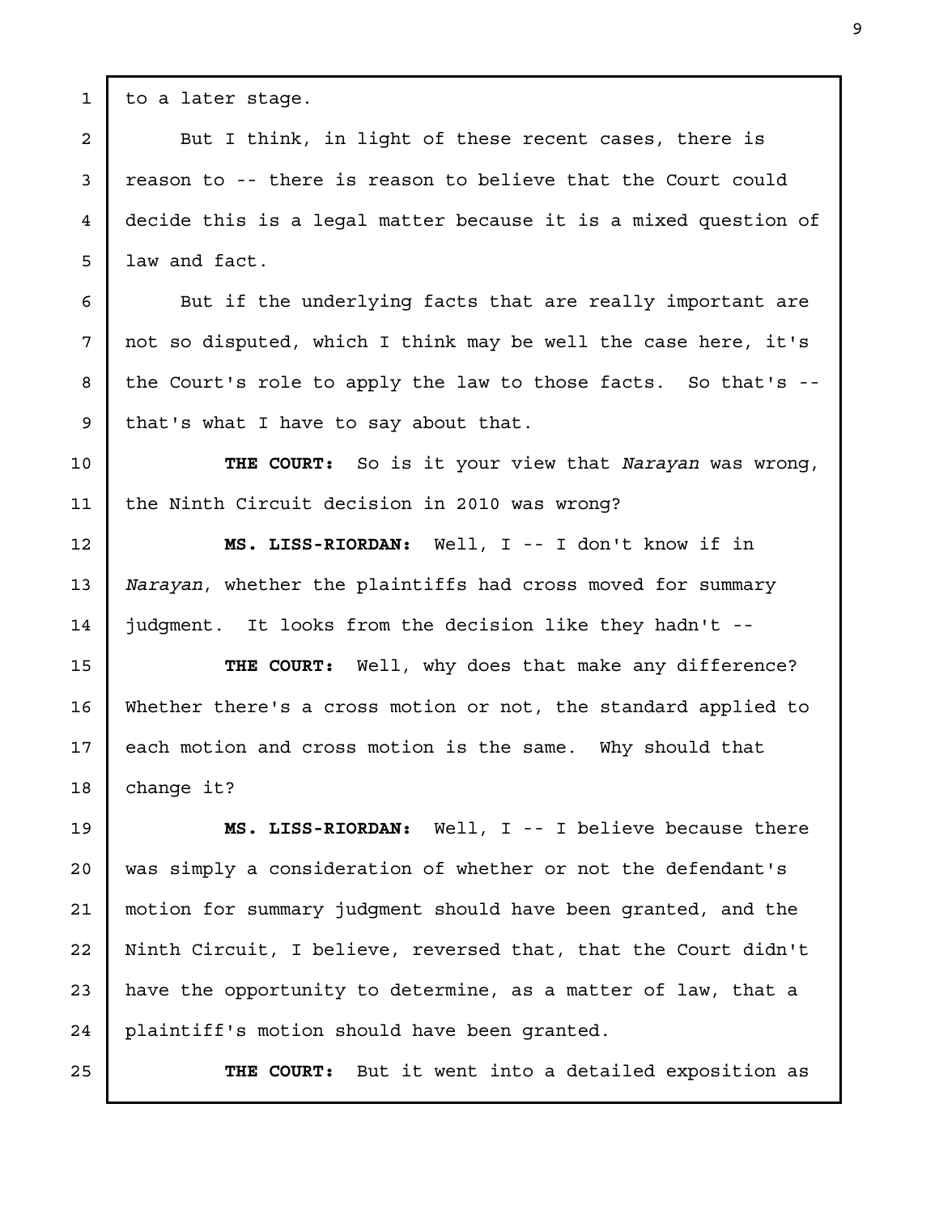to a later stage.

But I think, in light of these recent cases, there is reason to -- there is reason to believe that the Court could decide this is a legal matter because it is a mixed question of law and fact.

But if the underlying facts that are really important are not so disputed, which I think may be well the case here, it's the Court's role to apply the law to those facts. So that's -- that's what I have to say about that.

**THE COURT:** So is it your view that *Narayan* was wrong, the Ninth Circuit decision in 2010 was wrong?

**MS. LISS-RIORDAN:** Well, I -- I don't know if in *Narayan*, whether the plaintiffs had cross moved for summary judgment. It looks from the decision like they hadn't --

**THE COURT:** Well, why does that make any difference? Whether there's a cross motion or not, the standard applied to each motion and cross motion is the same. Why should that change it?

**MS. LISS-RIORDAN:** Well, I -- I believe because there was simply a consideration of whether or not the defendant's motion for summary judgment should have been granted, and the Ninth Circuit, I believe, reversed that, that the Court didn't have the opportunity to determine, as a matter of law, that a plaintiff's motion should have been granted.

**THE COURT:** But it went into a detailed exposition as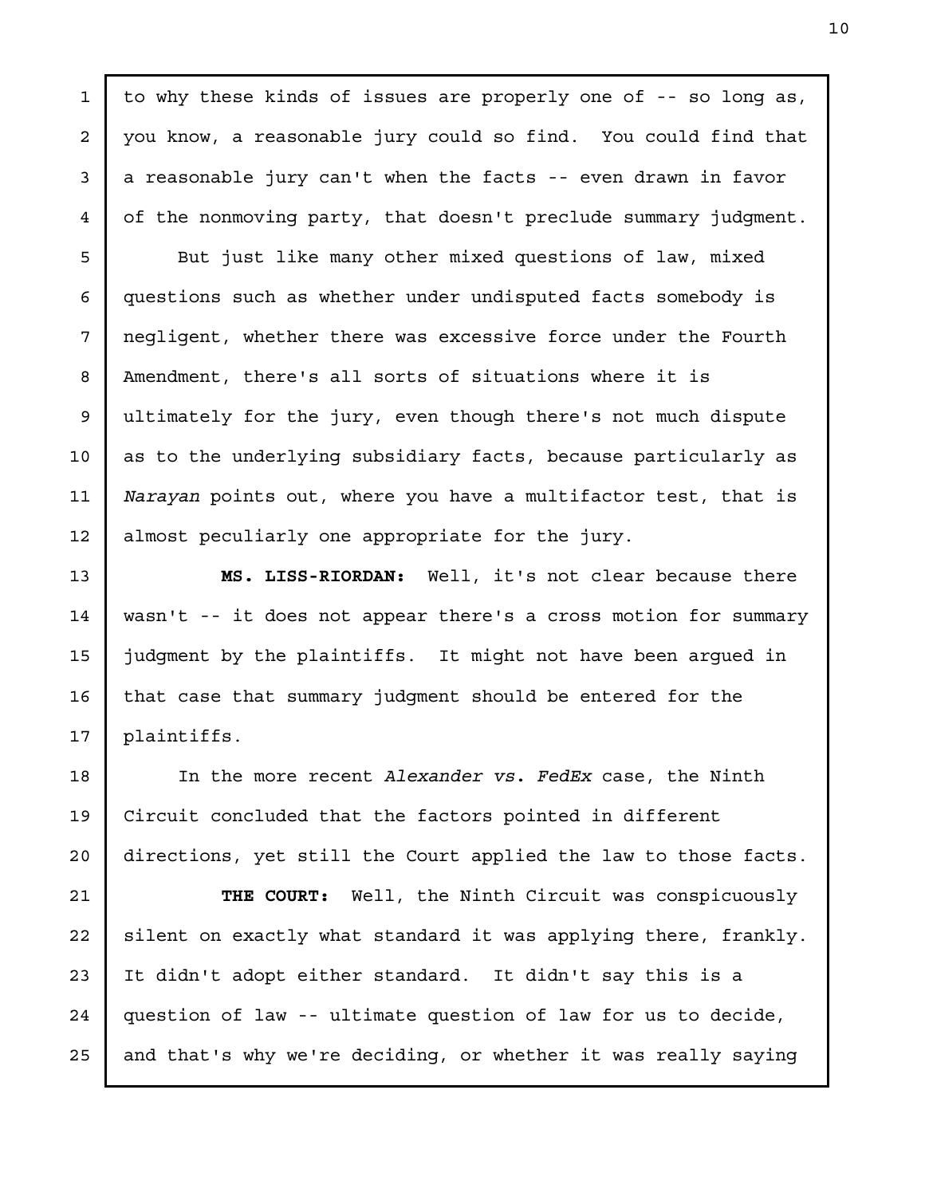to why these kinds of issues are properly one of -- so long as, you know, a reasonable jury could so find. You could find that a reasonable jury can't when the facts -- even drawn in favor of the nonmoving party, that doesn't preclude summary judgment.

But just like many other mixed questions of law, mixed questions such as whether under undisputed facts somebody is negligent, whether there was excessive force under the Fourth Amendment, there's all sorts of situations where it is ultimately for the jury, even though there's not much dispute as to the underlying subsidiary facts, because particularly as *Narayan* points out, where you have a multifactor test, that is almost peculiarly one appropriate for the jury.

**MS. LISS-RIORDAN:** Well, it's not clear because there wasn't -- it does not appear there's a cross motion for summary judgment by the plaintiffs. It might not have been argued in that case that summary judgment should be entered for the plaintiffs.

In the more recent *Alexander vs. FedEx* case, the Ninth Circuit concluded that the factors pointed in different directions, yet still the Court applied the law to those facts.

**THE COURT:** Well, the Ninth Circuit was conspicuously silent on exactly what standard it was applying there, frankly. It didn't adopt either standard. It didn't say this is a question of law -- ultimate question of law for us to decide, and that's why we're deciding, or whether it was really saying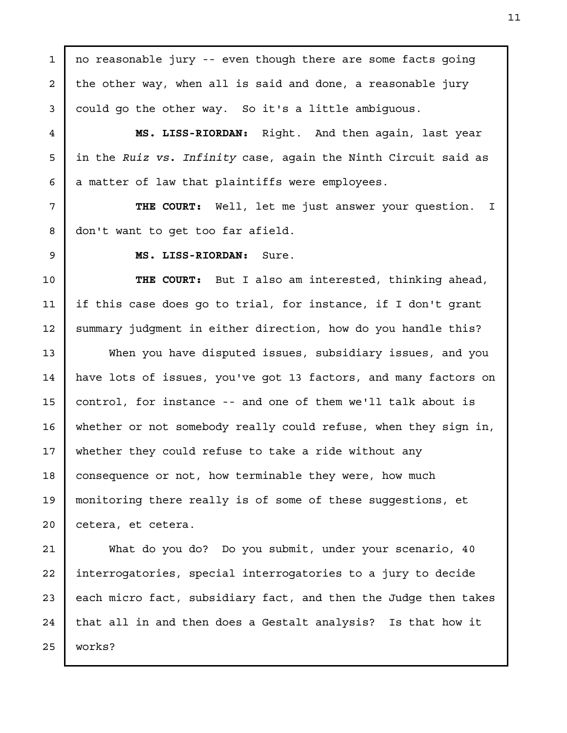no reasonable jury -- even though there are some facts going the other way, when all is said and done, a reasonable jury could go the other way. So it's a little ambiguous.

**MS. LISS-RIORDAN:** Right. And then again, last year in the *Ruiz vs. Infinity* case, again the Ninth Circuit said as a matter of law that plaintiffs were employees.

**THE COURT:** Well, let me just answer your question. I don't want to get too far afield.

**MS. LISS-RIORDAN:** Sure.

**THE COURT:** But I also am interested, thinking ahead, if this case does go to trial, for instance, if I don't grant summary judgment in either direction, how do you handle this?

When you have disputed issues, subsidiary issues, and you have lots of issues, you've got 13 factors, and many factors on control, for instance -- and one of them we'll talk about is whether or not somebody really could refuse, when they sign in, whether they could refuse to take a ride without any consequence or not, how terminable they were, how much monitoring there really is of some of these suggestions, et cetera, et cetera.

What do you do? Do you submit, under your scenario, 40 interrogatories, special interrogatories to a jury to decide each micro fact, subsidiary fact, and then the Judge then takes that all in and then does a Gestalt analysis? Is that how it works?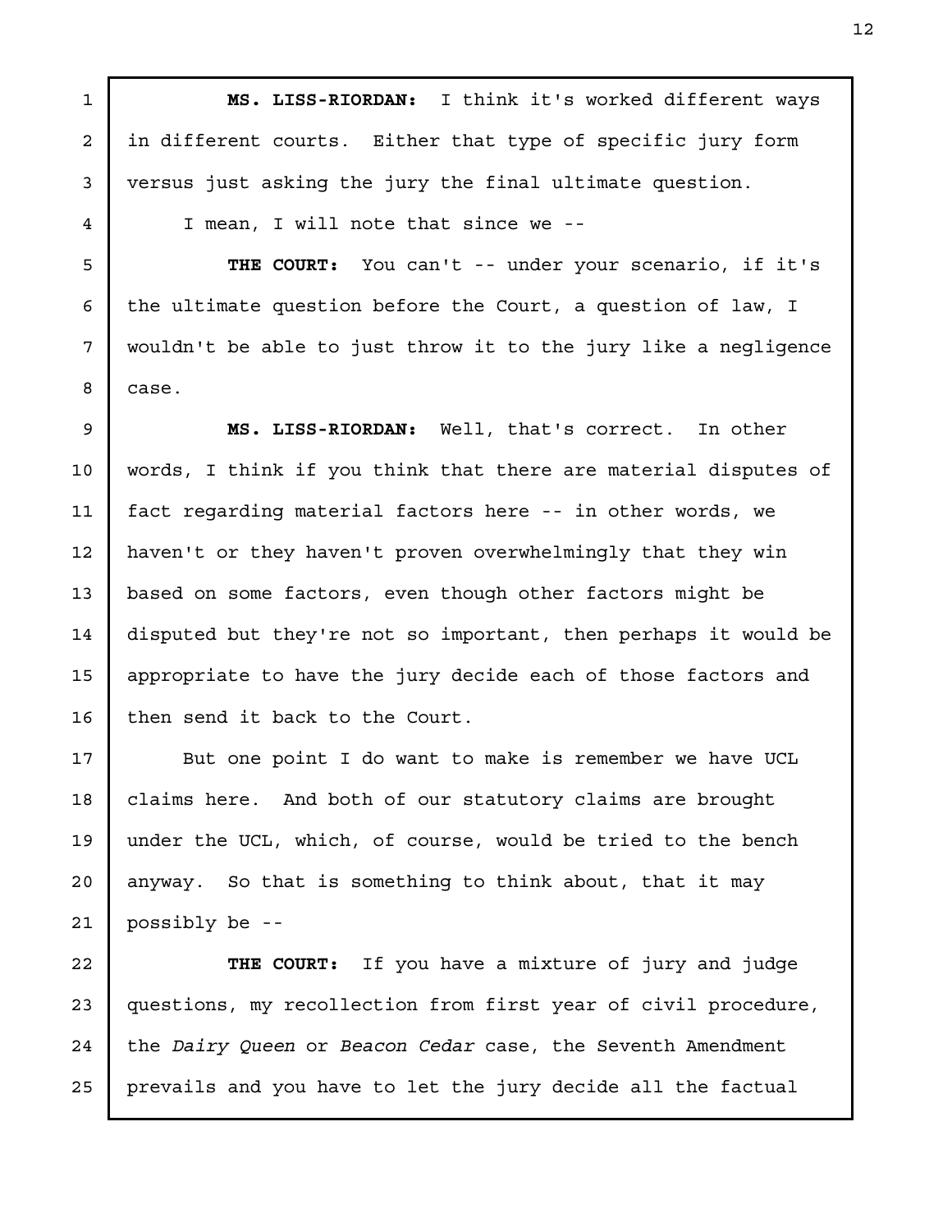**MS. LISS-RIORDAN:** I think it's worked different ways in different courts. Either that type of specific jury form versus just asking the jury the final ultimate question.

I mean, I will note that since we --

**THE COURT:** You can't -- under your scenario, if it's the ultimate question before the Court, a question of law, I wouldn't be able to just throw it to the jury like a negligence case.

**MS. LISS-RIORDAN:** Well, that's correct. In other words, I think if you think that there are material disputes of fact regarding material factors here -- in other words, we haven't or they haven't proven overwhelmingly that they win based on some factors, even though other factors might be disputed but they're not so important, then perhaps it would be appropriate to have the jury decide each of those factors and then send it back to the Court.

But one point I do want to make is remember we have UCL claims here. And both of our statutory claims are brought under the UCL, which, of course, would be tried to the bench anyway. So that is something to think about, that it may possibly be --

**THE COURT:** If you have a mixture of jury and judge questions, my recollection from first year of civil procedure, the *Dairy Queen* or *Beacon Cedar* case, the Seventh Amendment prevails and you have to let the jury decide all the factual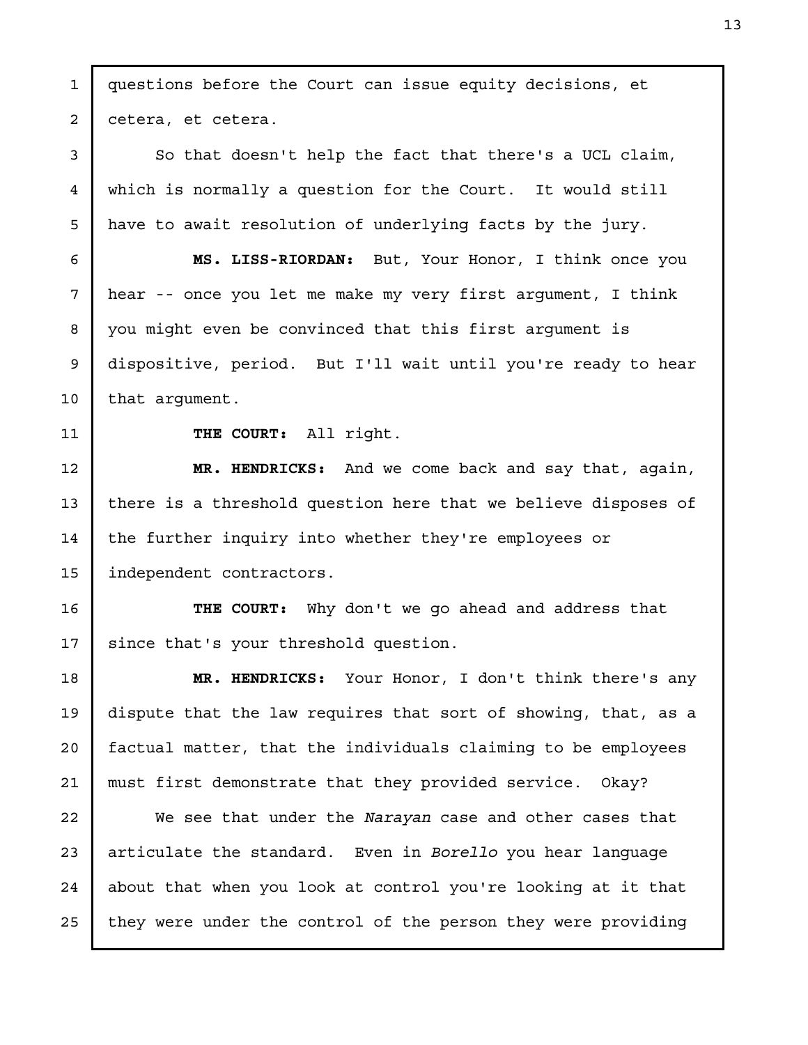questions before the Court can issue equity decisions, et cetera, et cetera.

So that doesn't help the fact that there's a UCL claim, which is normally a question for the Court. It would still have to await resolution of underlying facts by the jury.

**MS. LISS-RIORDAN:** But, Your Honor, I think once you hear -- once you let me make my very first argument, I think you might even be convinced that this first argument is dispositive, period. But I'll wait until you're ready to hear that argument.

**THE COURT:** All right.

**MR. HENDRICKS:** And we come back and say that, again, there is a threshold question here that we believe disposes of the further inquiry into whether they're employees or independent contractors.

**THE COURT:** Why don't we go ahead and address that since that's your threshold question.

**MR. HENDRICKS:** Your Honor, I don't think there's any dispute that the law requires that sort of showing, that, as a factual matter, that the individuals claiming to be employees must first demonstrate that they provided service. Okay?

We see that under the *Narayan* case and other cases that articulate the standard. Even in *Borello* you hear language about that when you look at control you're looking at it that they were under the control of the person they were providing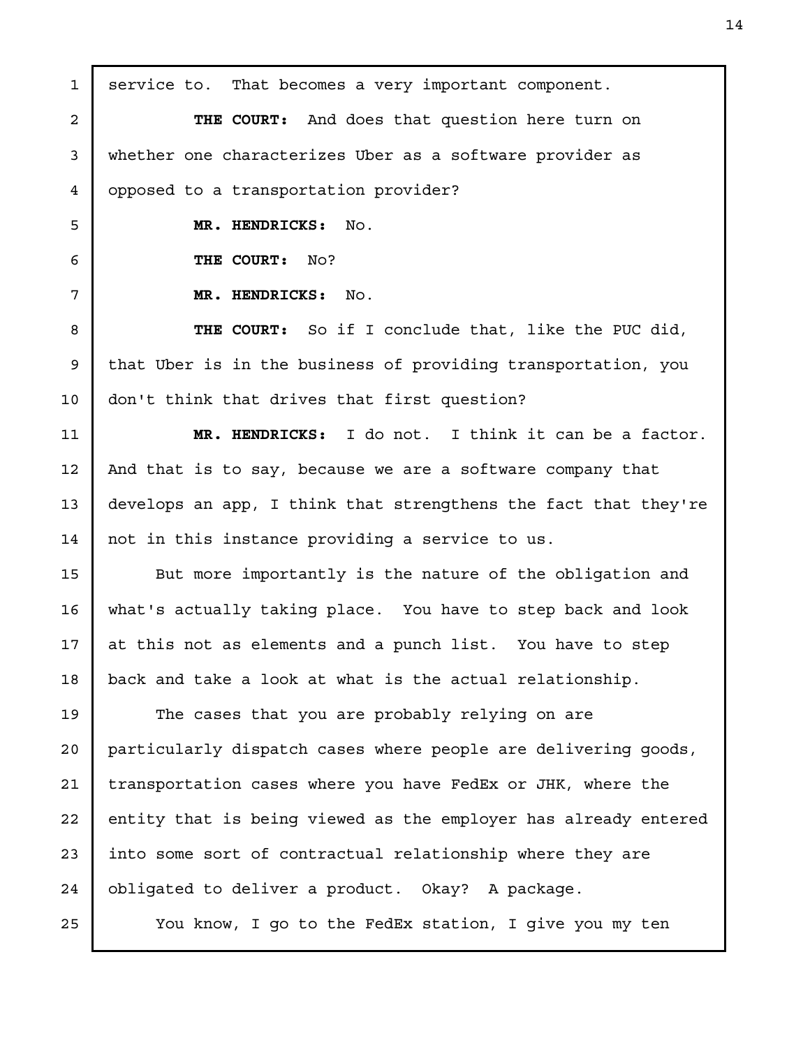service to. That becomes a very important component.

**THE COURT:** And does that question here turn on whether one characterizes Uber as a software provider as opposed to a transportation provider?

**MR. HENDRICKS:** No.

**THE COURT:** No?

**MR. HENDRICKS:** No.

**THE COURT:** So if I conclude that, like the PUC did, that Uber is in the business of providing transportation, you don't think that drives that first question?

**MR. HENDRICKS:** I do not. I think it can be a factor. And that is to say, because we are a software company that develops an app, I think that strengthens the fact that they're not in this instance providing a service to us.

But more importantly is the nature of the obligation and what's actually taking place. You have to step back and look at this not as elements and a punch list. You have to step back and take a look at what is the actual relationship.

The cases that you are probably relying on are particularly dispatch cases where people are delivering goods, transportation cases where you have FedEx or JHK, where the entity that is being viewed as the employer has already entered into some sort of contractual relationship where they are obligated to deliver a product. Okay? A package.

You know, I go to the FedEx station, I give you my ten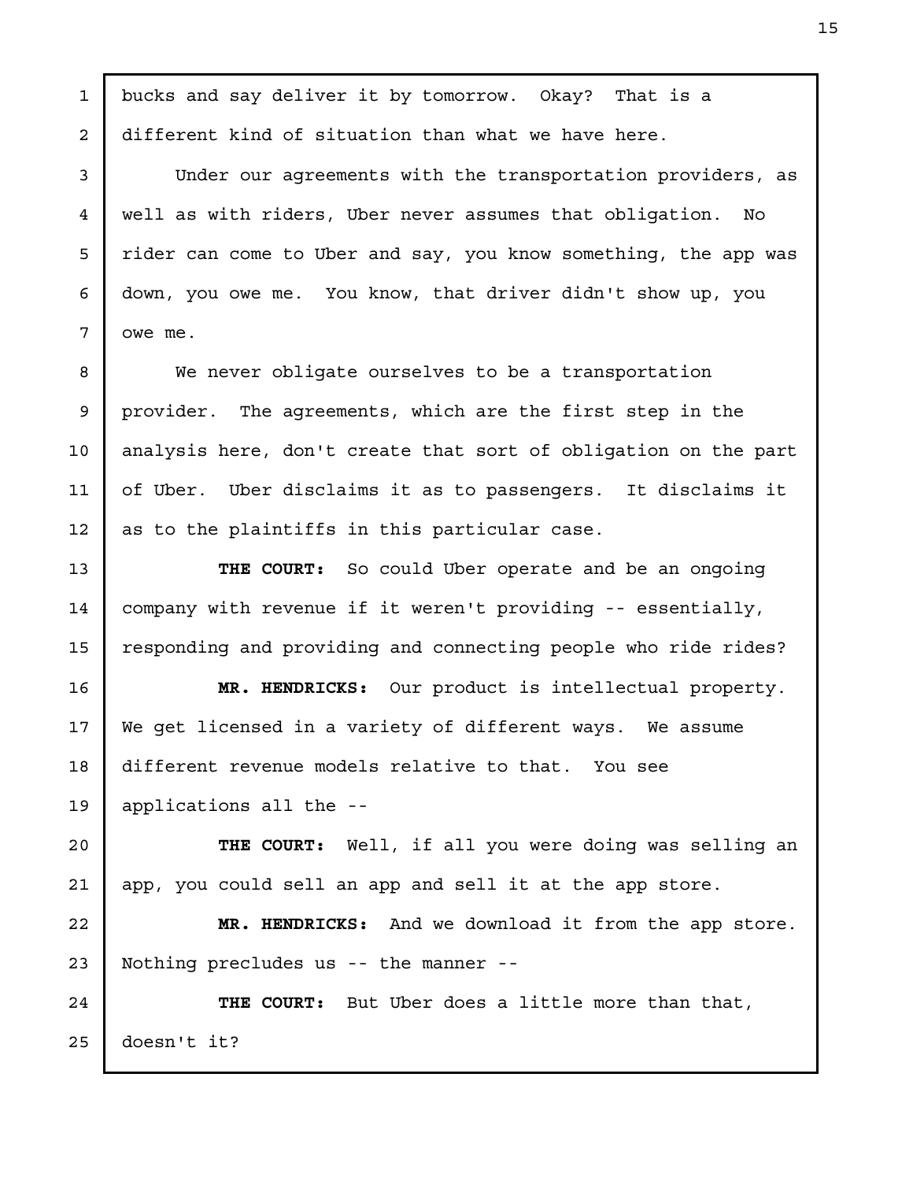bucks and say deliver it by tomorrow. Okay? That is a different kind of situation than what we have here.

Under our agreements with the transportation providers, as well as with riders, Uber never assumes that obligation. No rider can come to Uber and say, you know something, the app was down, you owe me. You know, that driver didn't show up, you owe me.

We never obligate ourselves to be a transportation provider. The agreements, which are the first step in the analysis here, don't create that sort of obligation on the part of Uber. Uber disclaims it as to passengers. It disclaims it as to the plaintiffs in this particular case.

**THE COURT:** So could Uber operate and be an ongoing company with revenue if it weren't providing -- essentially, responding and providing and connecting people who ride rides?

**MR. HENDRICKS:** Our product is intellectual property. We get licensed in a variety of different ways. We assume different revenue models relative to that. You see applications all the --

**THE COURT:** Well, if all you were doing was selling an app, you could sell an app and sell it at the app store.

**MR. HENDRICKS:** And we download it from the app store. Nothing precludes us -- the manner --

**THE COURT:** But Uber does a little more than that, doesn't it?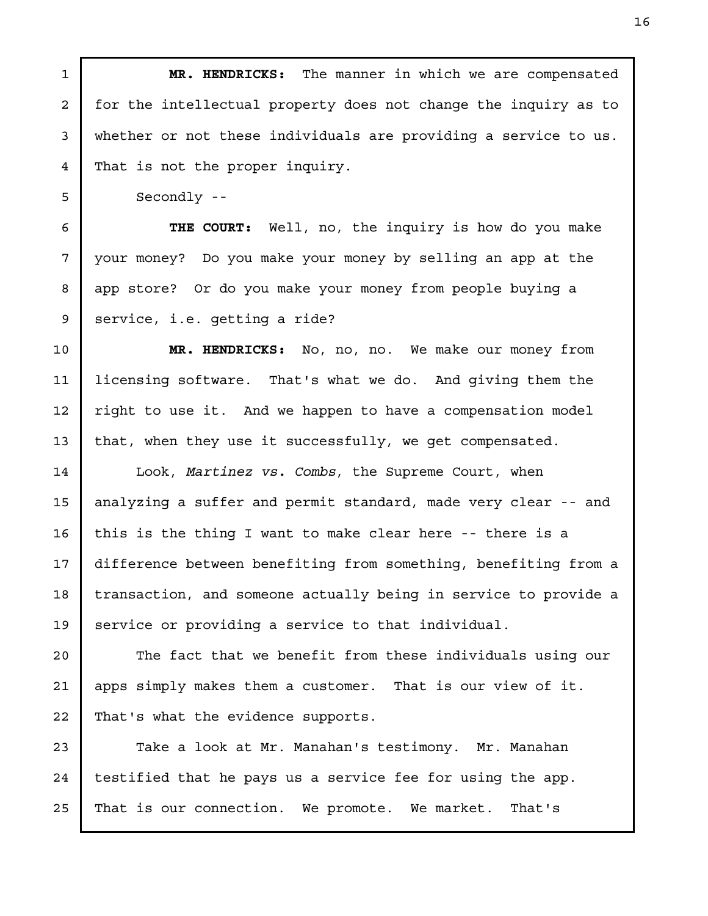**MR. HENDRICKS:** The manner in which we are compensated for the intellectual property does not change the inquiry as to whether or not these individuals are providing a service to us. That is not the proper inquiry.

Secondly --

**THE COURT:** Well, no, the inquiry is how do you make your money? Do you make your money by selling an app at the app store? Or do you make your money from people buying a service, i.e. getting a ride?

**MR. HENDRICKS:** No, no, no. We make our money from licensing software. That's what we do. And giving them the right to use it. And we happen to have a compensation model that, when they use it successfully, we get compensated.

Look, *Martinez vs. Combs*, the Supreme Court, when analyzing a suffer and permit standard, made very clear -- and this is the thing I want to make clear here -- there is a difference between benefiting from something, benefiting from a transaction, and someone actually being in service to provide a service or providing a service to that individual.

The fact that we benefit from these individuals using our apps simply makes them a customer. That is our view of it. That's what the evidence supports.

Take a look at Mr. Manahan's testimony. Mr. Manahan testified that he pays us a service fee for using the app. That is our connection. We promote. We market. That's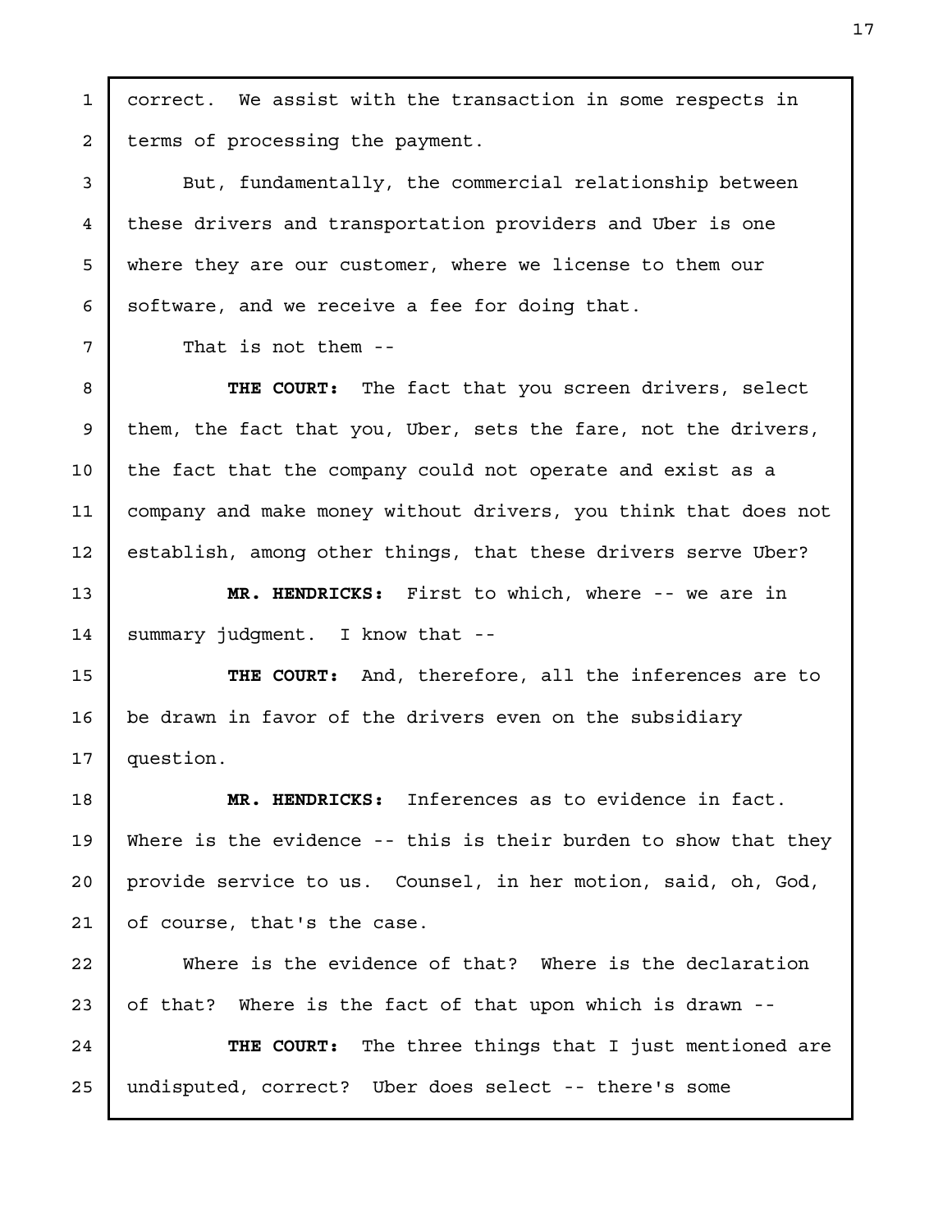correct. We assist with the transaction in some respects in terms of processing the payment.

But, fundamentally, the commercial relationship between these drivers and transportation providers and Uber is one where they are our customer, where we license to them our software, and we receive a fee for doing that.

That is not them --

**THE COURT:** The fact that you screen drivers, select them, the fact that you, Uber, sets the fare, not the drivers, the fact that the company could not operate and exist as a company and make money without drivers, you think that does not establish, among other things, that these drivers serve Uber?

**MR. HENDRICKS:** First to which, where -- we are in summary judgment. I know that --

**THE COURT:** And, therefore, all the inferences are to be drawn in favor of the drivers even on the subsidiary question.

**MR. HENDRICKS:** Inferences as to evidence in fact. Where is the evidence -- this is their burden to show that they provide service to us. Counsel, in her motion, said, oh, God, of course, that's the case.

Where is the evidence of that? Where is the declaration of that? Where is the fact of that upon which is drawn --

**THE COURT:** The three things that I just mentioned are undisputed, correct? Uber does select -- there's some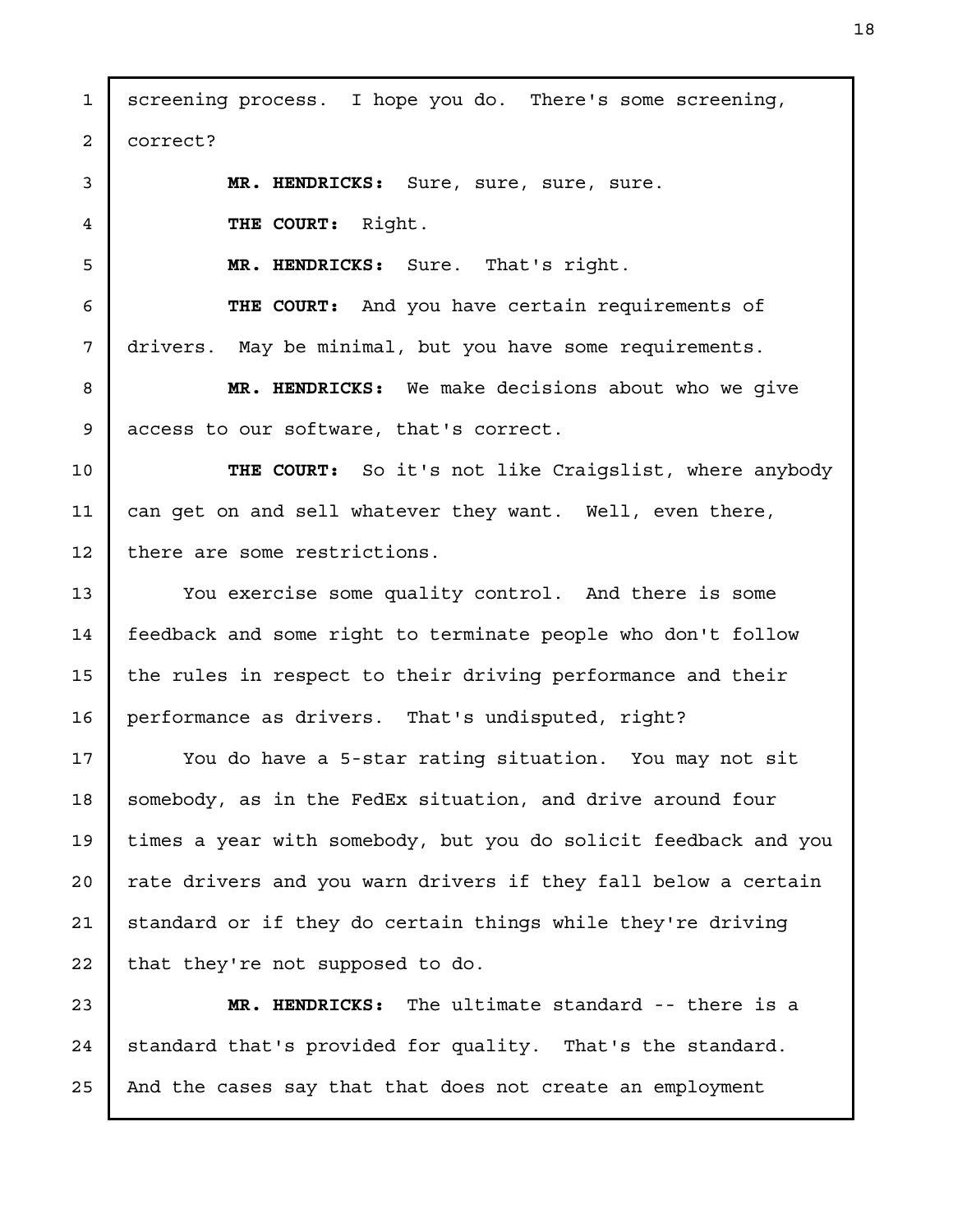screening process. I hope you do. There's some screening, correct?

**MR. HENDRICKS:** Sure, sure, sure, sure.

**THE COURT:** Right.

**MR. HENDRICKS:** Sure. That's right.

**THE COURT:** And you have certain requirements of drivers. May be minimal, but you have some requirements.

**MR. HENDRICKS:** We make decisions about who we give access to our software, that's correct.

**THE COURT:** So it's not like Craigslist, where anybody can get on and sell whatever they want. Well, even there, there are some restrictions.

You exercise some quality control. And there is some feedback and some right to terminate people who don't follow the rules in respect to their driving performance and their performance as drivers. That's undisputed, right?

You do have a 5-star rating situation. You may not sit somebody, as in the FedEx situation, and drive around four times a year with somebody, but you do solicit feedback and you rate drivers and you warn drivers if they fall below a certain standard or if they do certain things while they're driving that they're not supposed to do.

**MR. HENDRICKS:** The ultimate standard -- there is a standard that's provided for quality. That's the standard. And the cases say that that does not create an employment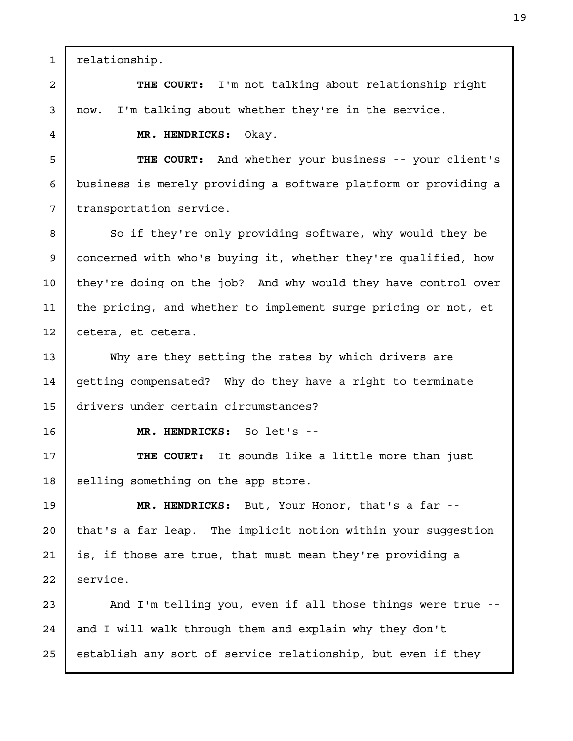relationship.

**THE COURT:** I'm not talking about relationship right now. I'm talking about whether they're in the service.

**MR. HENDRICKS:** Okay.

**THE COURT:** And whether your business -- your client's business is merely providing a software platform or providing a transportation service.

So if they're only providing software, why would they be concerned with who's buying it, whether they're qualified, how they're doing on the job? And why would they have control over the pricing, and whether to implement surge pricing or not, et cetera, et cetera.

Why are they setting the rates by which drivers are getting compensated? Why do they have a right to terminate drivers under certain circumstances?

**MR. HENDRICKS:** So let's --

**THE COURT:** It sounds like a little more than just selling something on the app store.

**MR. HENDRICKS:** But, Your Honor, that's a far -- that's a far leap. The implicit notion within your suggestion is, if those are true, that must mean they're providing a service.

And I'm telling you, even if all those things were true -- and I will walk through them and explain why they don't establish any sort of service relationship, but even if they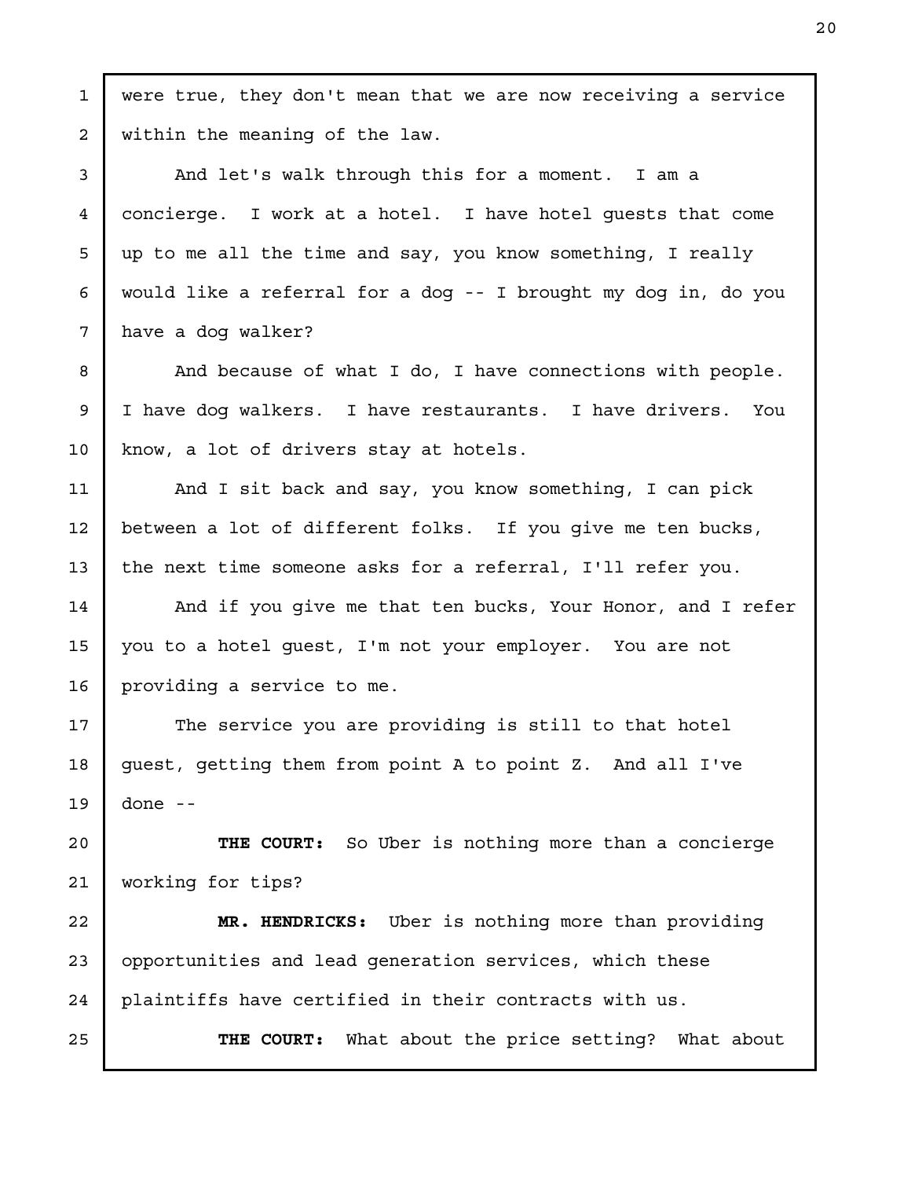were true, they don't mean that we are now receiving a service within the meaning of the law.

And let's walk through this for a moment. I am a concierge. I work at a hotel. I have hotel guests that come up to me all the time and say, you know something, I really would like a referral for a dog -- I brought my dog in, do you have a dog walker?

And because of what I do, I have connections with people. I have dog walkers. I have restaurants. I have drivers. You know, a lot of drivers stay at hotels.

And I sit back and say, you know something, I can pick between a lot of different folks. If you give me ten bucks, the next time someone asks for a referral, I'll refer you.

And if you give me that ten bucks, Your Honor, and I refer you to a hotel guest, I'm not your employer. You are not providing a service to me.

The service you are providing is still to that hotel guest, getting them from point A to point Z. And all I've done --

**THE COURT:** So Uber is nothing more than a concierge working for tips?

**MR. HENDRICKS:** Uber is nothing more than providing opportunities and lead generation services, which these plaintiffs have certified in their contracts with us.

**THE COURT:** What about the price setting? What about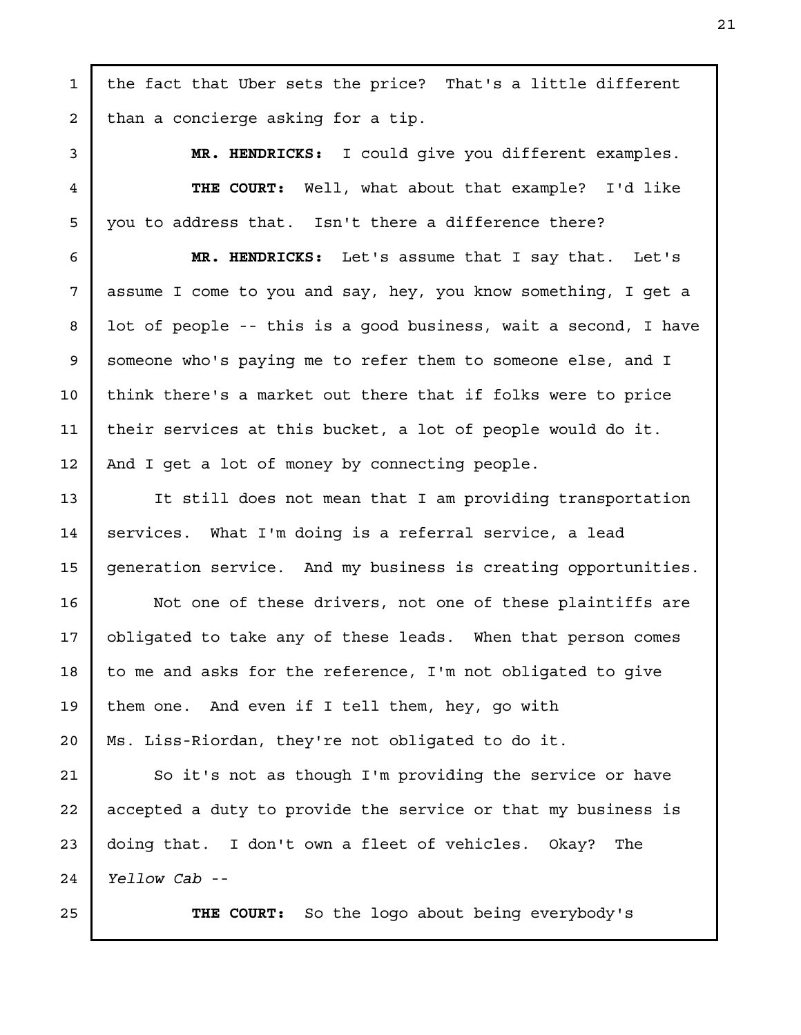the fact that Uber sets the price? That's a little different than a concierge asking for a tip.

**MR. HENDRICKS:** I could give you different examples.

**THE COURT:** Well, what about that example? I'd like you to address that. Isn't there a difference there?

**MR. HENDRICKS:** Let's assume that I say that. Let's assume I come to you and say, hey, you know something, I get a lot of people -- this is a good business, wait a second, I have someone who's paying me to refer them to someone else, and I think there's a market out there that if folks were to price their services at this bucket, a lot of people would do it. And I get a lot of money by connecting people.

It still does not mean that I am providing transportation services. What I'm doing is a referral service, a lead generation service. And my business is creating opportunities.

Not one of these drivers, not one of these plaintiffs are obligated to take any of these leads. When that person comes to me and asks for the reference, I'm not obligated to give them one. And even if I tell them, hey, go with Ms. Liss-Riordan, they're not obligated to do it.

So it's not as though I'm providing the service or have accepted a duty to provide the service or that my business is doing that. I don't own a fleet of vehicles. Okay? The *Yellow Cab* --

**THE COURT:** So the logo about being everybody's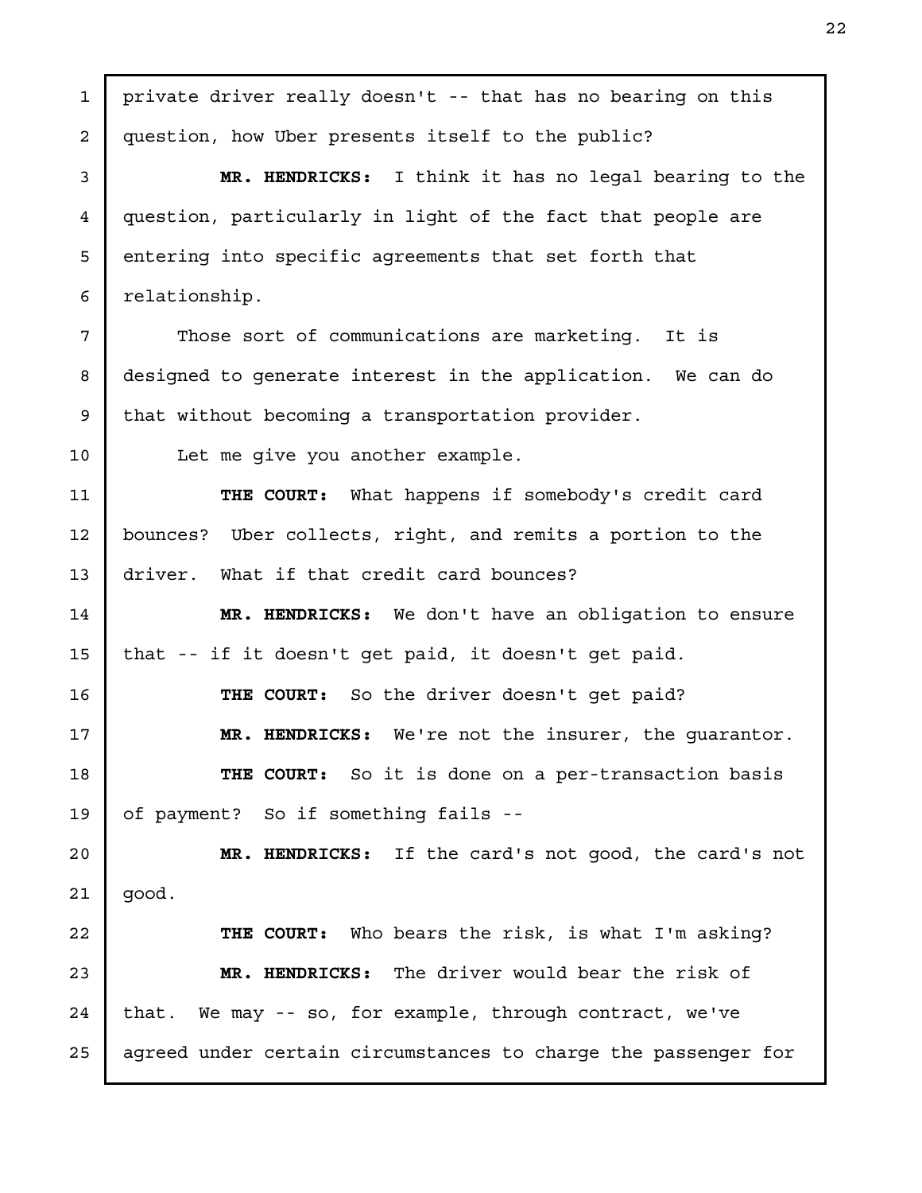private driver really doesn't -- that has no bearing on this question, how Uber presents itself to the public?

**MR. HENDRICKS:** I think it has no legal bearing to the question, particularly in light of the fact that people are entering into specific agreements that set forth that relationship.

Those sort of communications are marketing. It is designed to generate interest in the application. We can do that without becoming a transportation provider.

Let me give you another example.

**THE COURT:** What happens if somebody's credit card bounces? Uber collects, right, and remits a portion to the driver. What if that credit card bounces?

**MR. HENDRICKS:** We don't have an obligation to ensure that -- if it doesn't get paid, it doesn't get paid.

**THE COURT:** So the driver doesn't get paid?

**MR. HENDRICKS:** We're not the insurer, the guarantor.

**THE COURT:** So it is done on a per-transaction basis of payment? So if something fails --

**MR. HENDRICKS:** If the card's not good, the card's not good.

**THE COURT:** Who bears the risk, is what I'm asking?

**MR. HENDRICKS:** The driver would bear the risk of that. We may -- so, for example, through contract, we've agreed under certain circumstances to charge the passenger for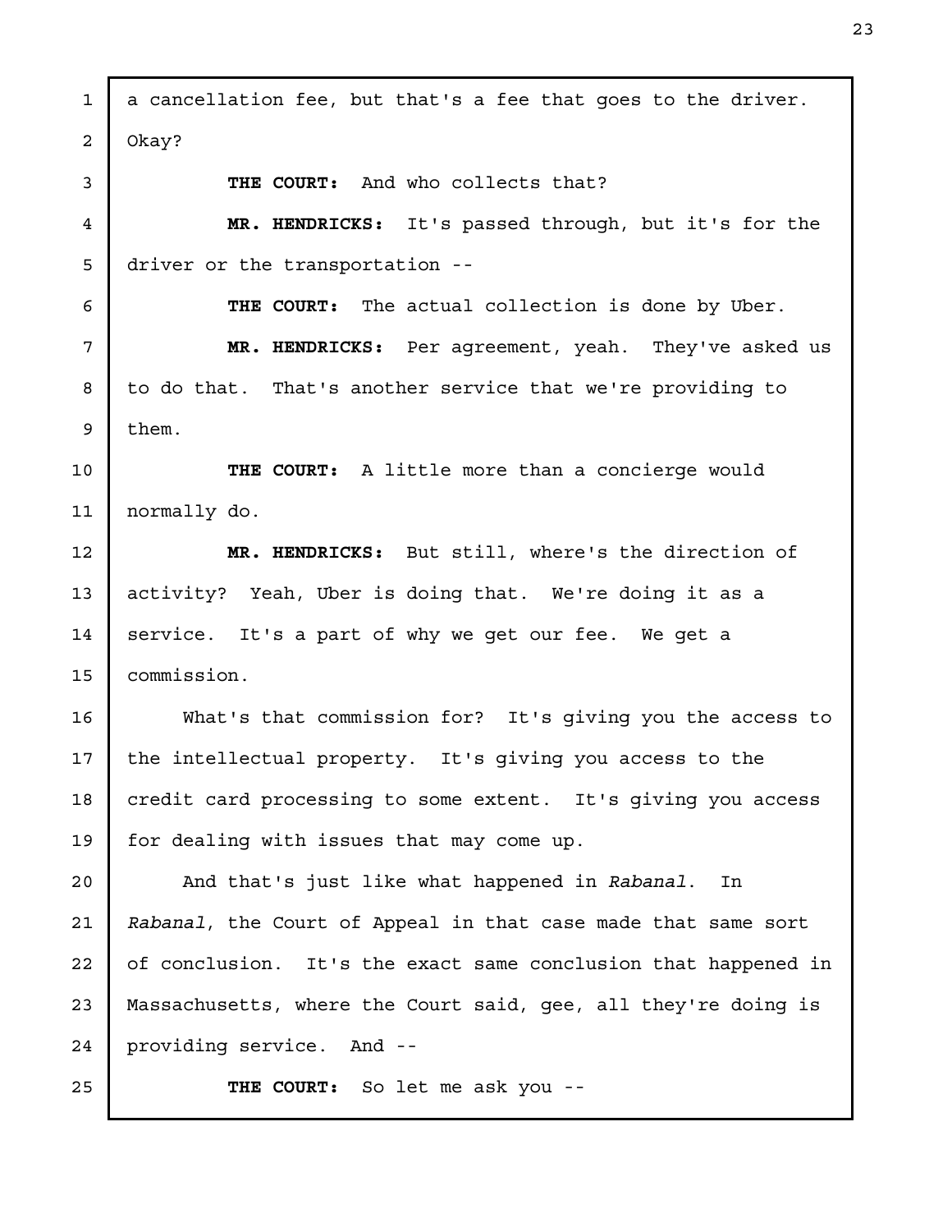a cancellation fee, but that's a fee that goes to the driver. Okay?

**THE COURT:** And who collects that?

**MR. HENDRICKS:** It's passed through, but it's for the driver or the transportation --

**THE COURT:** The actual collection is done by Uber.

**MR. HENDRICKS:** Per agreement, yeah. They've asked us to do that. That's another service that we're providing to them.

**THE COURT:** A little more than a concierge would normally do.

**MR. HENDRICKS:** But still, where's the direction of activity? Yeah, Uber is doing that. We're doing it as a service. It's a part of why we get our fee. We get a commission.

What's that commission for? It's giving you the access to the intellectual property. It's giving you access to the credit card processing to some extent. It's giving you access for dealing with issues that may come up.

And that's just like what happened in *Rabanal*. In *Rabanal*, the Court of Appeal in that case made that same sort of conclusion. It's the exact same conclusion that happened in Massachusetts, where the Court said, gee, all they're doing is providing service. And --

**THE COURT:** So let me ask you --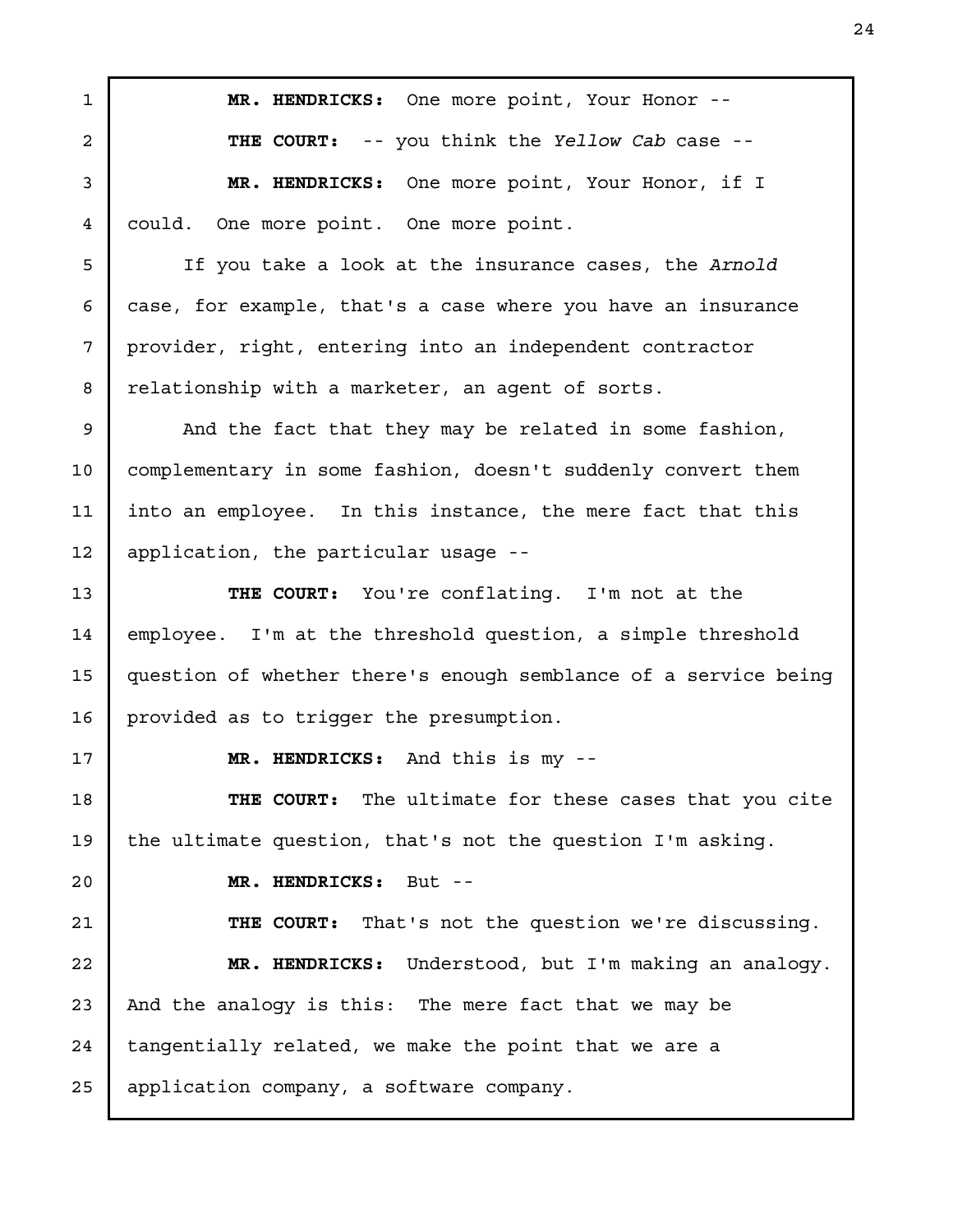**MR. HENDRICKS:** One more point, Your Honor --

**THE COURT:** -- you think the *Yellow Cab* case --

**MR. HENDRICKS:** One more point, Your Honor, if I could. One more point. One more point.

If you take a look at the insurance cases, the *Arnold* case, for example, that's a case where you have an insurance provider, right, entering into an independent contractor relationship with a marketer, an agent of sorts.

And the fact that they may be related in some fashion, complementary in some fashion, doesn't suddenly convert them into an employee. In this instance, the mere fact that this application, the particular usage --

**THE COURT:** You're conflating. I'm not at the employee. I'm at the threshold question, a simple threshold question of whether there's enough semblance of a service being provided as to trigger the presumption.

**MR. HENDRICKS:** And this is my --

**THE COURT:** The ultimate for these cases that you cite the ultimate question, that's not the question I'm asking.

**MR. HENDRICKS:** But --

**THE COURT:** That's not the question we're discussing.

**MR. HENDRICKS:** Understood, but I'm making an analogy. And the analogy is this: The mere fact that we may be tangentially related, we make the point that we are a application company, a software company.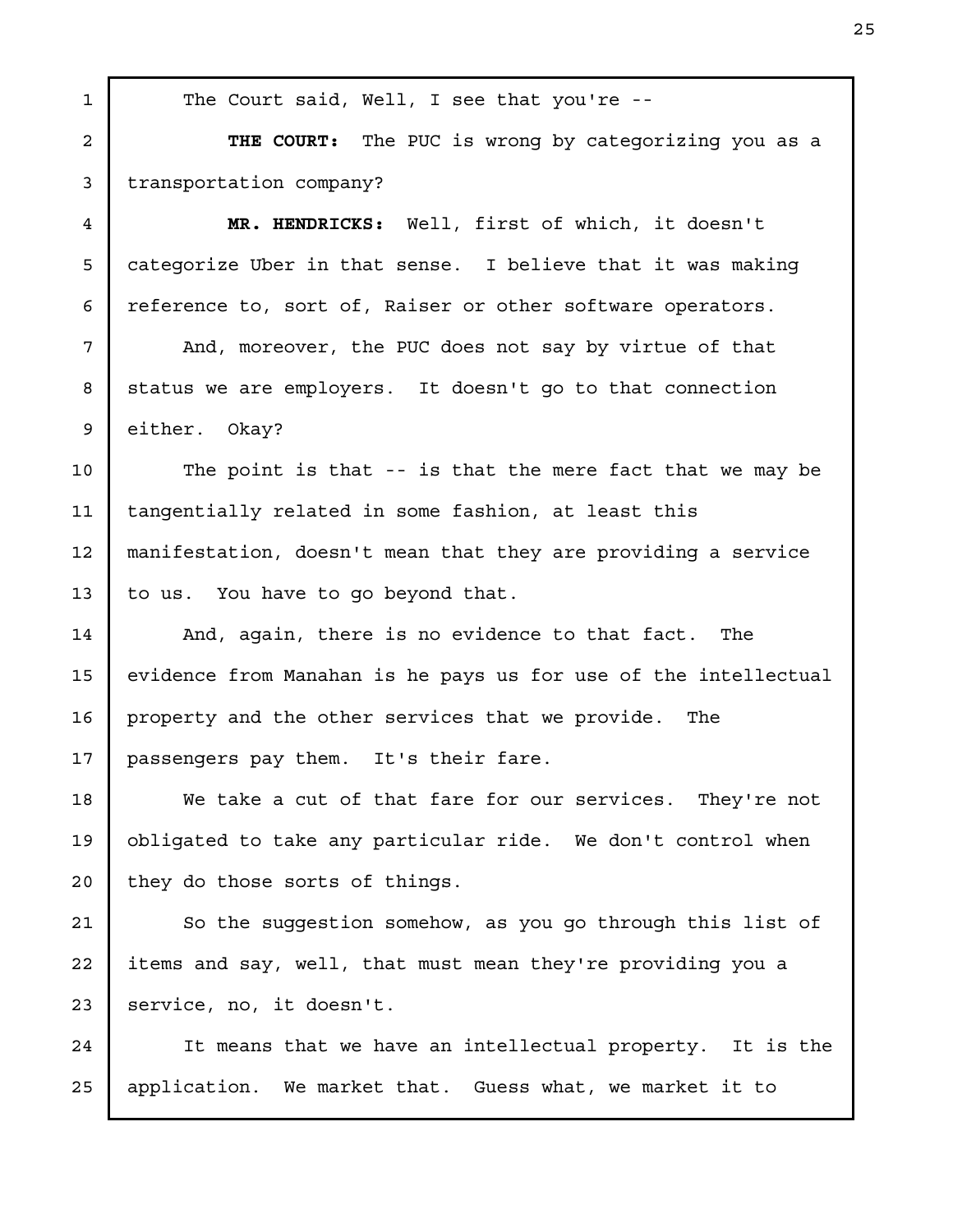The Court said, Well, I see that you're --

**THE COURT:** The PUC is wrong by categorizing you as a transportation company?

**MR. HENDRICKS:** Well, first of which, it doesn't categorize Uber in that sense. I believe that it was making reference to, sort of, Raiser or other software operators.

And, moreover, the PUC does not say by virtue of that status we are employers. It doesn't go to that connection either. Okay?

The point is that -- is that the mere fact that we may be tangentially related in some fashion, at least this manifestation, doesn't mean that they are providing a service to us. You have to go beyond that.

And, again, there is no evidence to that fact. The evidence from Manahan is he pays us for use of the intellectual property and the other services that we provide. The passengers pay them. It's their fare.

We take a cut of that fare for our services. They're not obligated to take any particular ride. We don't control when they do those sorts of things.

So the suggestion somehow, as you go through this list of items and say, well, that must mean they're providing you a service, no, it doesn't.

It means that we have an intellectual property. It is the application. We market that. Guess what, we market it to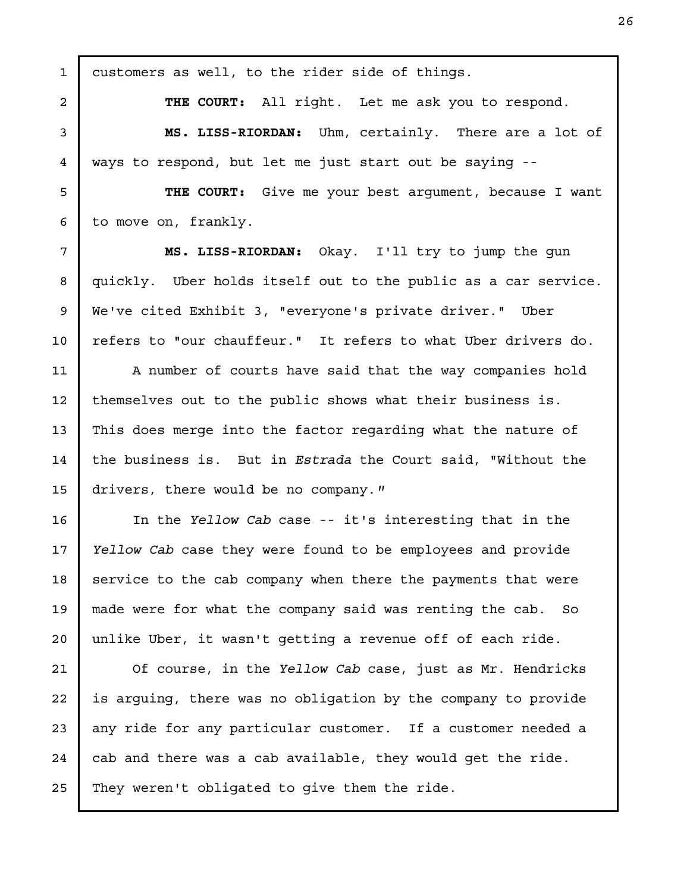customers as well, to the rider side of things.

**THE COURT:** All right. Let me ask you to respond.

**MS. LISS-RIORDAN:** Uhm, certainly. There are a lot of ways to respond, but let me just start out be saying --

**THE COURT:** Give me your best argument, because I want to move on, frankly.

**MS. LISS-RIORDAN:** Okay. I'll try to jump the gun quickly. Uber holds itself out to the public as a car service. We've cited Exhibit 3, "everyone's private driver." Uber refers to "our chauffeur." It refers to what Uber drivers do.

A number of courts have said that the way companies hold themselves out to the public shows what their business is. This does merge into the factor regarding what the nature of the business is. But in *Estrada* the Court said, "Without the drivers, there would be no company."

In the *Yellow Cab* case -- it's interesting that in the *Yellow Cab* case they were found to be employees and provide service to the cab company when there the payments that were made were for what the company said was renting the cab. So unlike Uber, it wasn't getting a revenue off of each ride.

Of course, in the *Yellow Cab* case, just as Mr. Hendricks is arguing, there was no obligation by the company to provide any ride for any particular customer. If a customer needed a cab and there was a cab available, they would get the ride. They weren't obligated to give them the ride.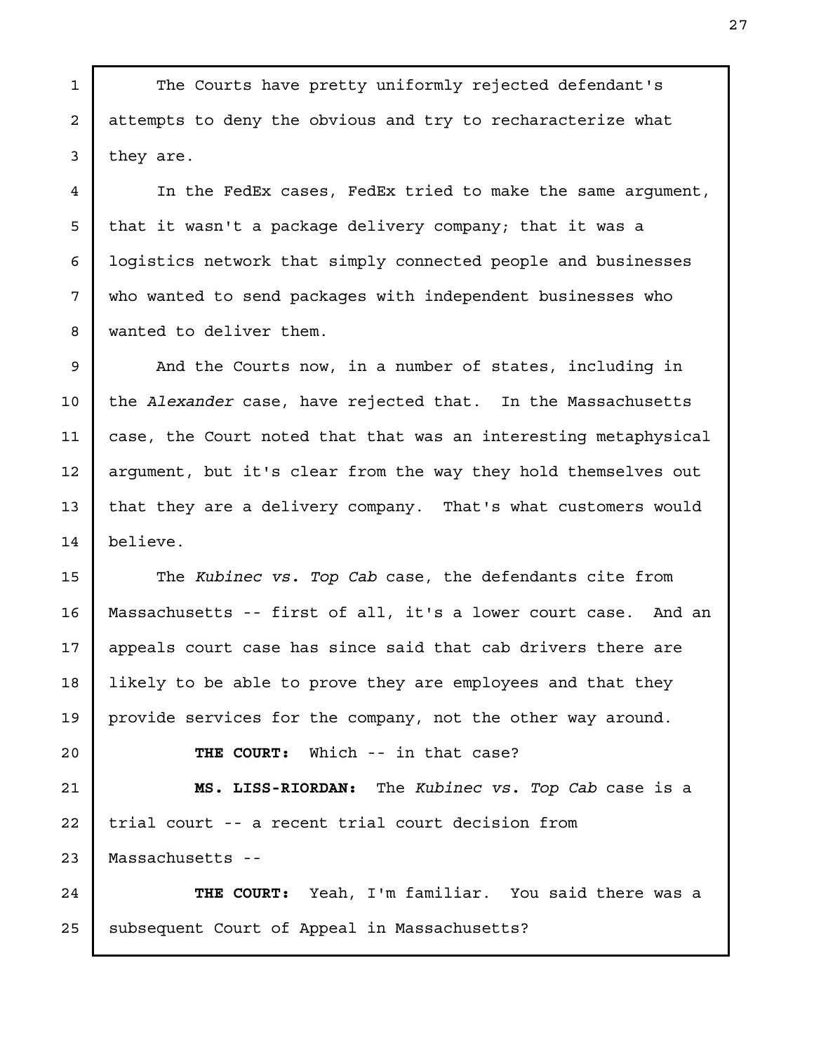The Courts have pretty uniformly rejected defendant's attempts to deny the obvious and try to recharacterize what they are.

In the FedEx cases, FedEx tried to make the same argument, that it wasn't a package delivery company; that it was a logistics network that simply connected people and businesses who wanted to send packages with independent businesses who wanted to deliver them.

And the Courts now, in a number of states, including in the *Alexander* case, have rejected that. In the Massachusetts case, the Court noted that that was an interesting metaphysical argument, but it's clear from the way they hold themselves out that they are a delivery company. That's what customers would believe.

The *Kubinec vs. Top Cab* case, the defendants cite from Massachusetts -- first of all, it's a lower court case. And an appeals court case has since said that cab drivers there are likely to be able to prove they are employees and that they provide services for the company, not the other way around.

**THE COURT:** Which -- in that case?

**MS. LISS-RIORDAN:** The *Kubinec vs. Top Cab* case is a trial court -- a recent trial court decision from Massachusetts --

**THE COURT:** Yeah, I'm familiar. You said there was a subsequent Court of Appeal in Massachusetts?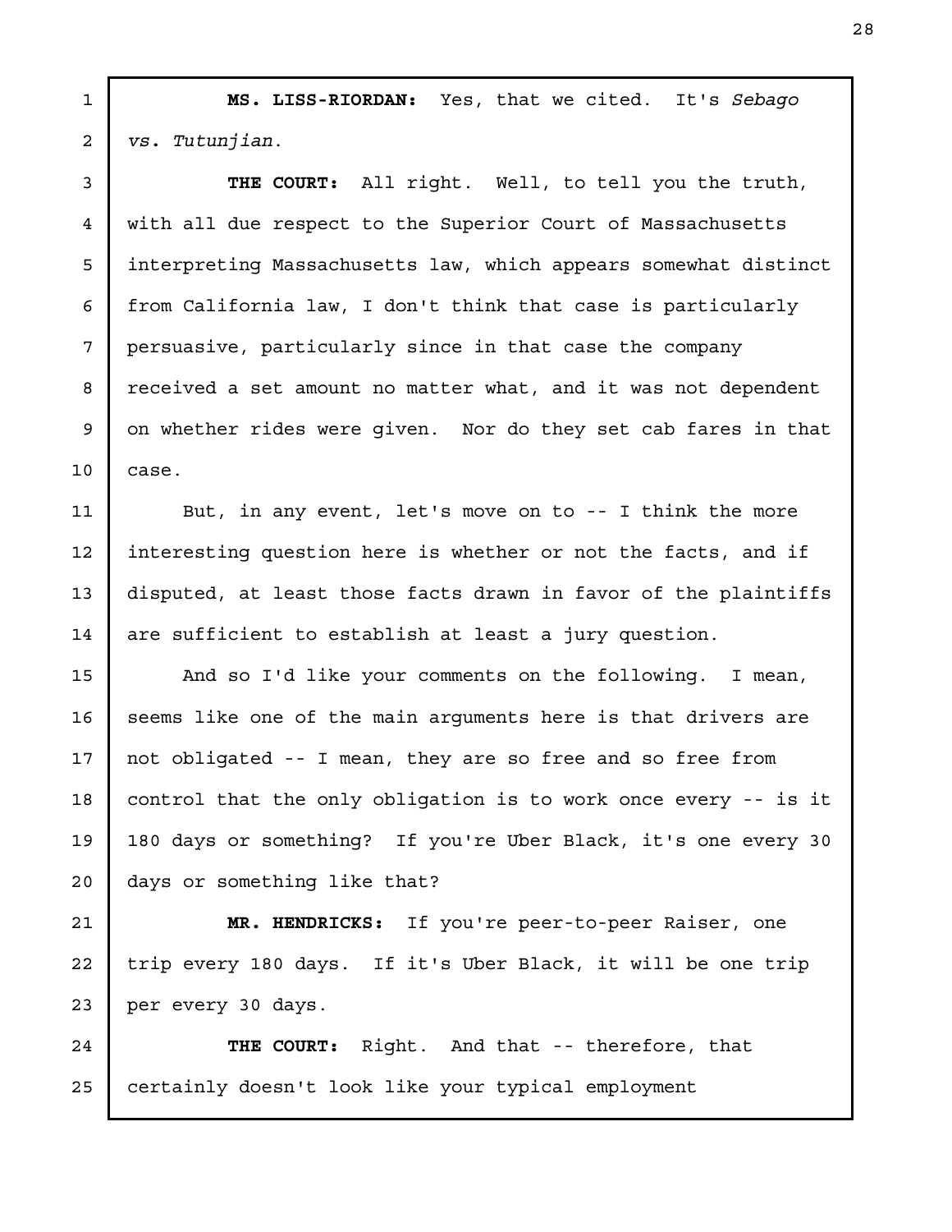**MS. LISS-RIORDAN:** Yes, that we cited. It's *Sebago vs. Tutunjian*.

**THE COURT:** All right. Well, to tell you the truth, with all due respect to the Superior Court of Massachusetts interpreting Massachusetts law, which appears somewhat distinct from California law, I don't think that case is particularly persuasive, particularly since in that case the company received a set amount no matter what, and it was not dependent on whether rides were given. Nor do they set cab fares in that case.

But, in any event, let's move on to -- I think the more interesting question here is whether or not the facts, and if disputed, at least those facts drawn in favor of the plaintiffs are sufficient to establish at least a jury question.

And so I'd like your comments on the following. I mean, seems like one of the main arguments here is that drivers are not obligated -- I mean, they are so free and so free from control that the only obligation is to work once every -- is it 180 days or something? If you're Uber Black, it's one every 30 days or something like that?

**MR. HENDRICKS:** If you're peer-to-peer Raiser, one trip every 180 days. If it's Uber Black, it will be one trip per every 30 days.

**THE COURT:** Right. And that -- therefore, that certainly doesn't look like your typical employment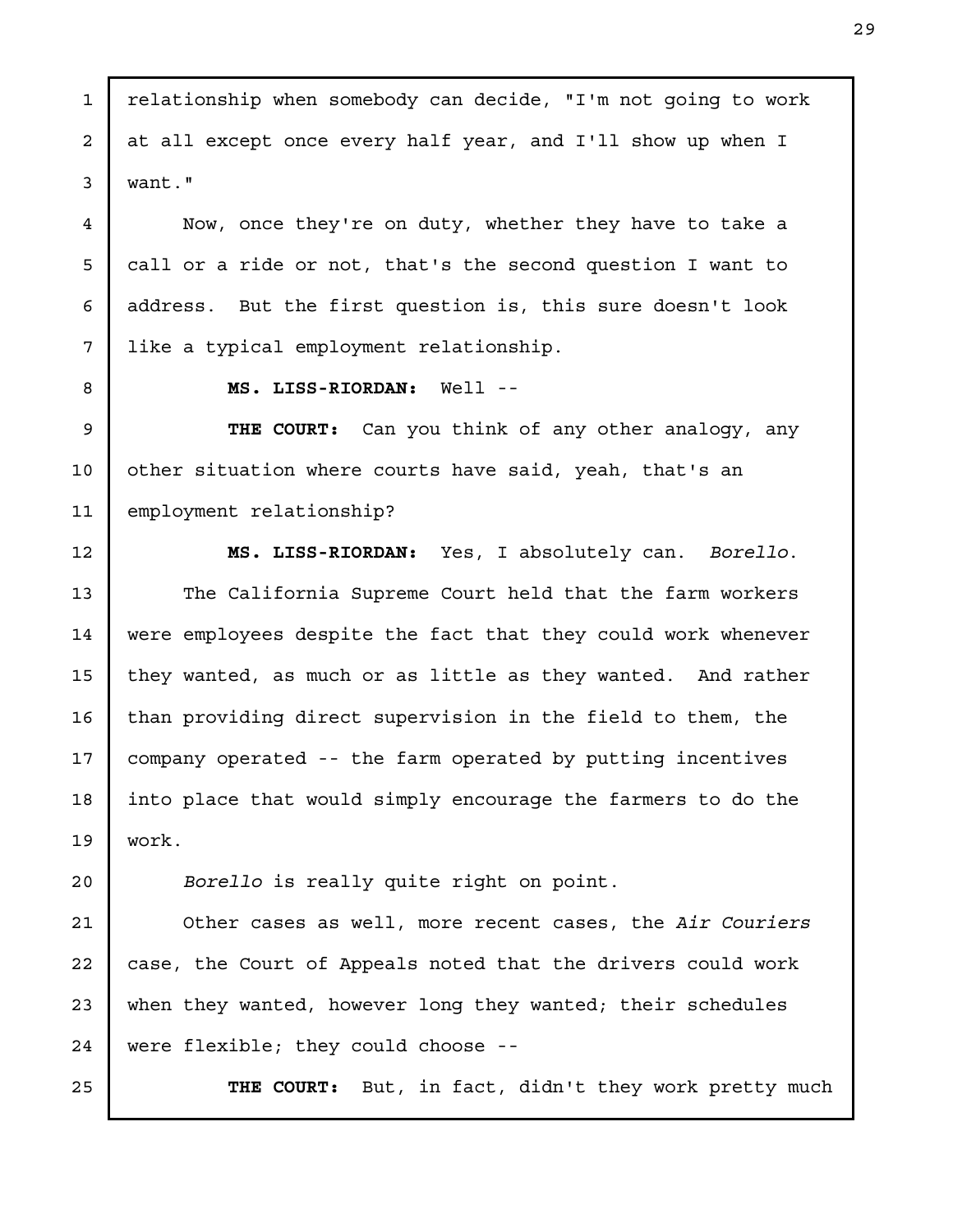relationship when somebody can decide, "I'm not going to work at all except once every half year, and I'll show up when I want."

Now, once they're on duty, whether they have to take a call or a ride or not, that's the second question I want to address. But the first question is, this sure doesn't look like a typical employment relationship.

**MS. LISS-RIORDAN:** Well --

**THE COURT:** Can you think of any other analogy, any other situation where courts have said, yeah, that's an employment relationship?

**MS. LISS-RIORDAN:** Yes, I absolutely can. *Borello*.

The California Supreme Court held that the farm workers were employees despite the fact that they could work whenever they wanted, as much or as little as they wanted. And rather than providing direct supervision in the field to them, the company operated -- the farm operated by putting incentives into place that would simply encourage the farmers to do the work.

*Borello* is really quite right on point.

Other cases as well, more recent cases, the *Air Couriers* case, the Court of Appeals noted that the drivers could work when they wanted, however long they wanted; their schedules were flexible; they could choose --

**THE COURT:** But, in fact, didn't they work pretty much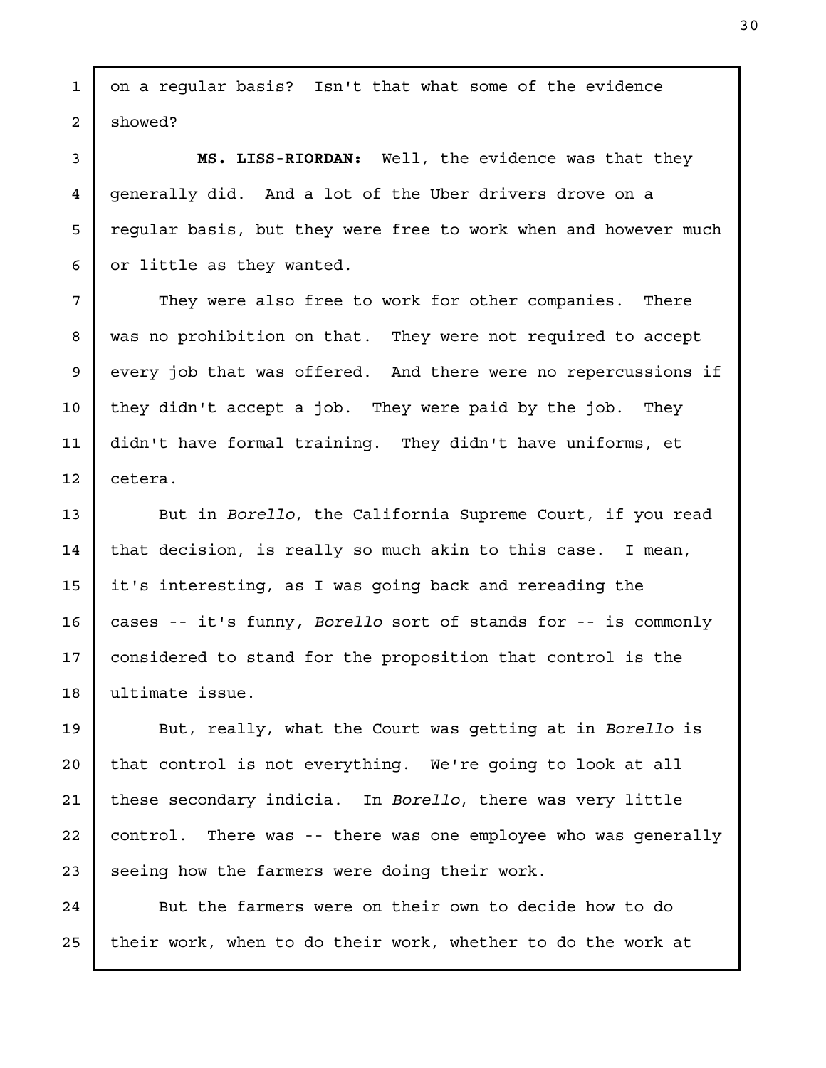on a regular basis? Isn't that what some of the evidence showed?

**MS. LISS-RIORDAN:** Well, the evidence was that they generally did. And a lot of the Uber drivers drove on a regular basis, but they were free to work when and however much or little as they wanted.

They were also free to work for other companies. There was no prohibition on that. They were not required to accept every job that was offered. And there were no repercussions if they didn't accept a job. They were paid by the job. They didn't have formal training. They didn't have uniforms, et cetera.

But in *Borello*, the California Supreme Court, if you read that decision, is really so much akin to this case. I mean, it's interesting, as I was going back and rereading the cases -- it's funny, *Borello* sort of stands for -- is commonly considered to stand for the proposition that control is the ultimate issue.

But, really, what the Court was getting at in *Borello* is that control is not everything. We're going to look at all these secondary indicia. In *Borello*, there was very little control. There was -- there was one employee who was generally seeing how the farmers were doing their work.

But the farmers were on their own to decide how to do their work, when to do their work, whether to do the work at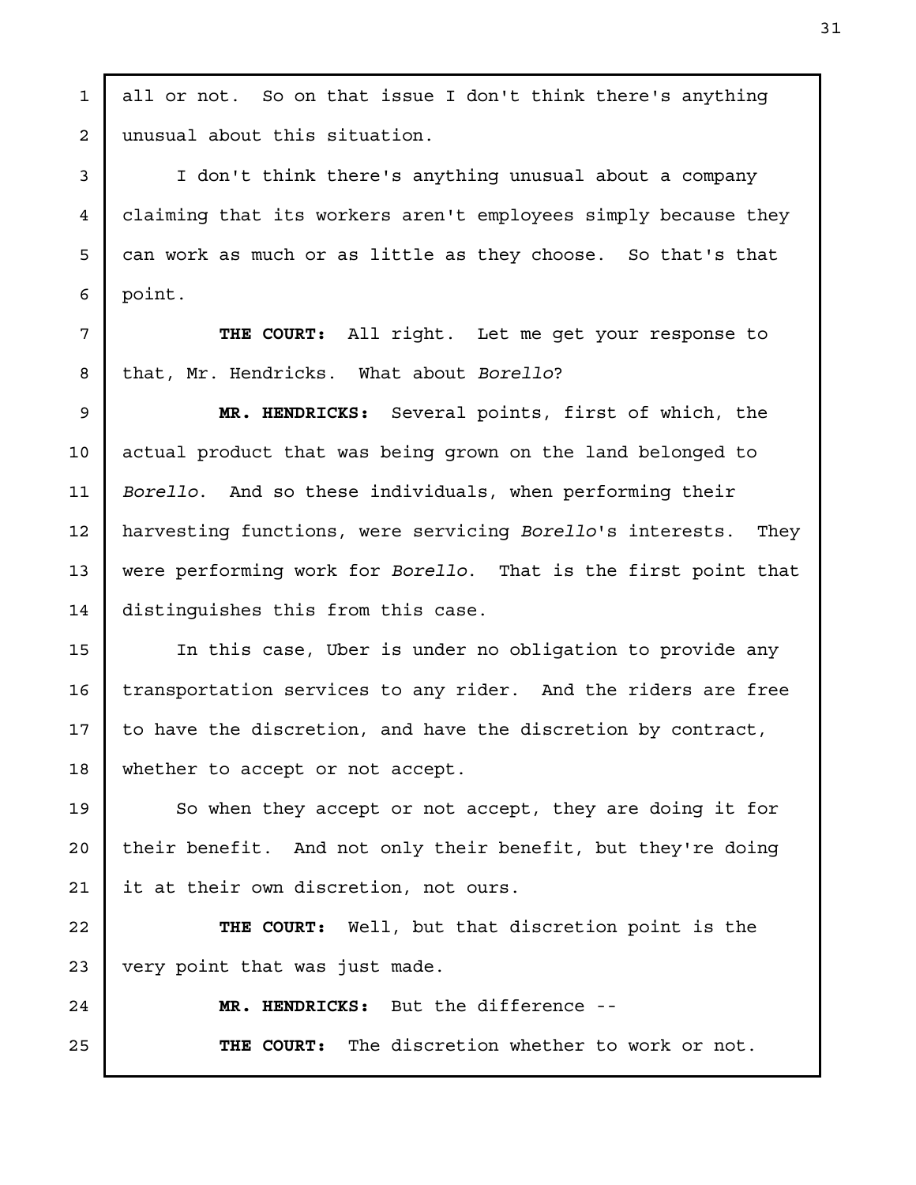all or not. So on that issue I don't think there's anything unusual about this situation.

I don't think there's anything unusual about a company claiming that its workers aren't employees simply because they can work as much or as little as they choose. So that's that point.

**THE COURT:** All right. Let me get your response to that, Mr. Hendricks. What about *Borello*?

**MR. HENDRICKS:** Several points, first of which, the actual product that was being grown on the land belonged to *Borello*. And so these individuals, when performing their harvesting functions, were servicing *Borello*'s interests. They were performing work for *Borello*. That is the first point that distinguishes this from this case.

In this case, Uber is under no obligation to provide any transportation services to any rider. And the riders are free to have the discretion, and have the discretion by contract, whether to accept or not accept.

So when they accept or not accept, they are doing it for their benefit. And not only their benefit, but they're doing it at their own discretion, not ours.

**THE COURT:** Well, but that discretion point is the very point that was just made.

**MR. HENDRICKS:** But the difference --

**THE COURT:** The discretion whether to work or not.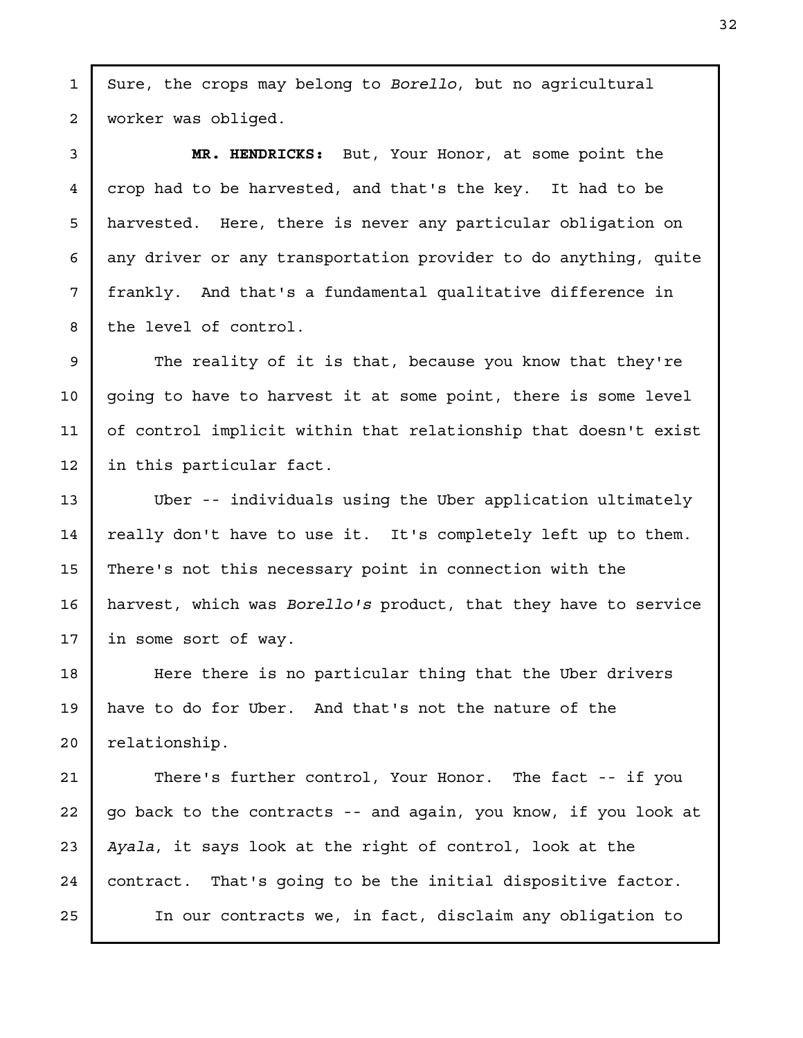Sure, the crops may belong to *Borello*, but no agricultural worker was obliged.

**MR. HENDRICKS:** But, Your Honor, at some point the crop had to be harvested, and that's the key. It had to be harvested. Here, there is never any particular obligation on any driver or any transportation provider to do anything, quite frankly. And that's a fundamental qualitative difference in the level of control.

The reality of it is that, because you know that they're going to have to harvest it at some point, there is some level of control implicit within that relationship that doesn't exist in this particular fact.

Uber -- individuals using the Uber application ultimately really don't have to use it. It's completely left up to them. There's not this necessary point in connection with the harvest, which was *Borello's* product, that they have to service in some sort of way.

Here there is no particular thing that the Uber drivers have to do for Uber. And that's not the nature of the relationship.

There's further control, Your Honor. The fact -- if you go back to the contracts -- and again, you know, if you look at *Ayala*, it says look at the right of control, look at the contract. That's going to be the initial dispositive factor.

In our contracts we, in fact, disclaim any obligation to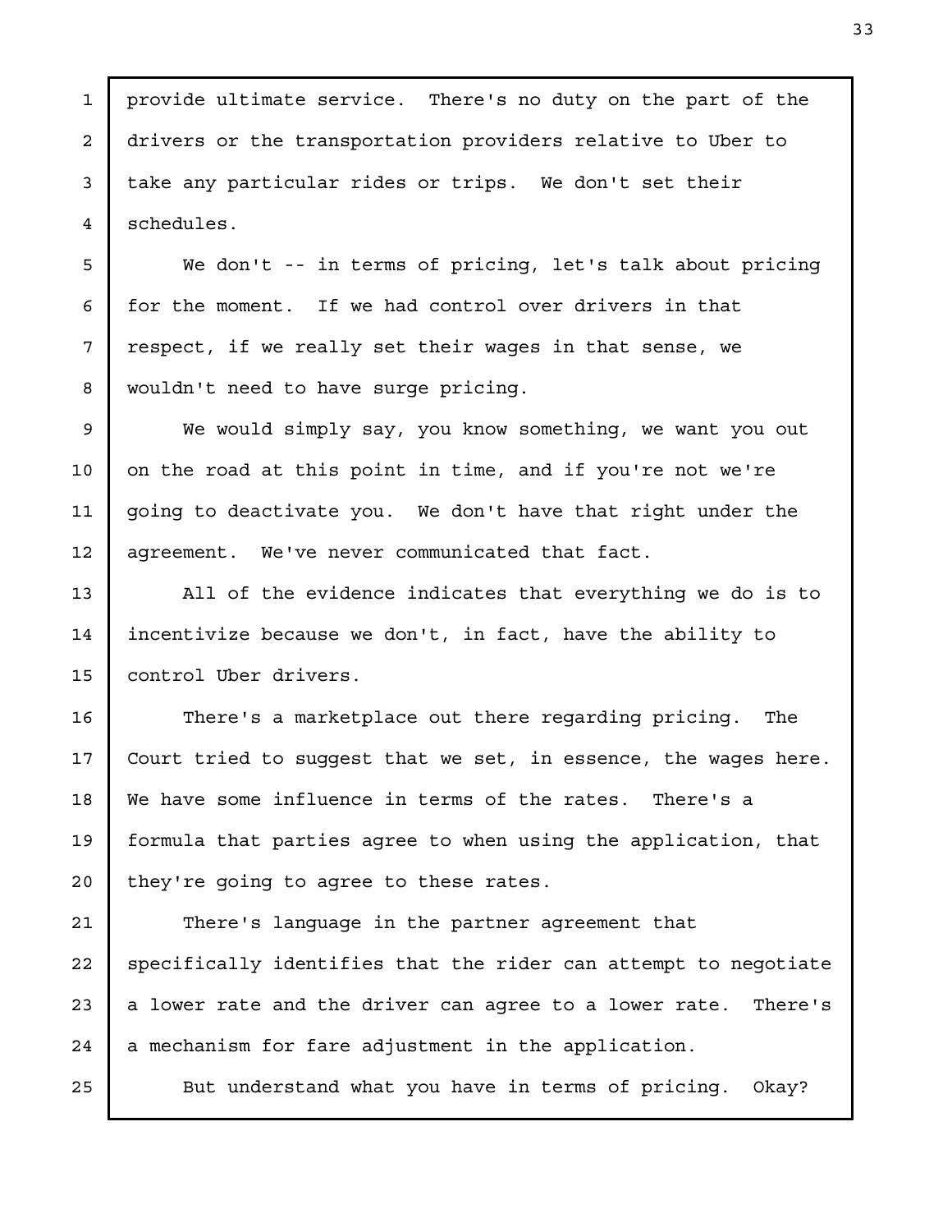provide ultimate service. There's no duty on the part of the drivers or the transportation providers relative to Uber to take any particular rides or trips. We don't set their schedules.

We don't -- in terms of pricing, let's talk about pricing for the moment. If we had control over drivers in that respect, if we really set their wages in that sense, we wouldn't need to have surge pricing.

We would simply say, you know something, we want you out on the road at this point in time, and if you're not we're going to deactivate you. We don't have that right under the agreement. We've never communicated that fact.

All of the evidence indicates that everything we do is to incentivize because we don't, in fact, have the ability to control Uber drivers.

There's a marketplace out there regarding pricing. The Court tried to suggest that we set, in essence, the wages here. We have some influence in terms of the rates. There's a formula that parties agree to when using the application, that they're going to agree to these rates.

There's language in the partner agreement that specifically identifies that the rider can attempt to negotiate a lower rate and the driver can agree to a lower rate. There's a mechanism for fare adjustment in the application.

But understand what you have in terms of pricing. Okay?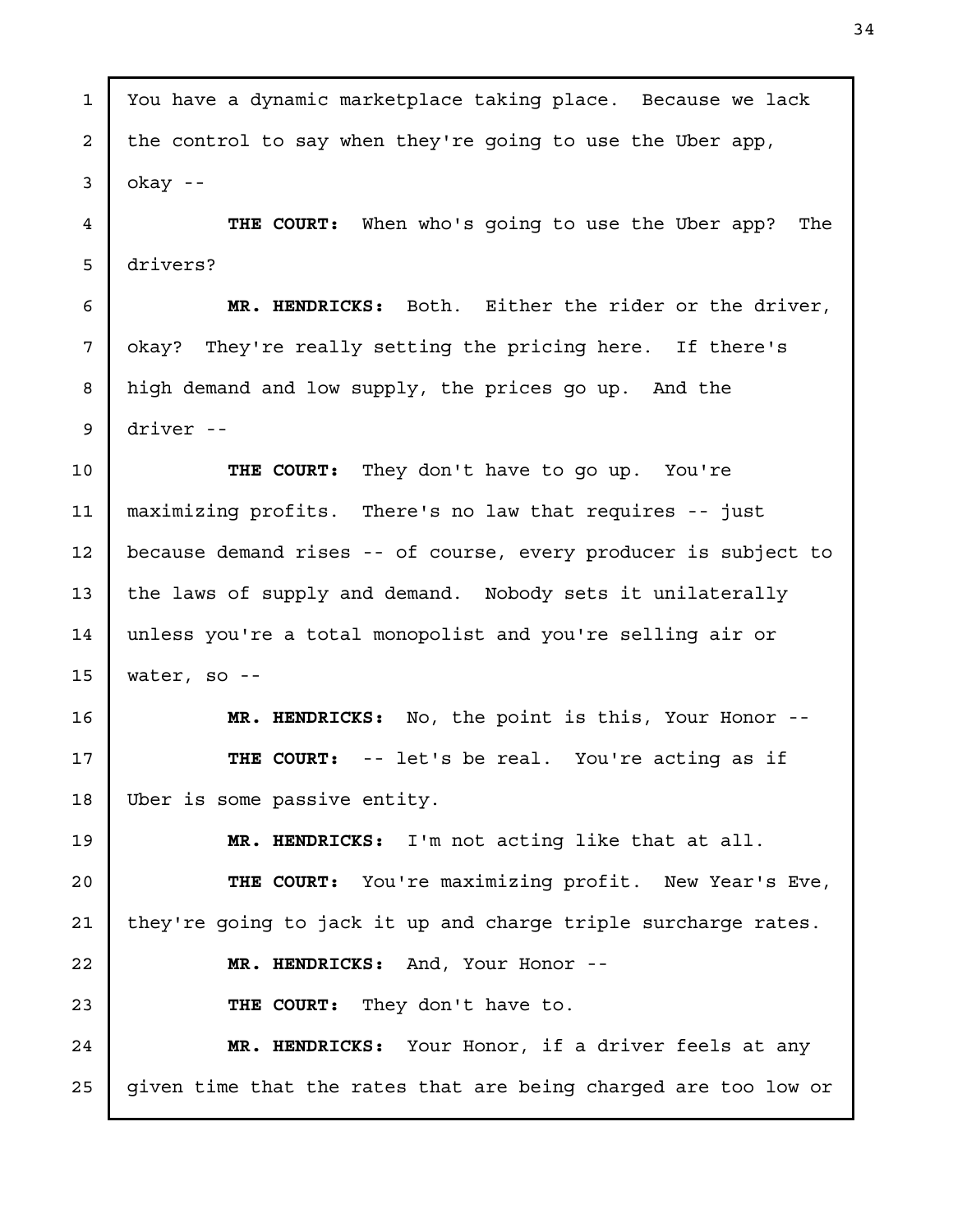You have a dynamic marketplace taking place. Because we lack the control to say when they're going to use the Uber app, okay --

**THE COURT:** When who's going to use the Uber app? The drivers?

**MR. HENDRICKS:** Both. Either the rider or the driver, okay? They're really setting the pricing here. If there's high demand and low supply, the prices go up. And the driver --

**THE COURT:** They don't have to go up. You're maximizing profits. There's no law that requires -- just because demand rises -- of course, every producer is subject to the laws of supply and demand. Nobody sets it unilaterally unless you're a total monopolist and you're selling air or water, so --

**MR. HENDRICKS:** No, the point is this, Your Honor --

**THE COURT:** -- let's be real. You're acting as if Uber is some passive entity.

**MR. HENDRICKS:** I'm not acting like that at all.

**THE COURT:** You're maximizing profit. New Year's Eve, they're going to jack it up and charge triple surcharge rates.

**MR. HENDRICKS:** And, Your Honor --

**THE COURT:** They don't have to.

**MR. HENDRICKS:** Your Honor, if a driver feels at any given time that the rates that are being charged are too low or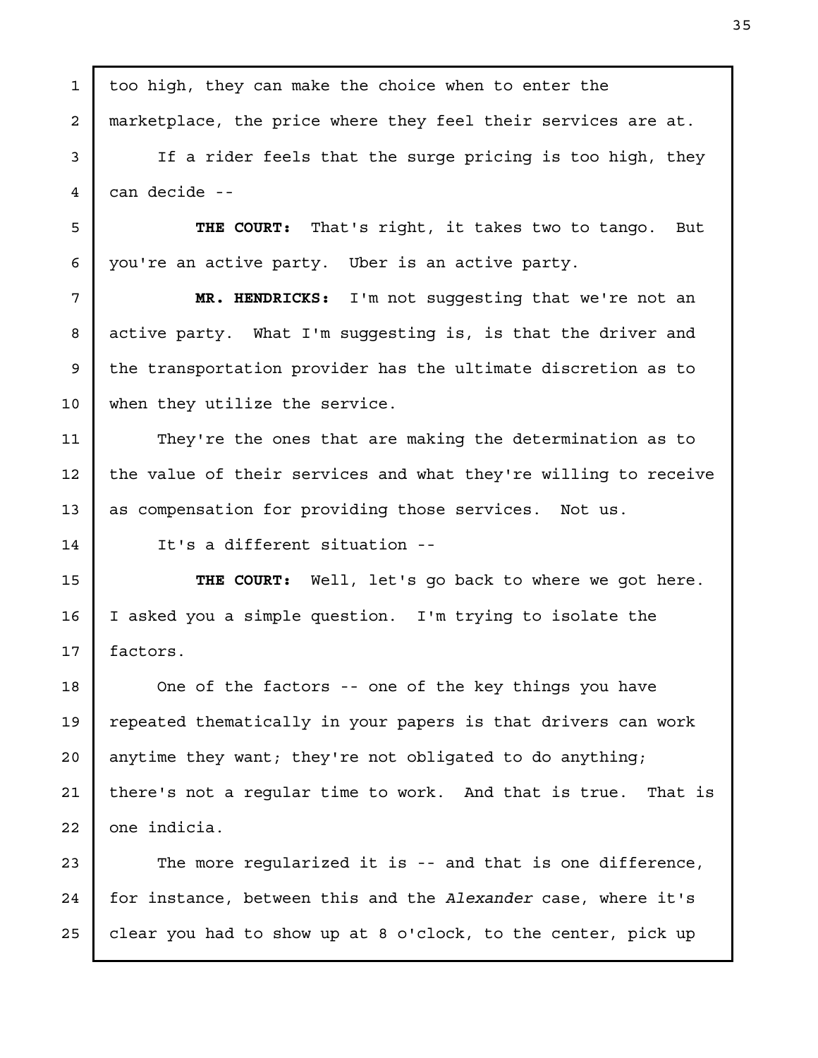too high, they can make the choice when to enter the marketplace, the price where they feel their services are at.

If a rider feels that the surge pricing is too high, they can decide --

**THE COURT:** That's right, it takes two to tango. But you're an active party. Uber is an active party.

**MR. HENDRICKS:** I'm not suggesting that we're not an active party. What I'm suggesting is, is that the driver and the transportation provider has the ultimate discretion as to when they utilize the service.

They're the ones that are making the determination as to the value of their services and what they're willing to receive as compensation for providing those services. Not us.

It's a different situation --

**THE COURT:** Well, let's go back to where we got here. I asked you a simple question. I'm trying to isolate the factors.

One of the factors -- one of the key things you have repeated thematically in your papers is that drivers can work anytime they want; they're not obligated to do anything; there's not a regular time to work. And that is true. That is one indicia.

The more regularized it is -- and that is one difference, for instance, between this and the *Alexander* case, where it's clear you had to show up at 8 o'clock, to the center, pick up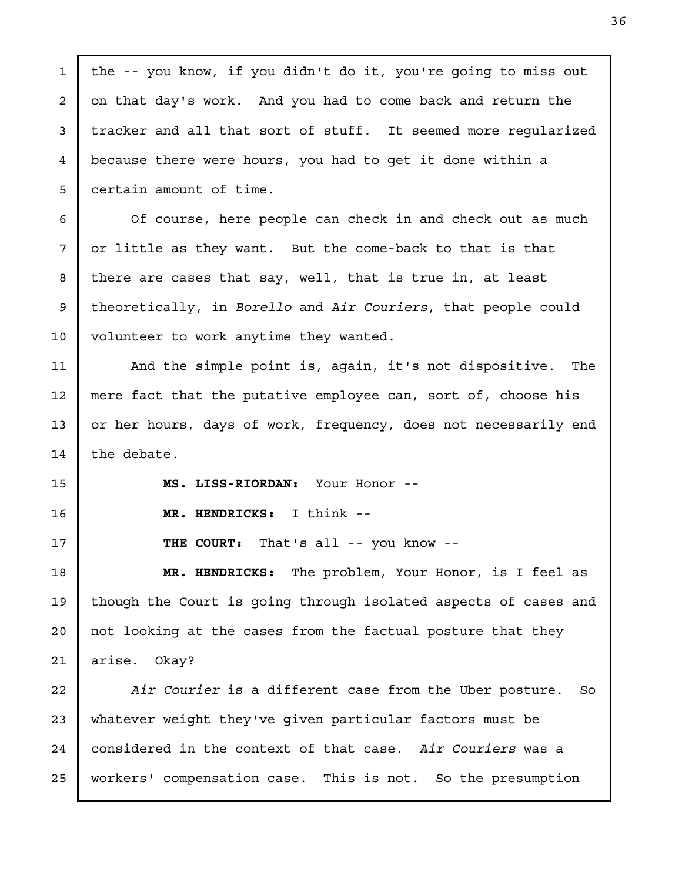the -- you know, if you didn't do it, you're going to miss out on that day's work. And you had to come back and return the tracker and all that sort of stuff. It seemed more regularized because there were hours, you had to get it done within a certain amount of time.

Of course, here people can check in and check out as much or little as they want. But the come-back to that is that there are cases that say, well, that is true in, at least theoretically, in *Borello* and *Air Couriers*, that people could volunteer to work anytime they wanted.

And the simple point is, again, it's not dispositive. The mere fact that the putative employee can, sort of, choose his or her hours, days of work, frequency, does not necessarily end the debate.

**MS. LISS-RIORDAN:** Your Honor --

**MR. HENDRICKS:** I think --

**THE COURT:** That's all -- you know --

**MR. HENDRICKS:** The problem, Your Honor, is I feel as though the Court is going through isolated aspects of cases and not looking at the cases from the factual posture that they arise. Okay?

*Air Courier* is a different case from the Uber posture. So whatever weight they've given particular factors must be considered in the context of that case. *Air Couriers* was a workers' compensation case. This is not. So the presumption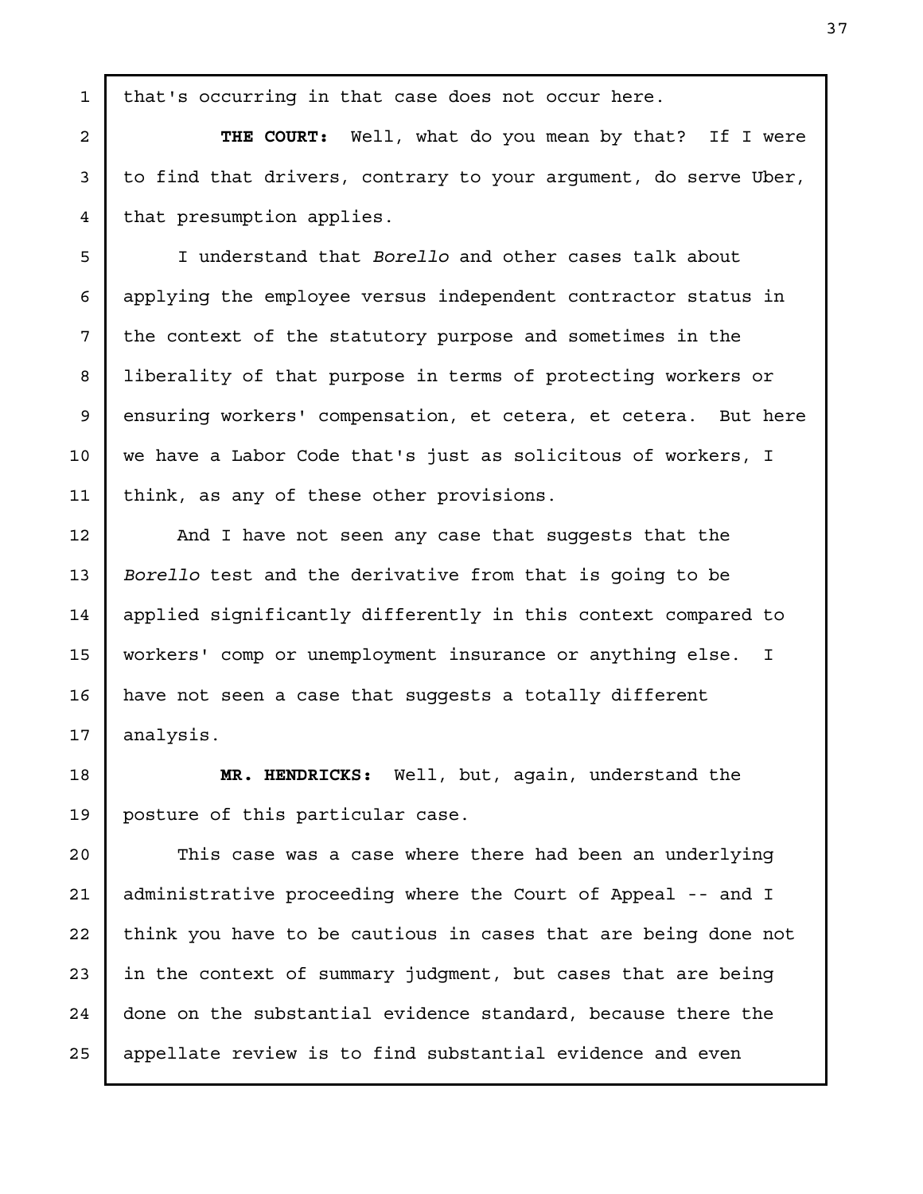that's occurring in that case does not occur here.

**THE COURT:** Well, what do you mean by that? If I were to find that drivers, contrary to your argument, do serve Uber, that presumption applies.

I understand that *Borello* and other cases talk about applying the employee versus independent contractor status in the context of the statutory purpose and sometimes in the liberality of that purpose in terms of protecting workers or ensuring workers' compensation, et cetera, et cetera. But here we have a Labor Code that's just as solicitous of workers, I think, as any of these other provisions.

And I have not seen any case that suggests that the *Borello* test and the derivative from that is going to be applied significantly differently in this context compared to workers' comp or unemployment insurance or anything else. I have not seen a case that suggests a totally different analysis.

**MR. HENDRICKS:** Well, but, again, understand the posture of this particular case.

This case was a case where there had been an underlying administrative proceeding where the Court of Appeal -- and I think you have to be cautious in cases that are being done not in the context of summary judgment, but cases that are being done on the substantial evidence standard, because there the appellate review is to find substantial evidence and even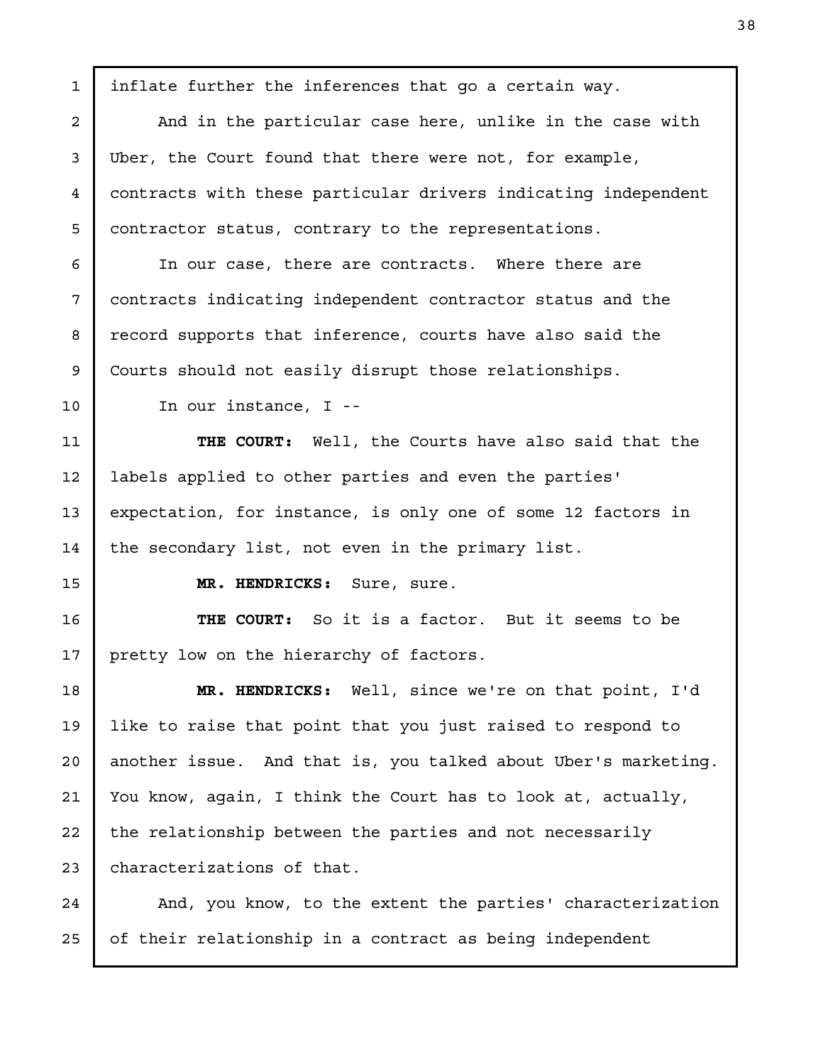inflate further the inferences that go a certain way.

And in the particular case here, unlike in the case with Uber, the Court found that there were not, for example, contracts with these particular drivers indicating independent contractor status, contrary to the representations.

In our case, there are contracts. Where there are contracts indicating independent contractor status and the record supports that inference, courts have also said the Courts should not easily disrupt those relationships.

In our instance, I --

**THE COURT:** Well, the Courts have also said that the labels applied to other parties and even the parties' expectation, for instance, is only one of some 12 factors in the secondary list, not even in the primary list.

**MR. HENDRICKS:** Sure, sure.

**THE COURT:** So it is a factor. But it seems to be pretty low on the hierarchy of factors.

**MR. HENDRICKS:** Well, since we're on that point, I'd like to raise that point that you just raised to respond to another issue. And that is, you talked about Uber's marketing. You know, again, I think the Court has to look at, actually, the relationship between the parties and not necessarily characterizations of that.

And, you know, to the extent the parties' characterization of their relationship in a contract as being independent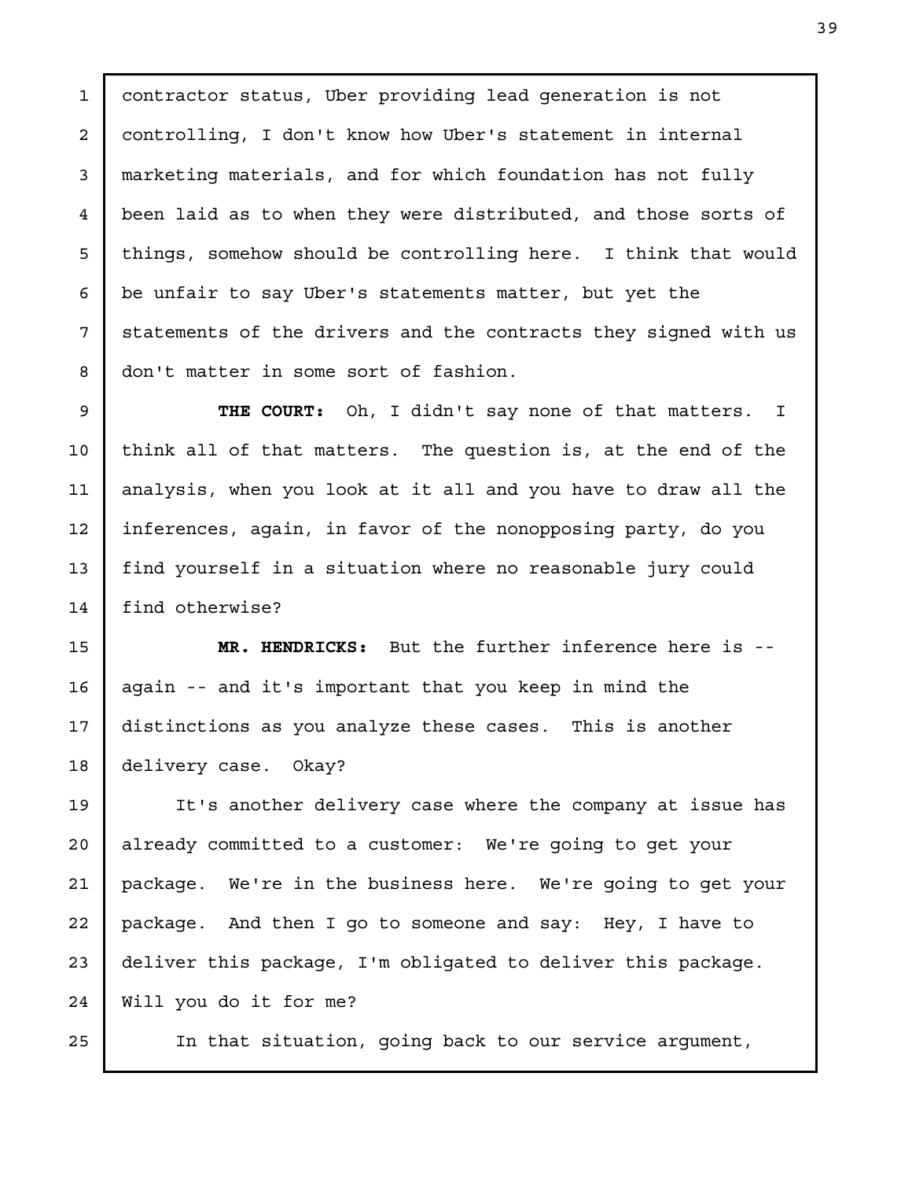contractor status, Uber providing lead generation is not controlling, I don't know how Uber's statement in internal marketing materials, and for which foundation has not fully been laid as to when they were distributed, and those sorts of things, somehow should be controlling here. I think that would be unfair to say Uber's statements matter, but yet the statements of the drivers and the contracts they signed with us don't matter in some sort of fashion.

**THE COURT:** Oh, I didn't say none of that matters. I think all of that matters. The question is, at the end of the analysis, when you look at it all and you have to draw all the inferences, again, in favor of the nonopposing party, do you find yourself in a situation where no reasonable jury could find otherwise?

**MR. HENDRICKS:** But the further inference here is -- again -- and it's important that you keep in mind the distinctions as you analyze these cases. This is another delivery case. Okay?

It's another delivery case where the company at issue has already committed to a customer: We're going to get your package. We're in the business here. We're going to get your package. And then I go to someone and say: Hey, I have to deliver this package, I'm obligated to deliver this package. Will you do it for me?

In that situation, going back to our service argument,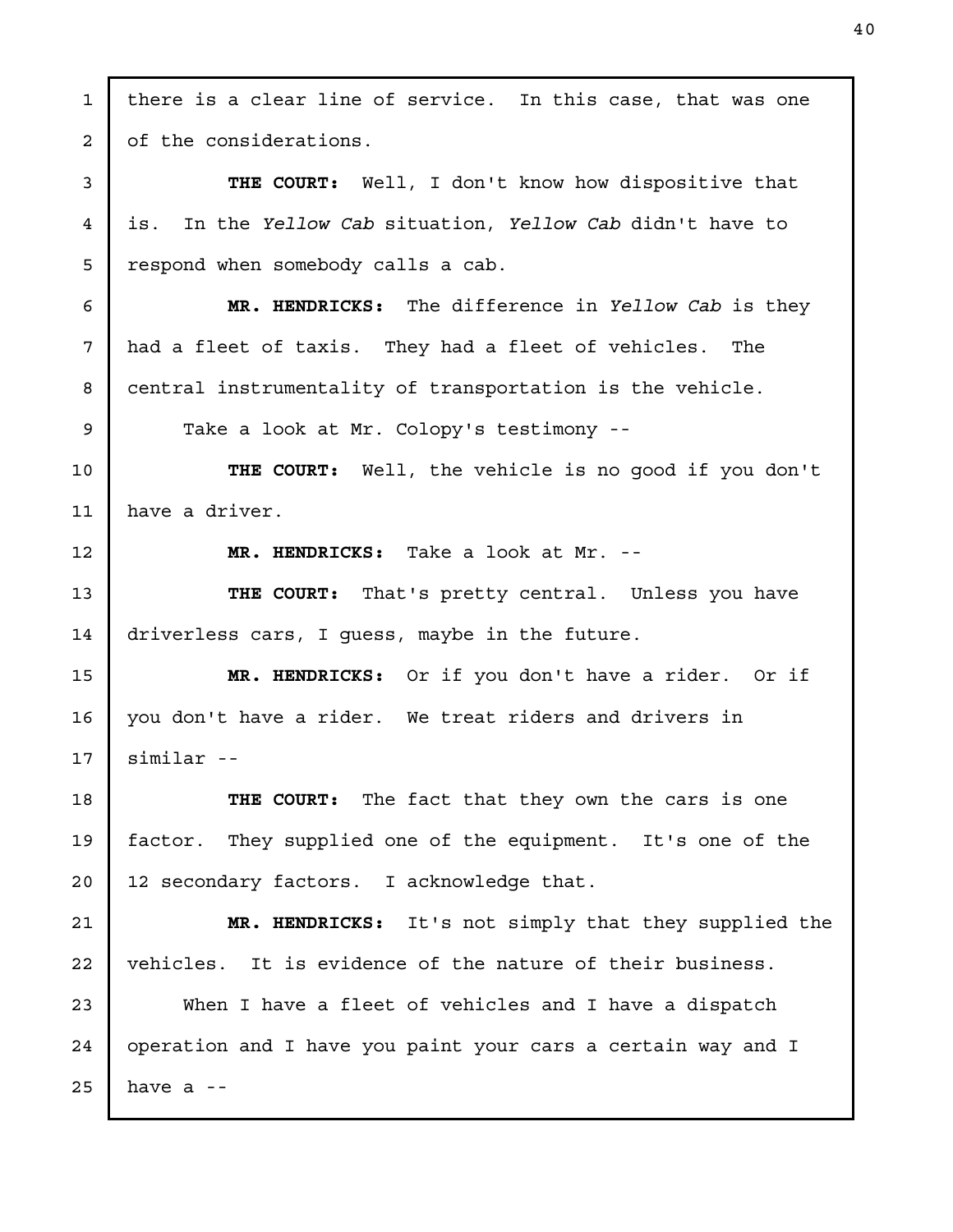there is a clear line of service. In this case, that was one of the considerations.

**THE COURT:** Well, I don't know how dispositive that is. In the *Yellow Cab* situation, *Yellow Cab* didn't have to respond when somebody calls a cab.

**MR. HENDRICKS:** The difference in *Yellow Cab* is they had a fleet of taxis. They had a fleet of vehicles. The central instrumentality of transportation is the vehicle.

Take a look at Mr. Colopy's testimony --

**THE COURT:** Well, the vehicle is no good if you don't have a driver.

**MR. HENDRICKS:** Take a look at Mr. --

**THE COURT:** That's pretty central. Unless you have driverless cars, I guess, maybe in the future.

**MR. HENDRICKS:** Or if you don't have a rider. Or if you don't have a rider. We treat riders and drivers in similar --

**THE COURT:** The fact that they own the cars is one factor. They supplied one of the equipment. It's one of the 12 secondary factors. I acknowledge that.

**MR. HENDRICKS:** It's not simply that they supplied the vehicles. It is evidence of the nature of their business.

When I have a fleet of vehicles and I have a dispatch operation and I have you paint your cars a certain way and I have a --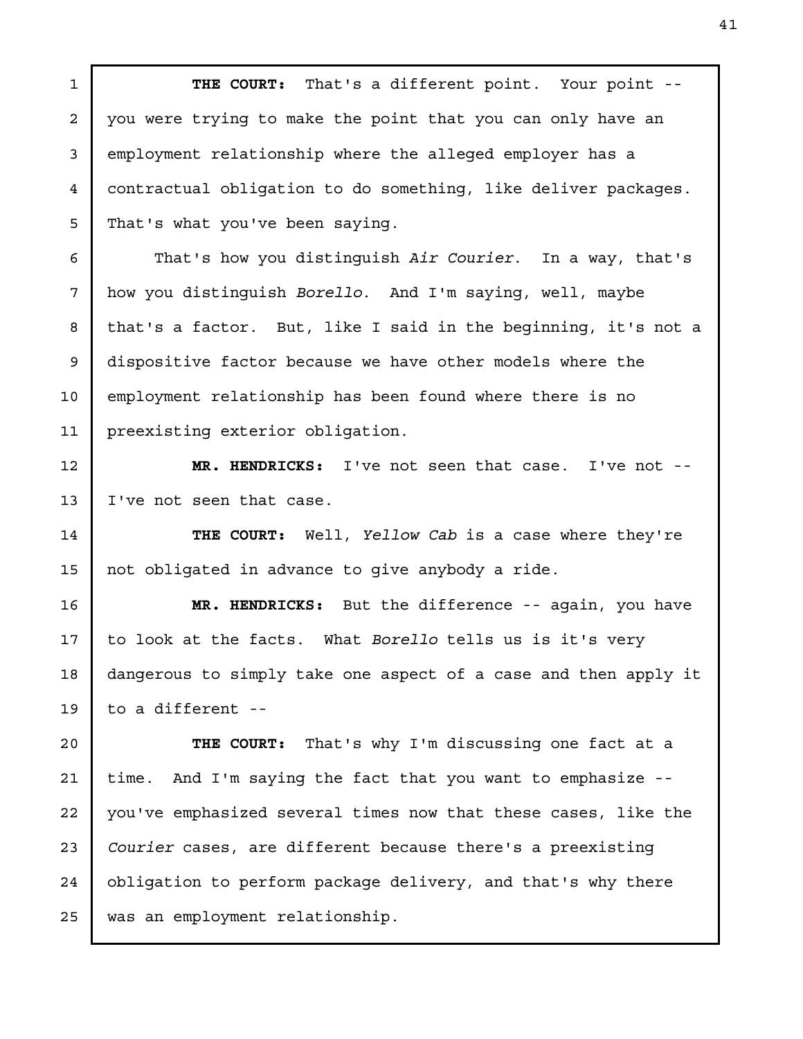**THE COURT:** That's a different point. Your point -- you were trying to make the point that you can only have an employment relationship where the alleged employer has a contractual obligation to do something, like deliver packages. That's what you've been saying.

That's how you distinguish *Air Courier*. In a way, that's how you distinguish *Borello*. And I'm saying, well, maybe that's a factor. But, like I said in the beginning, it's not a dispositive factor because we have other models where the employment relationship has been found where there is no preexisting exterior obligation.

**MR. HENDRICKS:** I've not seen that case. I've not -- I've not seen that case.

**THE COURT:** Well, *Yellow Cab* is a case where they're not obligated in advance to give anybody a ride.

**MR. HENDRICKS:** But the difference -- again, you have to look at the facts. What *Borello* tells us is it's very dangerous to simply take one aspect of a case and then apply it to a different --

**THE COURT:** That's why I'm discussing one fact at a time. And I'm saying the fact that you want to emphasize -- you've emphasized several times now that these cases, like the *Courier* cases, are different because there's a preexisting obligation to perform package delivery, and that's why there was an employment relationship.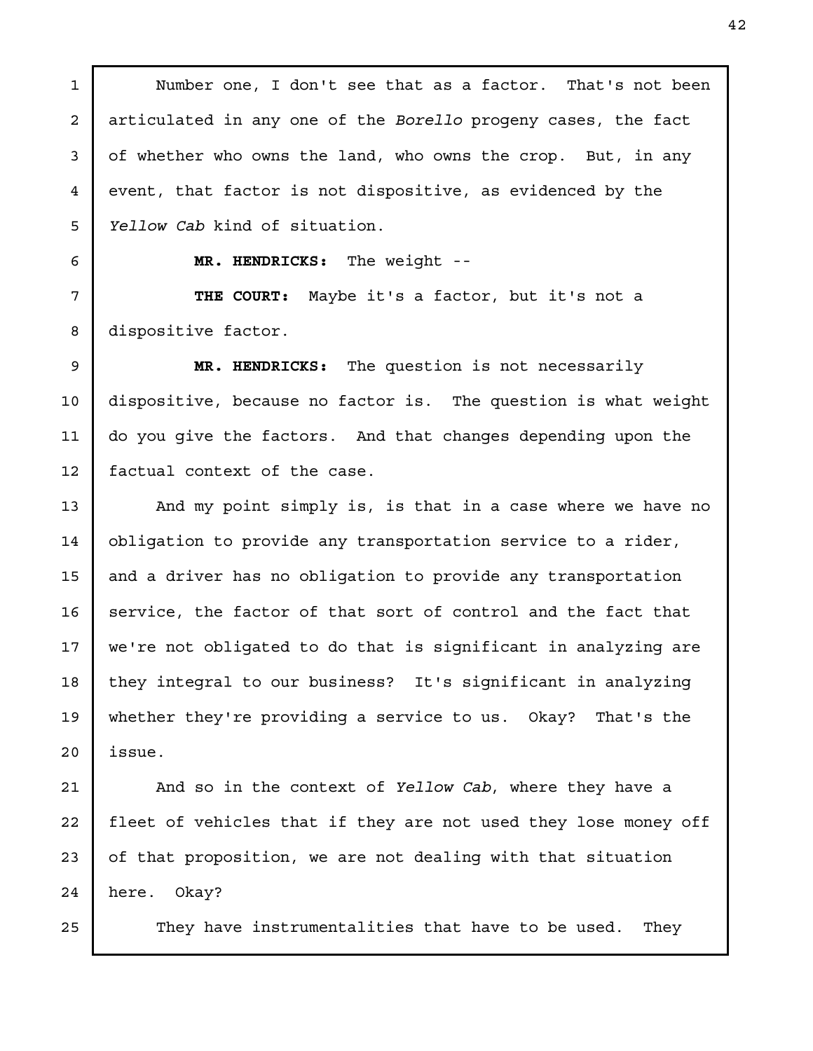Number one, I don't see that as a factor. That's not been articulated in any one of the *Borello* progeny cases, the fact of whether who owns the land, who owns the crop. But, in any event, that factor is not dispositive, as evidenced by the *Yellow Cab* kind of situation.

**MR. HENDRICKS:** The weight --

**THE COURT:** Maybe it's a factor, but it's not a dispositive factor.

**MR. HENDRICKS:** The question is not necessarily dispositive, because no factor is. The question is what weight do you give the factors. And that changes depending upon the factual context of the case.

And my point simply is, is that in a case where we have no obligation to provide any transportation service to a rider, and a driver has no obligation to provide any transportation service, the factor of that sort of control and the fact that we're not obligated to do that is significant in analyzing are they integral to our business? It's significant in analyzing whether they're providing a service to us. Okay? That's the issue.

And so in the context of *Yellow Cab*, where they have a fleet of vehicles that if they are not used they lose money off of that proposition, we are not dealing with that situation here. Okay?

They have instrumentalities that have to be used. They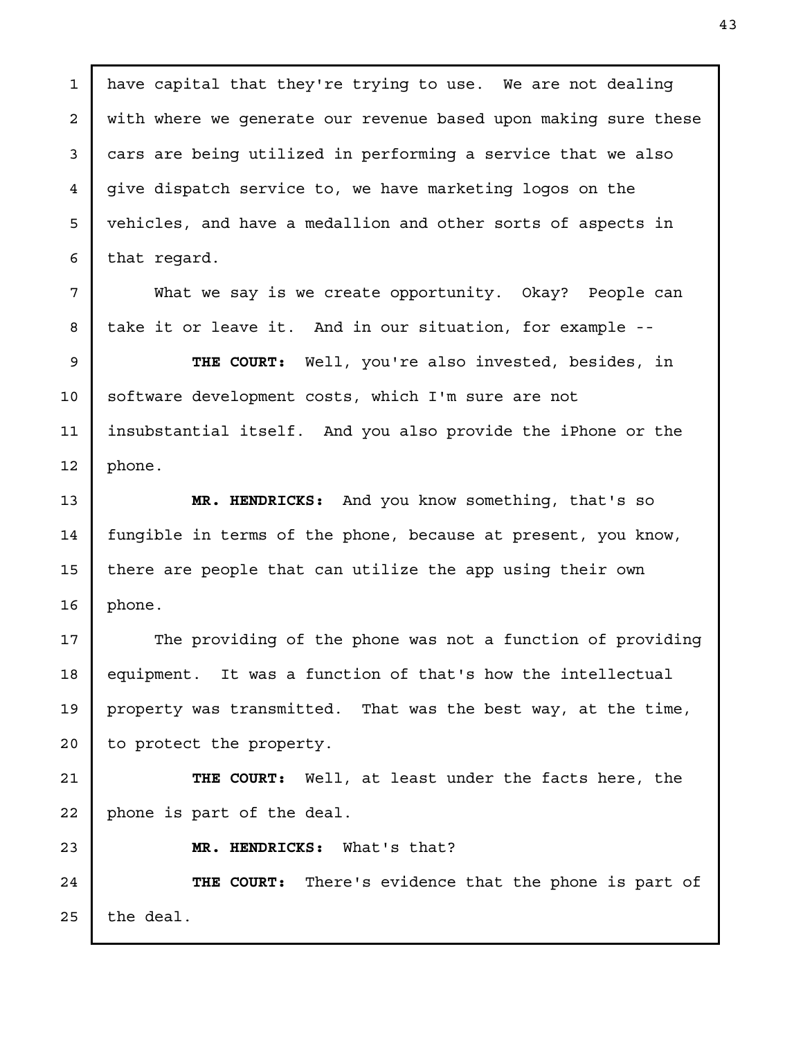have capital that they're trying to use. We are not dealing with where we generate our revenue based upon making sure these cars are being utilized in performing a service that we also give dispatch service to, we have marketing logos on the vehicles, and have a medallion and other sorts of aspects in that regard.

What we say is we create opportunity. Okay? People can take it or leave it. And in our situation, for example --

**THE COURT:** Well, you're also invested, besides, in software development costs, which I'm sure are not insubstantial itself. And you also provide the iPhone or the phone.

**MR. HENDRICKS:** And you know something, that's so fungible in terms of the phone, because at present, you know, there are people that can utilize the app using their own phone.

The providing of the phone was not a function of providing equipment. It was a function of that's how the intellectual property was transmitted. That was the best way, at the time, to protect the property.

**THE COURT:** Well, at least under the facts here, the phone is part of the deal.

**MR. HENDRICKS:** What's that?

**THE COURT:** There's evidence that the phone is part of the deal.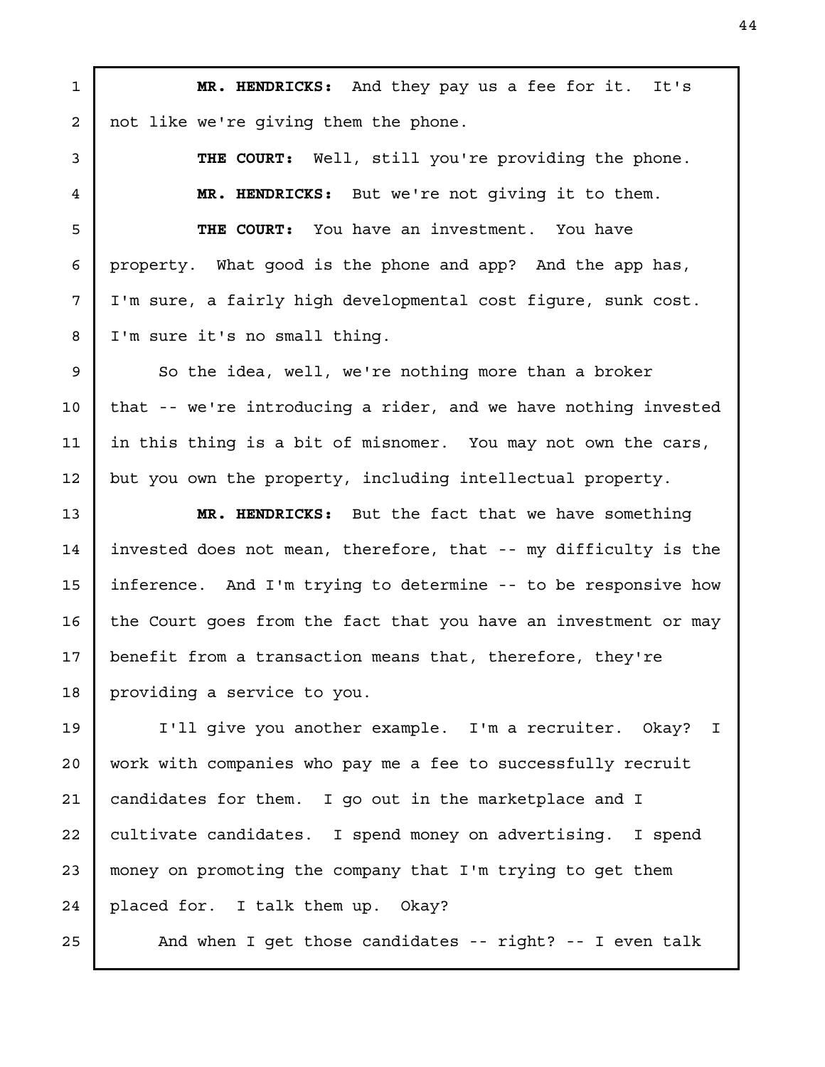**MR. HENDRICKS:** And they pay us a fee for it. It's not like we're giving them the phone.

**THE COURT:** Well, still you're providing the phone.

**MR. HENDRICKS:** But we're not giving it to them.

**THE COURT:** You have an investment. You have property. What good is the phone and app? And the app has, I'm sure, a fairly high developmental cost figure, sunk cost. I'm sure it's no small thing.

So the idea, well, we're nothing more than a broker that -- we're introducing a rider, and we have nothing invested in this thing is a bit of misnomer. You may not own the cars, but you own the property, including intellectual property.

**MR. HENDRICKS:** But the fact that we have something invested does not mean, therefore, that -- my difficulty is the inference. And I'm trying to determine -- to be responsive how the Court goes from the fact that you have an investment or may benefit from a transaction means that, therefore, they're providing a service to you.

I'll give you another example. I'm a recruiter. Okay? I work with companies who pay me a fee to successfully recruit candidates for them. I go out in the marketplace and I cultivate candidates. I spend money on advertising. I spend money on promoting the company that I'm trying to get them placed for. I talk them up. Okay?

And when I get those candidates -- right? -- I even talk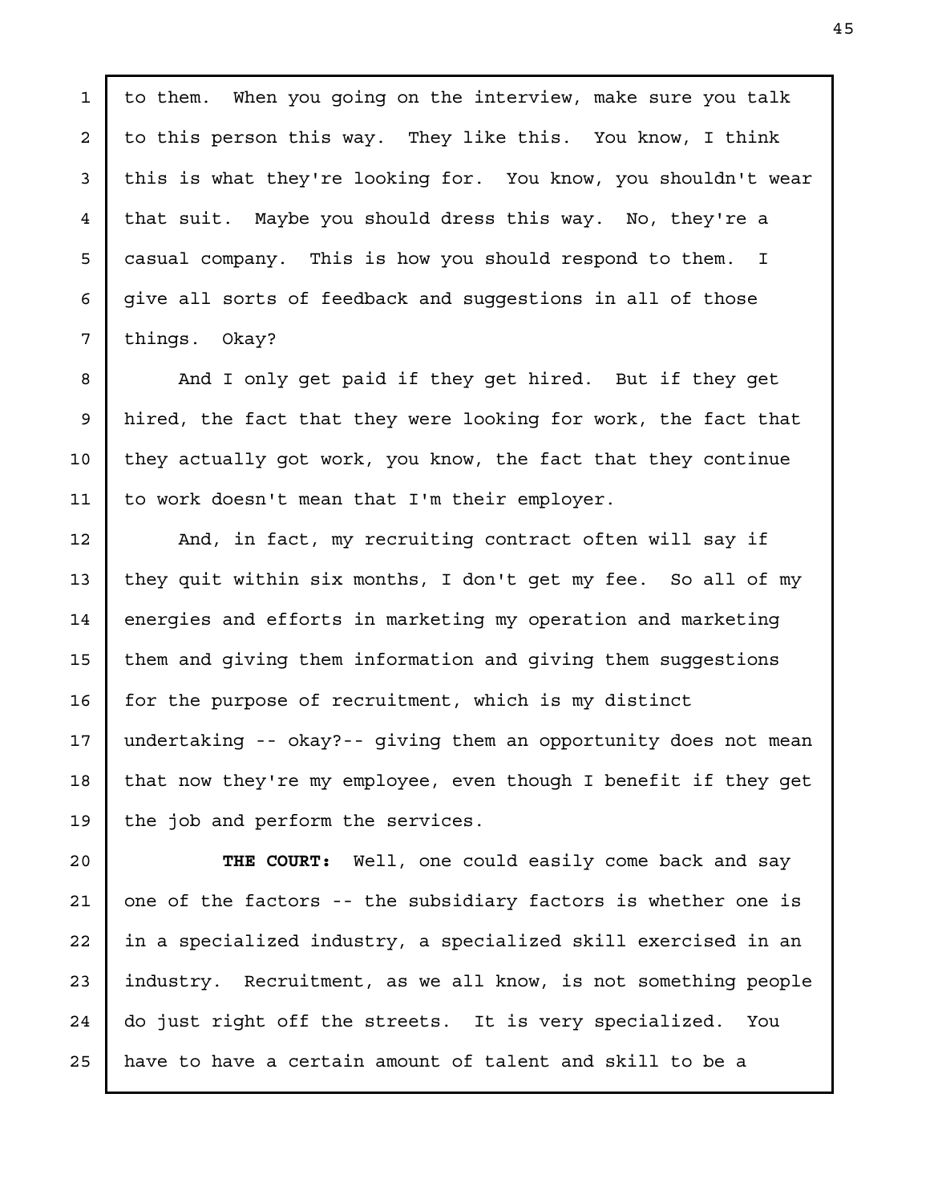to them. When you going on the interview, make sure you talk to this person this way. They like this. You know, I think this is what they're looking for. You know, you shouldn't wear that suit. Maybe you should dress this way. No, they're a casual company. This is how you should respond to them. I give all sorts of feedback and suggestions in all of those things. Okay?

And I only get paid if they get hired. But if they get hired, the fact that they were looking for work, the fact that they actually got work, you know, the fact that they continue to work doesn't mean that I'm their employer.

And, in fact, my recruiting contract often will say if they quit within six months, I don't get my fee. So all of my energies and efforts in marketing my operation and marketing them and giving them information and giving them suggestions for the purpose of recruitment, which is my distinct undertaking -- okay?-- giving them an opportunity does not mean that now they're my employee, even though I benefit if they get the job and perform the services.

**THE COURT:** Well, one could easily come back and say one of the factors -- the subsidiary factors is whether one is in a specialized industry, a specialized skill exercised in an industry. Recruitment, as we all know, is not something people do just right off the streets. It is very specialized. You have to have a certain amount of talent and skill to be a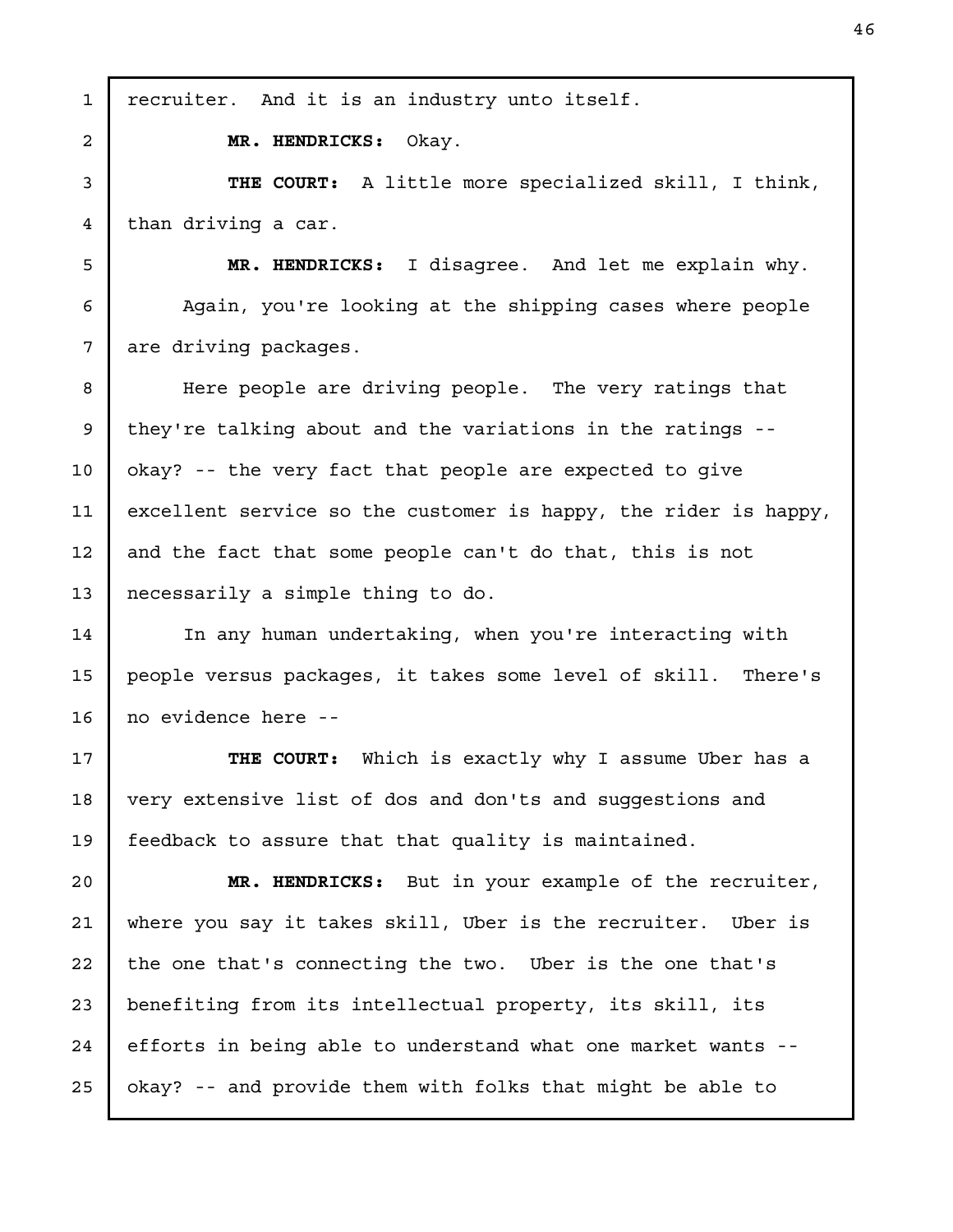recruiter. And it is an industry unto itself.

**MR. HENDRICKS:** Okay.

**THE COURT:** A little more specialized skill, I think, than driving a car.

**MR. HENDRICKS:** I disagree. And let me explain why.

Again, you're looking at the shipping cases where people are driving packages.

Here people are driving people. The very ratings that they're talking about and the variations in the ratings -- okay? -- the very fact that people are expected to give excellent service so the customer is happy, the rider is happy, and the fact that some people can't do that, this is not necessarily a simple thing to do.

In any human undertaking, when you're interacting with people versus packages, it takes some level of skill. There's no evidence here --

**THE COURT:** Which is exactly why I assume Uber has a very extensive list of dos and don'ts and suggestions and feedback to assure that that quality is maintained.

**MR. HENDRICKS:** But in your example of the recruiter, where you say it takes skill, Uber is the recruiter. Uber is the one that's connecting the two. Uber is the one that's benefiting from its intellectual property, its skill, its efforts in being able to understand what one market wants -- okay? -- and provide them with folks that might be able to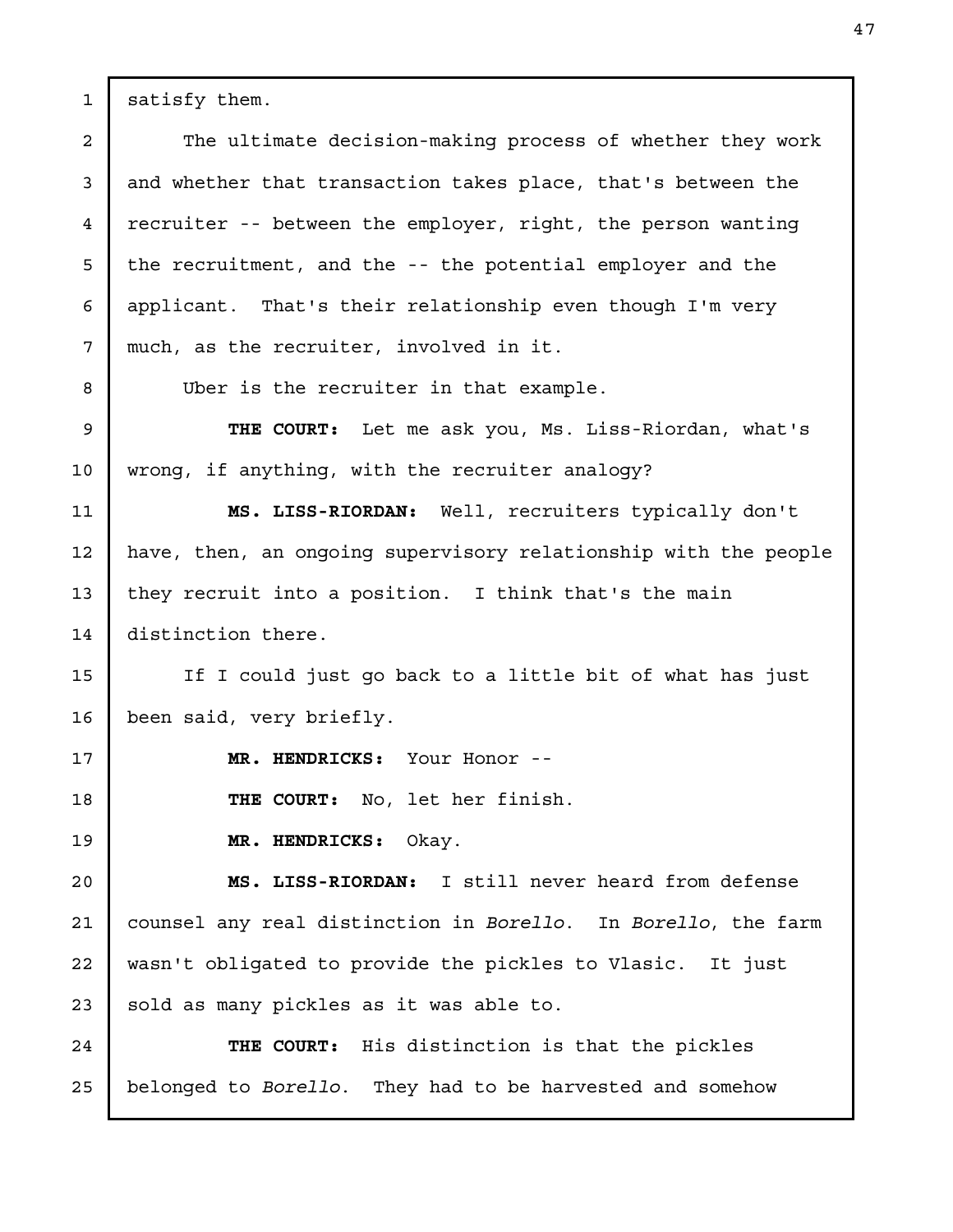satisfy them.

The ultimate decision-making process of whether they work and whether that transaction takes place, that's between the recruiter -- between the employer, right, the person wanting the recruitment, and the -- the potential employer and the applicant. That's their relationship even though I'm very much, as the recruiter, involved in it.

Uber is the recruiter in that example.

**THE COURT:** Let me ask you, Ms. Liss-Riordan, what's wrong, if anything, with the recruiter analogy?

**MS. LISS-RIORDAN:** Well, recruiters typically don't have, then, an ongoing supervisory relationship with the people they recruit into a position. I think that's the main distinction there.

If I could just go back to a little bit of what has just been said, very briefly.

**MR. HENDRICKS:** Your Honor --

**THE COURT:** No, let her finish.

**MR. HENDRICKS:** Okay.

**MS. LISS-RIORDAN:** I still never heard from defense counsel any real distinction in *Borello*. In *Borello*, the farm wasn't obligated to provide the pickles to Vlasic. It just sold as many pickles as it was able to.

**THE COURT:** His distinction is that the pickles belonged to *Borello*. They had to be harvested and somehow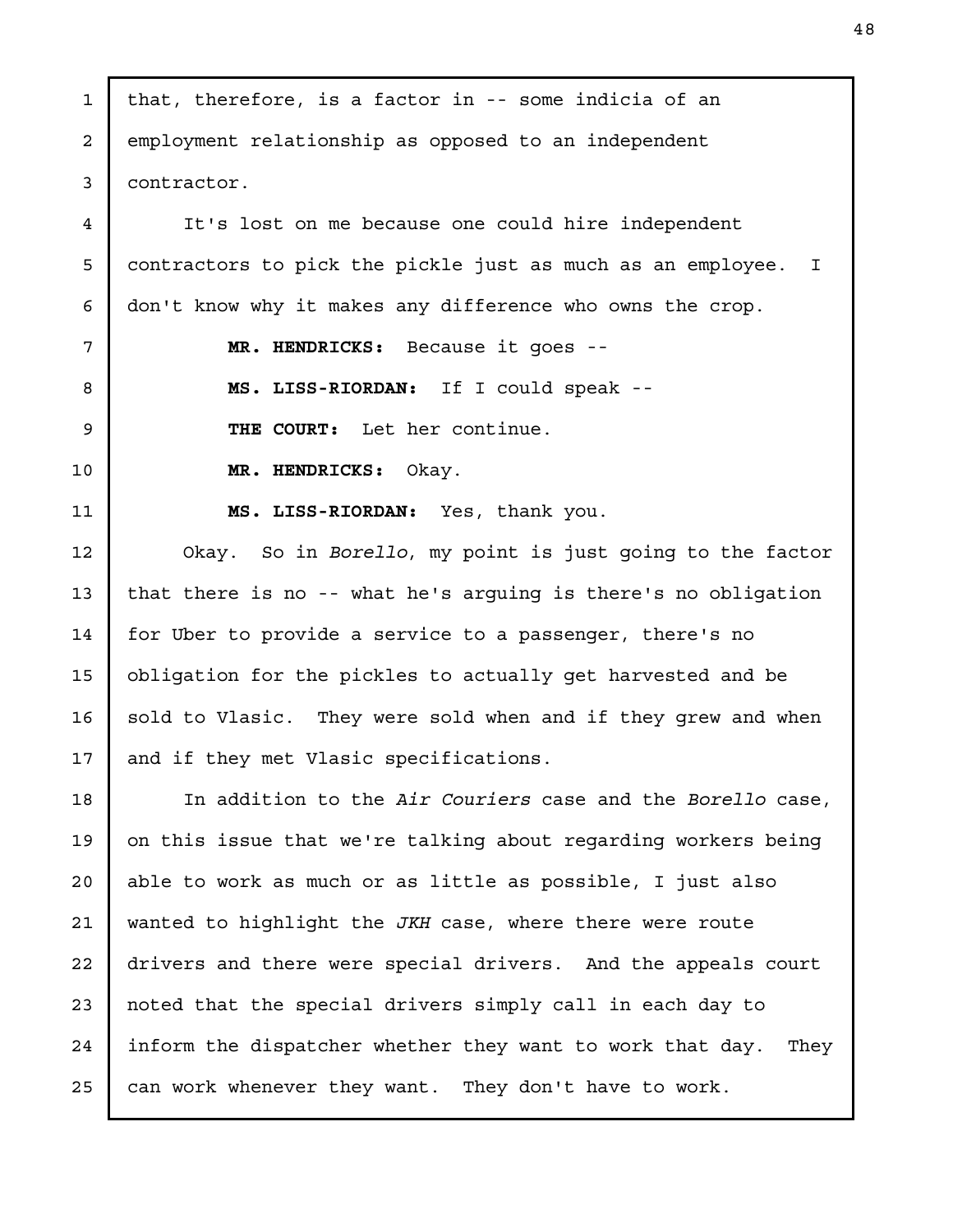that, therefore, is a factor in -- some indicia of an employment relationship as opposed to an independent contractor.

It's lost on me because one could hire independent contractors to pick the pickle just as much as an employee. I don't know why it makes any difference who owns the crop.

**MR. HENDRICKS:** Because it goes --

**MS. LISS-RIORDAN:** If I could speak --

**THE COURT:** Let her continue.

**MR. HENDRICKS:** Okay.

**MS. LISS-RIORDAN:** Yes, thank you.

Okay. So in *Borello*, my point is just going to the factor that there is no -- what he's arguing is there's no obligation for Uber to provide a service to a passenger, there's no obligation for the pickles to actually get harvested and be sold to Vlasic. They were sold when and if they grew and when and if they met Vlasic specifications.

In addition to the *Air Couriers* case and the *Borello* case, on this issue that we're talking about regarding workers being able to work as much or as little as possible, I just also wanted to highlight the *JKH* case, where there were route drivers and there were special drivers. And the appeals court noted that the special drivers simply call in each day to inform the dispatcher whether they want to work that day. They can work whenever they want. They don't have to work.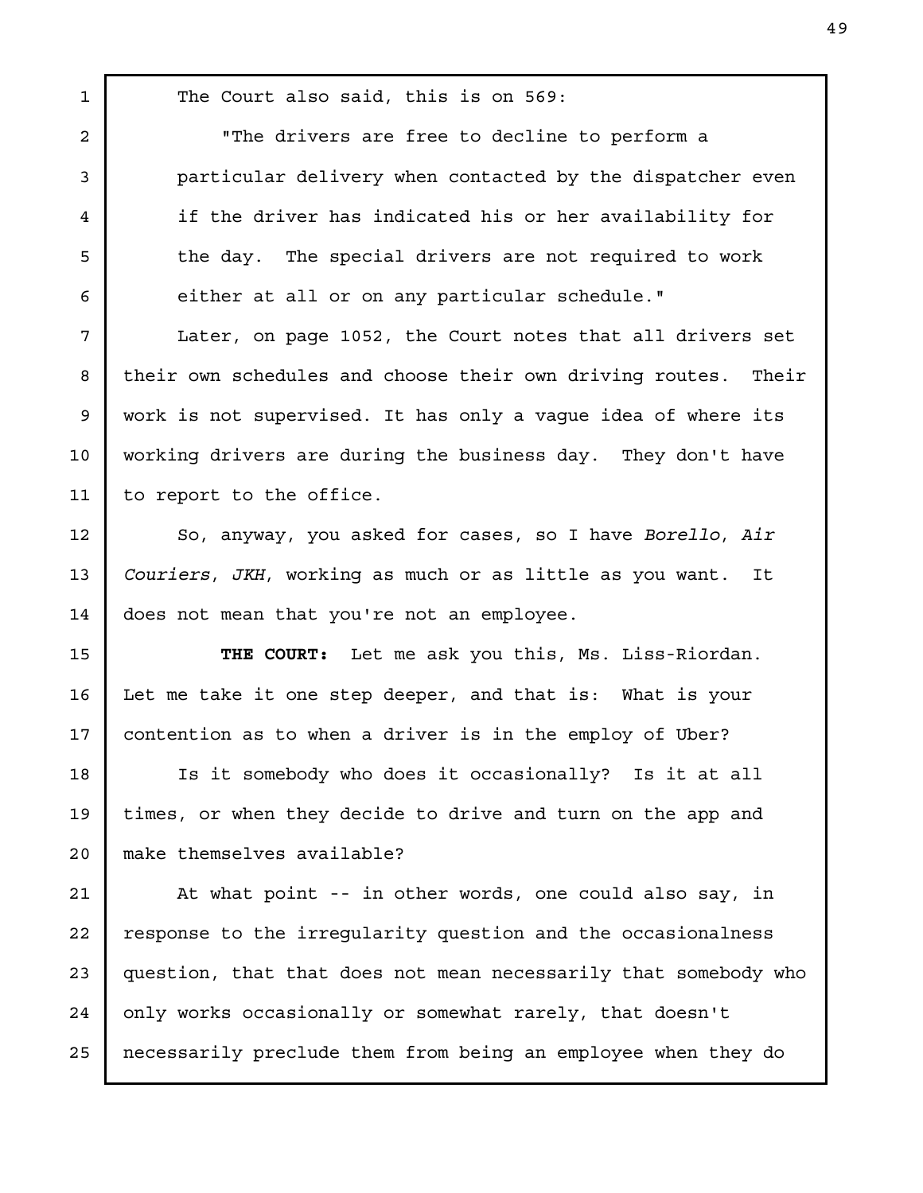The Court also said, this is on 569:

> "The drivers are free to decline to perform a particular delivery when contacted by the dispatcher even if the driver has indicated his or her availability for the day. The special drivers are not required to work either at all or on any particular schedule."

Later, on page 1052, the Court notes that all drivers set their own schedules and choose their own driving routes. Their work is not supervised. It has only a vague idea of where its working drivers are during the business day. They don't have to report to the office.

So, anyway, you asked for cases, so I have *Borello*, *Air Couriers*, *JKH*, working as much or as little as you want. It does not mean that you're not an employee.

**THE COURT:** Let me ask you this, Ms. Liss-Riordan. Let me take it one step deeper, and that is: What is your contention as to when a driver is in the employ of Uber?

Is it somebody who does it occasionally? Is it at all times, or when they decide to drive and turn on the app and make themselves available?

At what point -- in other words, one could also say, in response to the irregularity question and the occasionalness question, that that does not mean necessarily that somebody who only works occasionally or somewhat rarely, that doesn't necessarily preclude them from being an employee when they do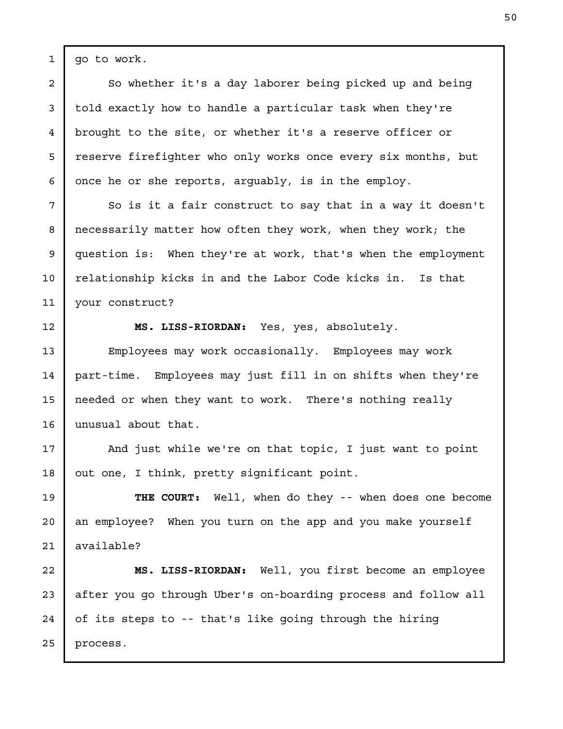go to work.

So whether it's a day laborer being picked up and being told exactly how to handle a particular task when they're brought to the site, or whether it's a reserve officer or reserve firefighter who only works once every six months, but once he or she reports, arguably, is in the employ.

So is it a fair construct to say that in a way it doesn't necessarily matter how often they work, when they work; the question is: When they're at work, that's when the employment relationship kicks in and the Labor Code kicks in. Is that your construct?

**MS. LISS-RIORDAN:** Yes, yes, absolutely.

Employees may work occasionally. Employees may work part-time. Employees may just fill in on shifts when they're needed or when they want to work. There's nothing really unusual about that.

And just while we're on that topic, I just want to point out one, I think, pretty significant point.

**THE COURT:** Well, when do they -- when does one become an employee? When you turn on the app and you make yourself available?

**MS. LISS-RIORDAN:** Well, you first become an employee after you go through Uber's on-boarding process and follow all of its steps to -- that's like going through the hiring process.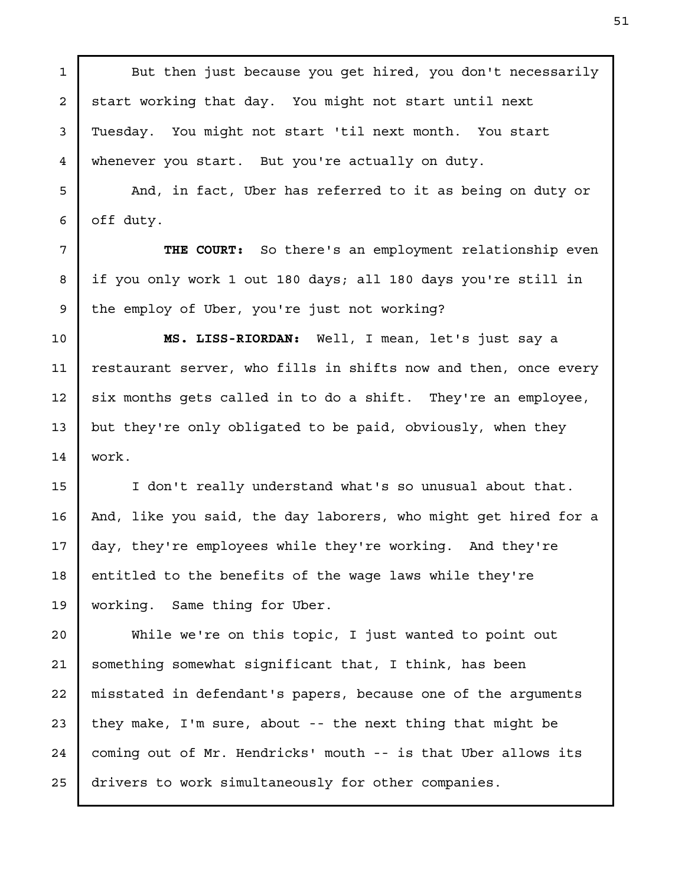But then just because you get hired, you don't necessarily start working that day. You might not start until next Tuesday. You might not start 'til next month. You start whenever you start. But you're actually on duty.

And, in fact, Uber has referred to it as being on duty or off duty.

**THE COURT:** So there's an employment relationship even if you only work 1 out 180 days; all 180 days you're still in the employ of Uber, you're just not working?

**MS. LISS-RIORDAN:** Well, I mean, let's just say a restaurant server, who fills in shifts now and then, once every six months gets called in to do a shift. They're an employee, but they're only obligated to be paid, obviously, when they work.

I don't really understand what's so unusual about that. And, like you said, the day laborers, who might get hired for a day, they're employees while they're working. And they're entitled to the benefits of the wage laws while they're working. Same thing for Uber.

While we're on this topic, I just wanted to point out something somewhat significant that, I think, has been misstated in defendant's papers, because one of the arguments they make, I'm sure, about -- the next thing that might be coming out of Mr. Hendricks' mouth -- is that Uber allows its drivers to work simultaneously for other companies.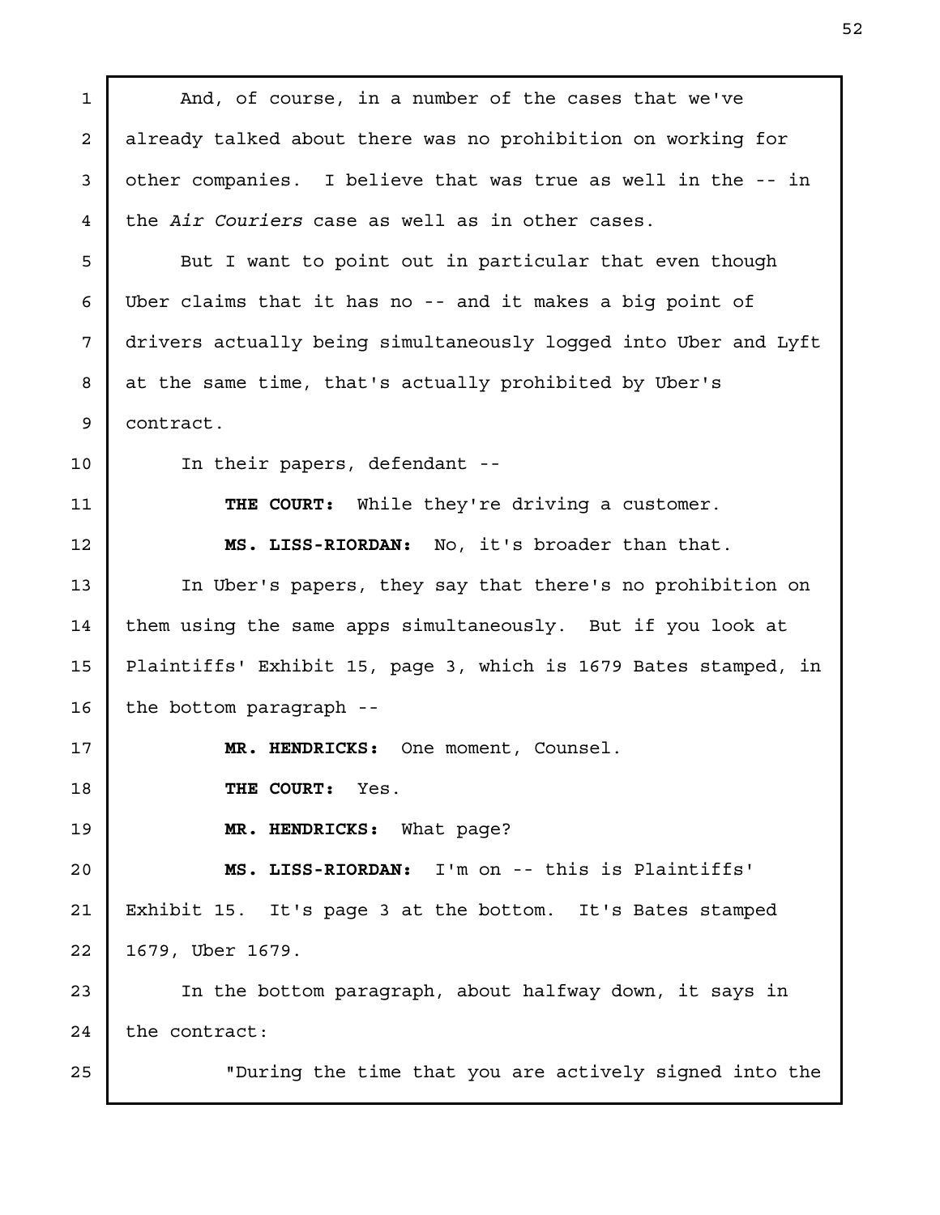And, of course, in a number of the cases that we've already talked about there was no prohibition on working for other companies. I believe that was true as well in the -- in the *Air Couriers* case as well as in other cases.

But I want to point out in particular that even though Uber claims that it has no -- and it makes a big point of drivers actually being simultaneously logged into Uber and Lyft at the same time, that's actually prohibited by Uber's contract.

In their papers, defendant --

**THE COURT:** While they're driving a customer.

**MS. LISS-RIORDAN:** No, it's broader than that.

In Uber's papers, they say that there's no prohibition on them using the same apps simultaneously. But if you look at Plaintiffs' Exhibit 15, page 3, which is 1679 Bates stamped, in the bottom paragraph --

**MR. HENDRICKS:** One moment, Counsel.

**THE COURT:** Yes.

**MR. HENDRICKS:** What page?

**MS. LISS-RIORDAN:** I'm on -- this is Plaintiffs' Exhibit 15. It's page 3 at the bottom. It's Bates stamped 1679, Uber 1679.

In the bottom paragraph, about halfway down, it says in the contract:

"During the time that you are actively signed into the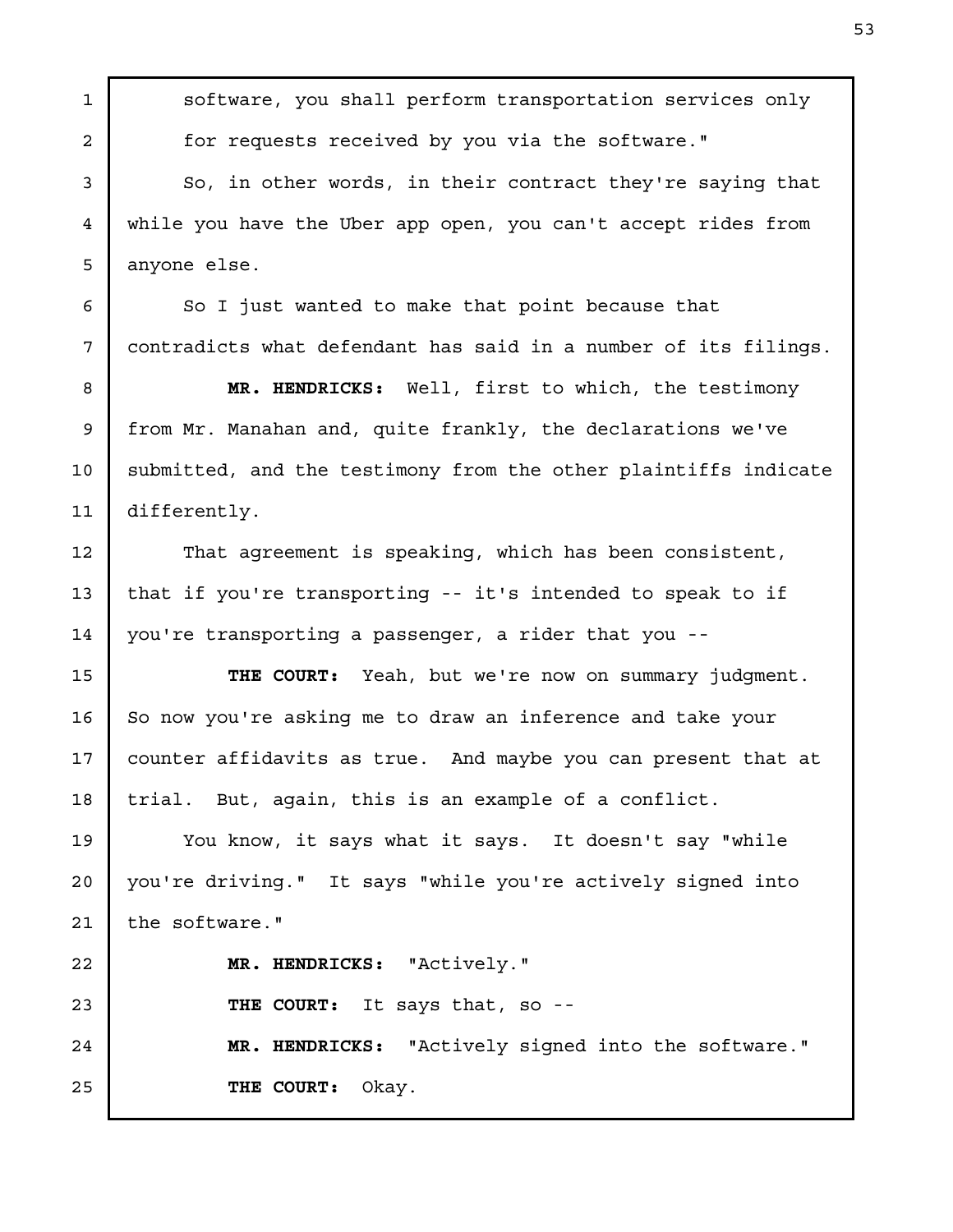software, you shall perform transportation services only for requests received by you via the software."

So, in other words, in their contract they're saying that while you have the Uber app open, you can't accept rides from anyone else.

So I just wanted to make that point because that contradicts what defendant has said in a number of its filings.

**MR. HENDRICKS:** Well, first to which, the testimony from Mr. Manahan and, quite frankly, the declarations we've submitted, and the testimony from the other plaintiffs indicate differently.

That agreement is speaking, which has been consistent, that if you're transporting -- it's intended to speak to if you're transporting a passenger, a rider that you --

**THE COURT:** Yeah, but we're now on summary judgment. So now you're asking me to draw an inference and take your counter affidavits as true. And maybe you can present that at trial. But, again, this is an example of a conflict.

You know, it says what it says. It doesn't say "while you're driving." It says "while you're actively signed into the software."

**MR. HENDRICKS:** "Actively."

**THE COURT:** It says that, so --

**MR. HENDRICKS:** "Actively signed into the software."

**THE COURT:** Okay.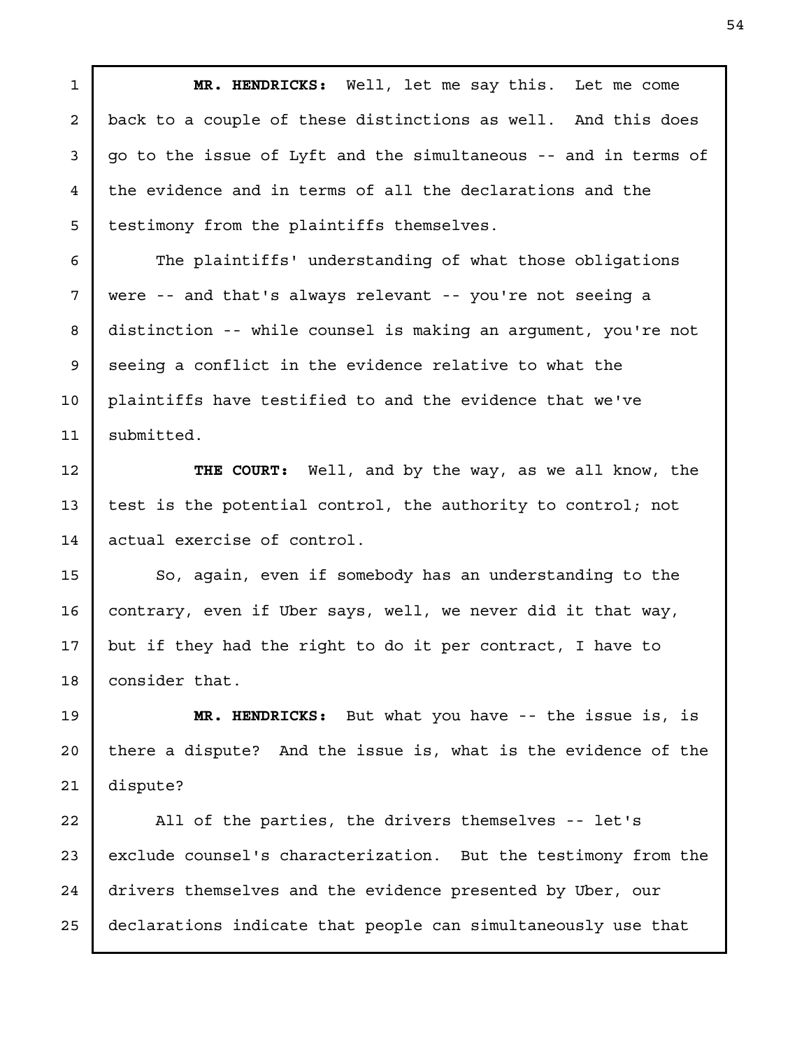**MR. HENDRICKS:** Well, let me say this. Let me come back to a couple of these distinctions as well. And this does go to the issue of Lyft and the simultaneous -- and in terms of the evidence and in terms of all the declarations and the testimony from the plaintiffs themselves.

The plaintiffs' understanding of what those obligations were -- and that's always relevant -- you're not seeing a distinction -- while counsel is making an argument, you're not seeing a conflict in the evidence relative to what the plaintiffs have testified to and the evidence that we've submitted.

**THE COURT:** Well, and by the way, as we all know, the test is the potential control, the authority to control; not actual exercise of control.

So, again, even if somebody has an understanding to the contrary, even if Uber says, well, we never did it that way, but if they had the right to do it per contract, I have to consider that.

**MR. HENDRICKS:** But what you have -- the issue is, is there a dispute? And the issue is, what is the evidence of the dispute?

All of the parties, the drivers themselves -- let's exclude counsel's characterization. But the testimony from the drivers themselves and the evidence presented by Uber, our declarations indicate that people can simultaneously use that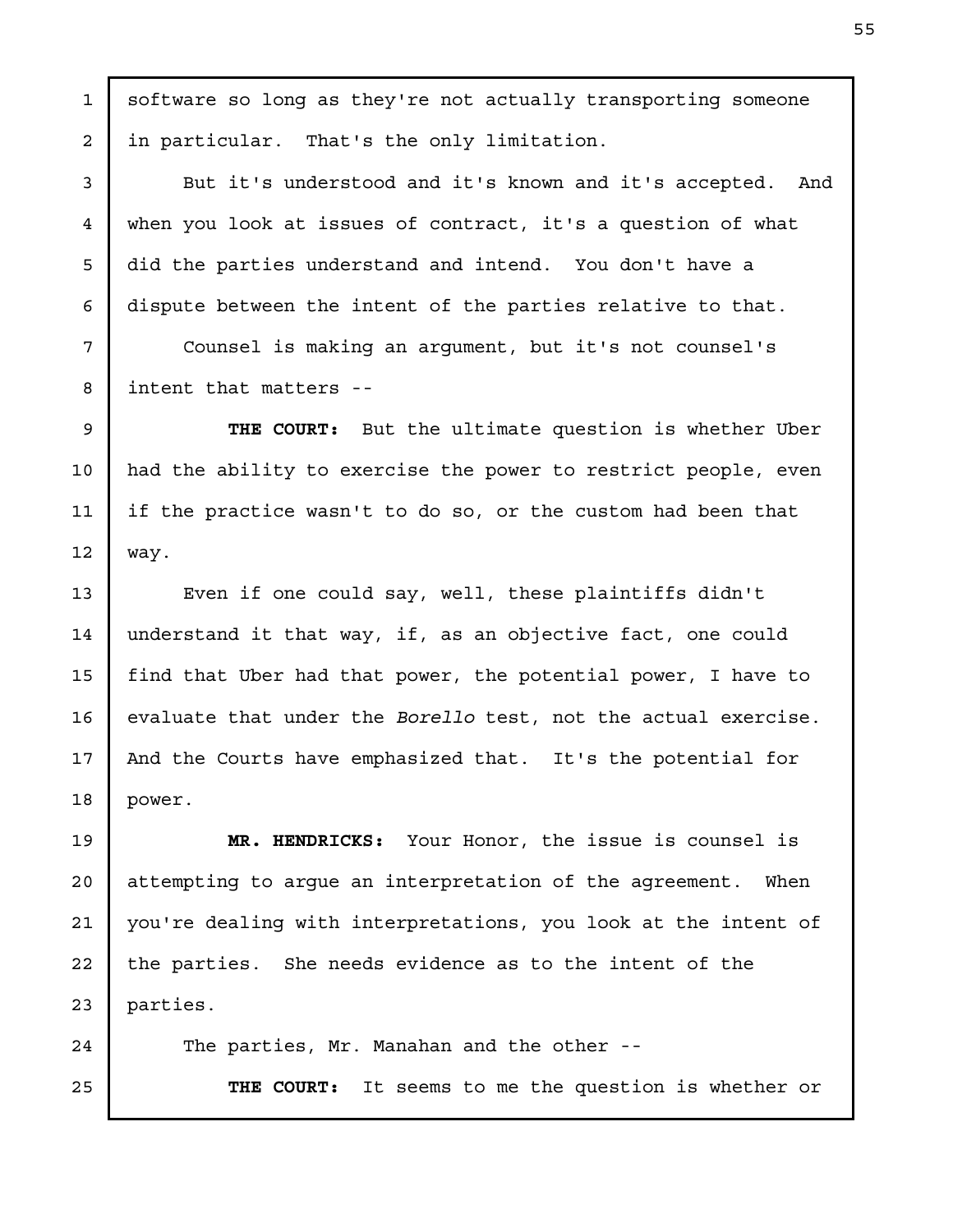software so long as they're not actually transporting someone in particular. That's the only limitation.

But it's understood and it's known and it's accepted. And when you look at issues of contract, it's a question of what did the parties understand and intend. You don't have a dispute between the intent of the parties relative to that.

Counsel is making an argument, but it's not counsel's intent that matters --

**THE COURT:** But the ultimate question is whether Uber had the ability to exercise the power to restrict people, even if the practice wasn't to do so, or the custom had been that way.

Even if one could say, well, these plaintiffs didn't understand it that way, if, as an objective fact, one could find that Uber had that power, the potential power, I have to evaluate that under the *Borello* test, not the actual exercise. And the Courts have emphasized that. It's the potential for power.

**MR. HENDRICKS:** Your Honor, the issue is counsel is attempting to argue an interpretation of the agreement. When you're dealing with interpretations, you look at the intent of the parties. She needs evidence as to the intent of the parties.

The parties, Mr. Manahan and the other --

**THE COURT:** It seems to me the question is whether or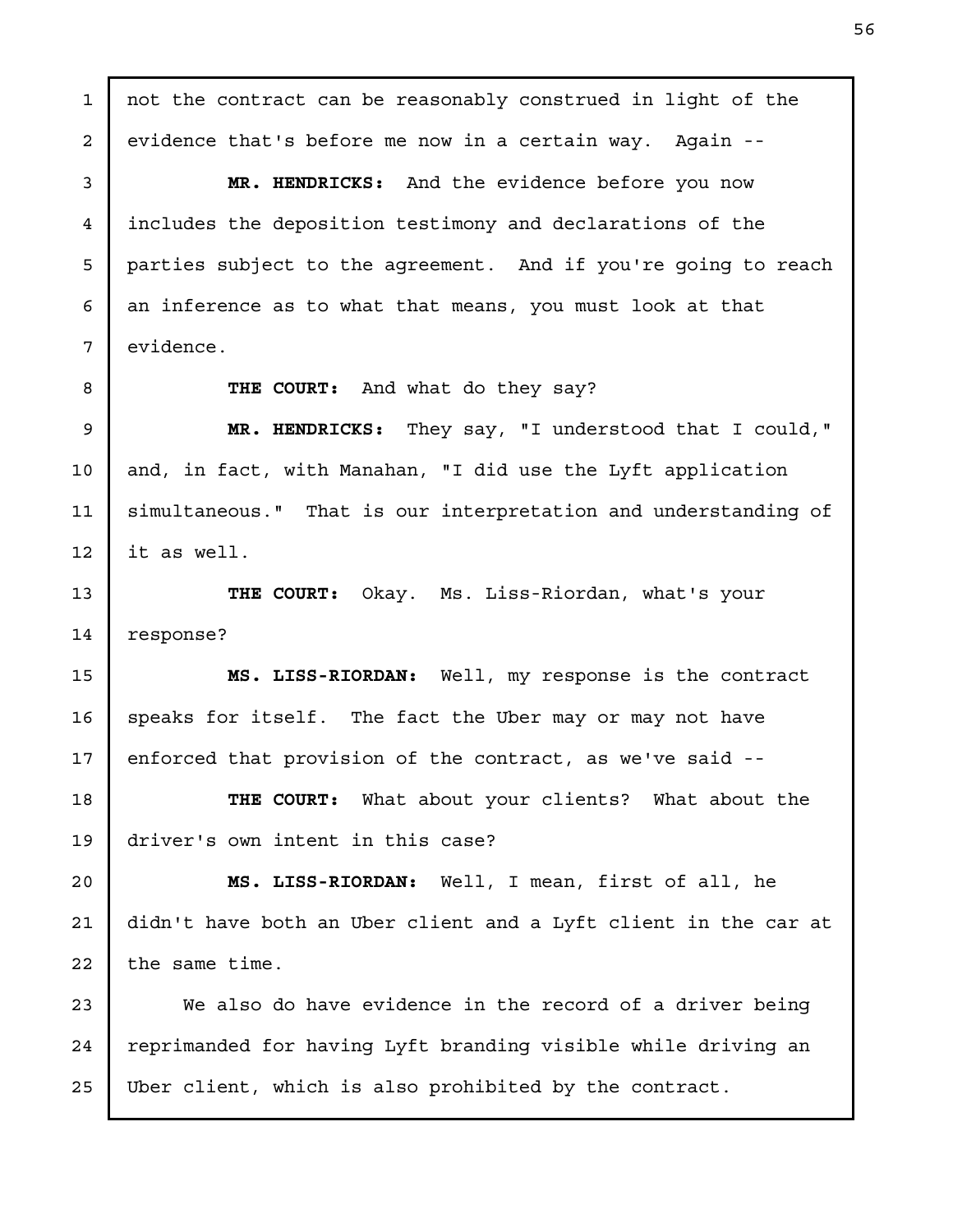not the contract can be reasonably construed in light of the evidence that's before me now in a certain way. Again --

**MR. HENDRICKS:** And the evidence before you now includes the deposition testimony and declarations of the parties subject to the agreement. And if you're going to reach an inference as to what that means, you must look at that evidence.

**THE COURT:** And what do they say?

**MR. HENDRICKS:** They say, "I understood that I could," and, in fact, with Manahan, "I did use the Lyft application simultaneous." That is our interpretation and understanding of it as well.

**THE COURT:** Okay. Ms. Liss-Riordan, what's your response?

**MS. LISS-RIORDAN:** Well, my response is the contract speaks for itself. The fact the Uber may or may not have enforced that provision of the contract, as we've said --

**THE COURT:** What about your clients? What about the driver's own intent in this case?

**MS. LISS-RIORDAN:** Well, I mean, first of all, he didn't have both an Uber client and a Lyft client in the car at the same time.

We also do have evidence in the record of a driver being reprimanded for having Lyft branding visible while driving an Uber client, which is also prohibited by the contract.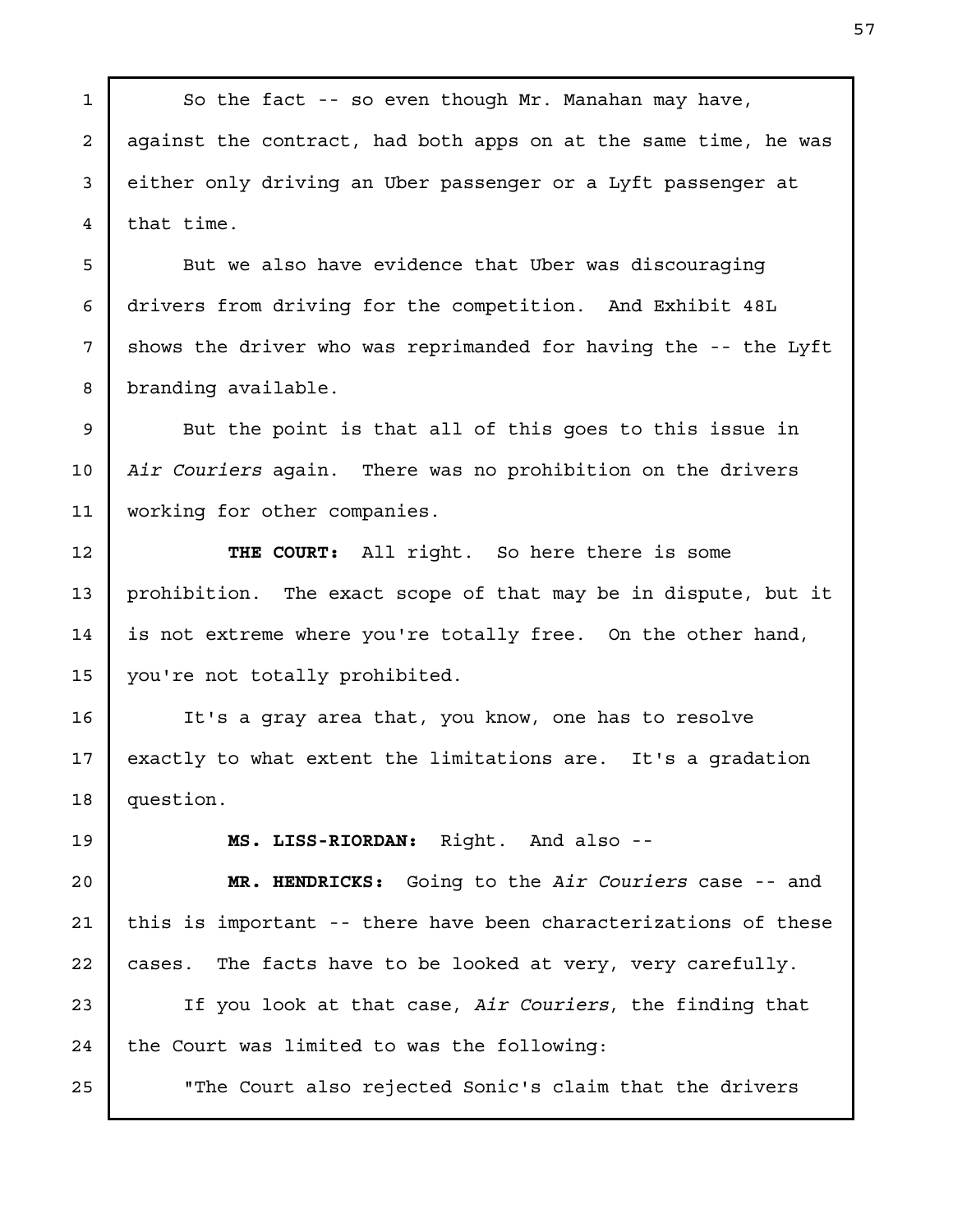So the fact -- so even though Mr. Manahan may have, against the contract, had both apps on at the same time, he was either only driving an Uber passenger or a Lyft passenger at that time.

But we also have evidence that Uber was discouraging drivers from driving for the competition. And Exhibit 48L shows the driver who was reprimanded for having the -- the Lyft branding available.

But the point is that all of this goes to this issue in *Air Couriers* again. There was no prohibition on the drivers working for other companies.

**THE COURT:** All right. So here there is some prohibition. The exact scope of that may be in dispute, but it is not extreme where you're totally free. On the other hand, you're not totally prohibited.

It's a gray area that, you know, one has to resolve exactly to what extent the limitations are. It's a gradation question.

**MS. LISS-RIORDAN:** Right. And also --

**MR. HENDRICKS:** Going to the *Air Couriers* case -- and this is important -- there have been characterizations of these cases. The facts have to be looked at very, very carefully.

If you look at that case, *Air Couriers*, the finding that the Court was limited to was the following:

"The Court also rejected Sonic's claim that the drivers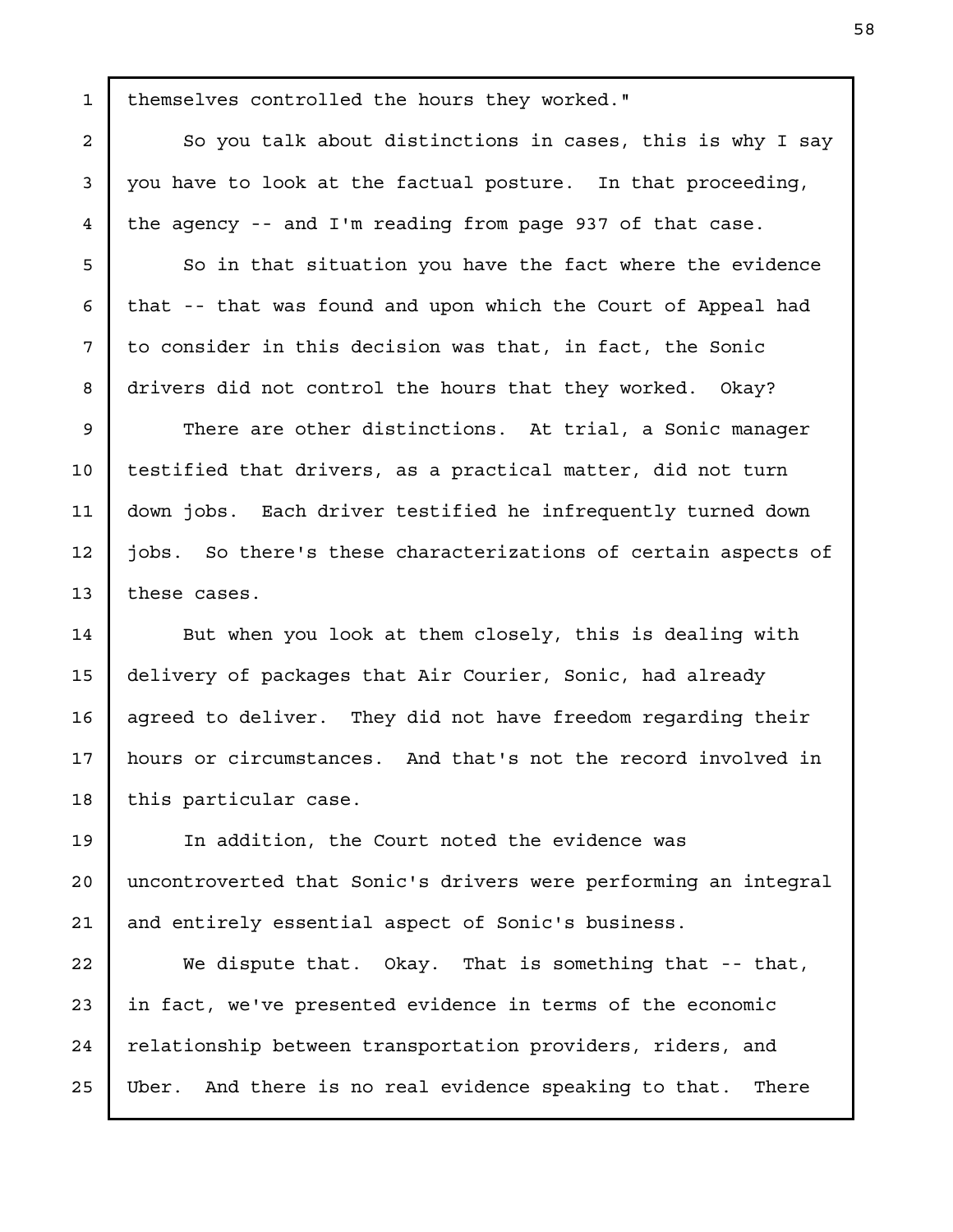themselves controlled the hours they worked."

So you talk about distinctions in cases, this is why I say you have to look at the factual posture. In that proceeding, the agency -- and I'm reading from page 937 of that case.

So in that situation you have the fact where the evidence that -- that was found and upon which the Court of Appeal had to consider in this decision was that, in fact, the Sonic drivers did not control the hours that they worked. Okay?

There are other distinctions. At trial, a Sonic manager testified that drivers, as a practical matter, did not turn down jobs. Each driver testified he infrequently turned down jobs. So there's these characterizations of certain aspects of these cases.

But when you look at them closely, this is dealing with delivery of packages that Air Courier, Sonic, had already agreed to deliver. They did not have freedom regarding their hours or circumstances. And that's not the record involved in this particular case.

In addition, the Court noted the evidence was uncontroverted that Sonic's drivers were performing an integral and entirely essential aspect of Sonic's business.

We dispute that. Okay. That is something that -- that, in fact, we've presented evidence in terms of the economic relationship between transportation providers, riders, and Uber. And there is no real evidence speaking to that. There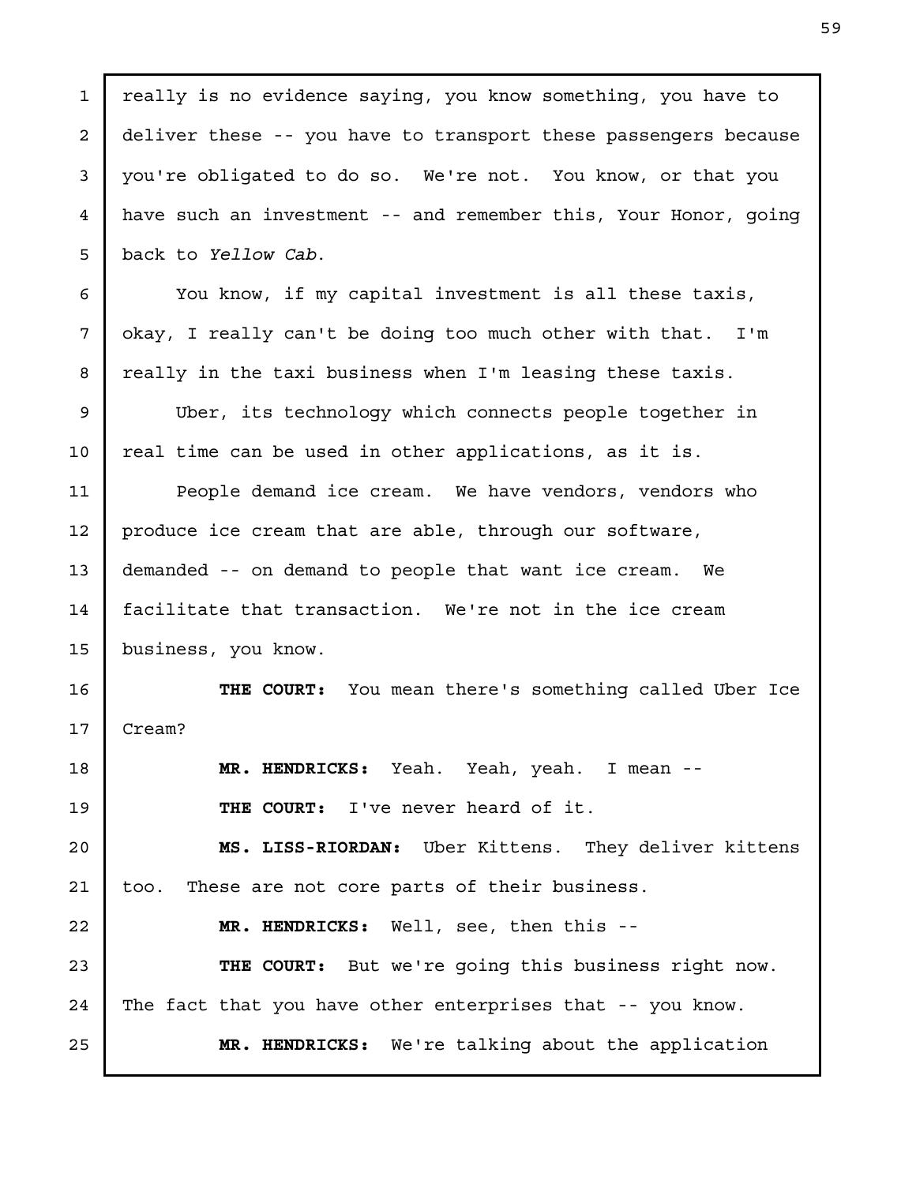really is no evidence saying, you know something, you have to deliver these -- you have to transport these passengers because you're obligated to do so. We're not. You know, or that you have such an investment -- and remember this, Your Honor, going back to *Yellow Cab*.

You know, if my capital investment is all these taxis, okay, I really can't be doing too much other with that. I'm really in the taxi business when I'm leasing these taxis.

Uber, its technology which connects people together in real time can be used in other applications, as it is.

People demand ice cream. We have vendors, vendors who produce ice cream that are able, through our software, demanded -- on demand to people that want ice cream. We facilitate that transaction. We're not in the ice cream business, you know.

**THE COURT:** You mean there's something called Uber Ice Cream?

**MR. HENDRICKS:** Yeah. Yeah, yeah. I mean --

**THE COURT:** I've never heard of it.

**MS. LISS-RIORDAN:** Uber Kittens. They deliver kittens too. These are not core parts of their business.

**MR. HENDRICKS:** Well, see, then this --

**THE COURT:** But we're going this business right now. The fact that you have other enterprises that -- you know.

**MR. HENDRICKS:** We're talking about the application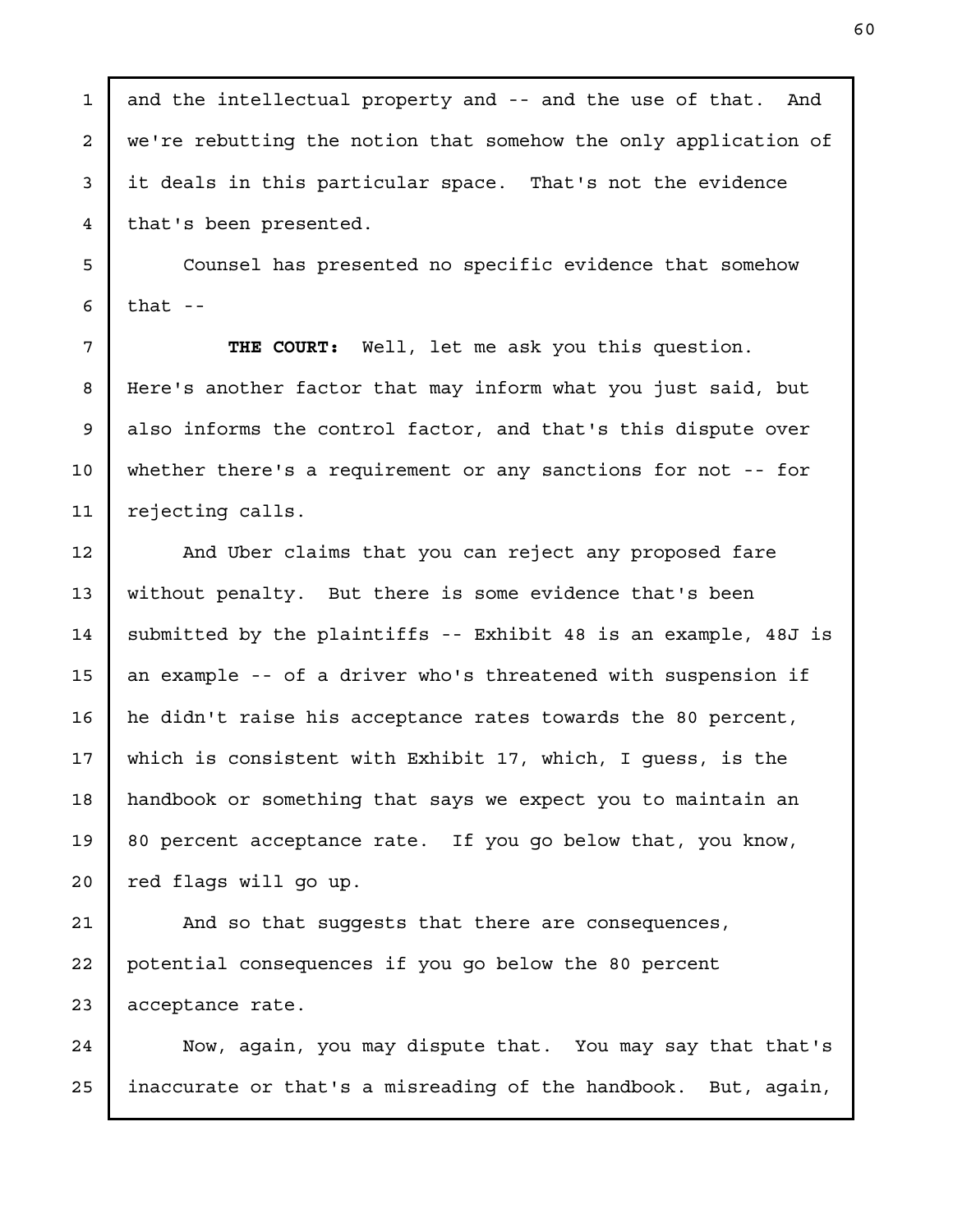and the intellectual property and -- and the use of that. And we're rebutting the notion that somehow the only application of it deals in this particular space. That's not the evidence that's been presented.

Counsel has presented no specific evidence that somehow that --

**THE COURT:** Well, let me ask you this question. Here's another factor that may inform what you just said, but also informs the control factor, and that's this dispute over whether there's a requirement or any sanctions for not -- for rejecting calls.

And Uber claims that you can reject any proposed fare without penalty. But there is some evidence that's been submitted by the plaintiffs -- Exhibit 48 is an example, 48J is an example -- of a driver who's threatened with suspension if he didn't raise his acceptance rates towards the 80 percent, which is consistent with Exhibit 17, which, I guess, is the handbook or something that says we expect you to maintain an 80 percent acceptance rate. If you go below that, you know, red flags will go up.

And so that suggests that there are consequences, potential consequences if you go below the 80 percent acceptance rate.

Now, again, you may dispute that. You may say that that's inaccurate or that's a misreading of the handbook. But, again,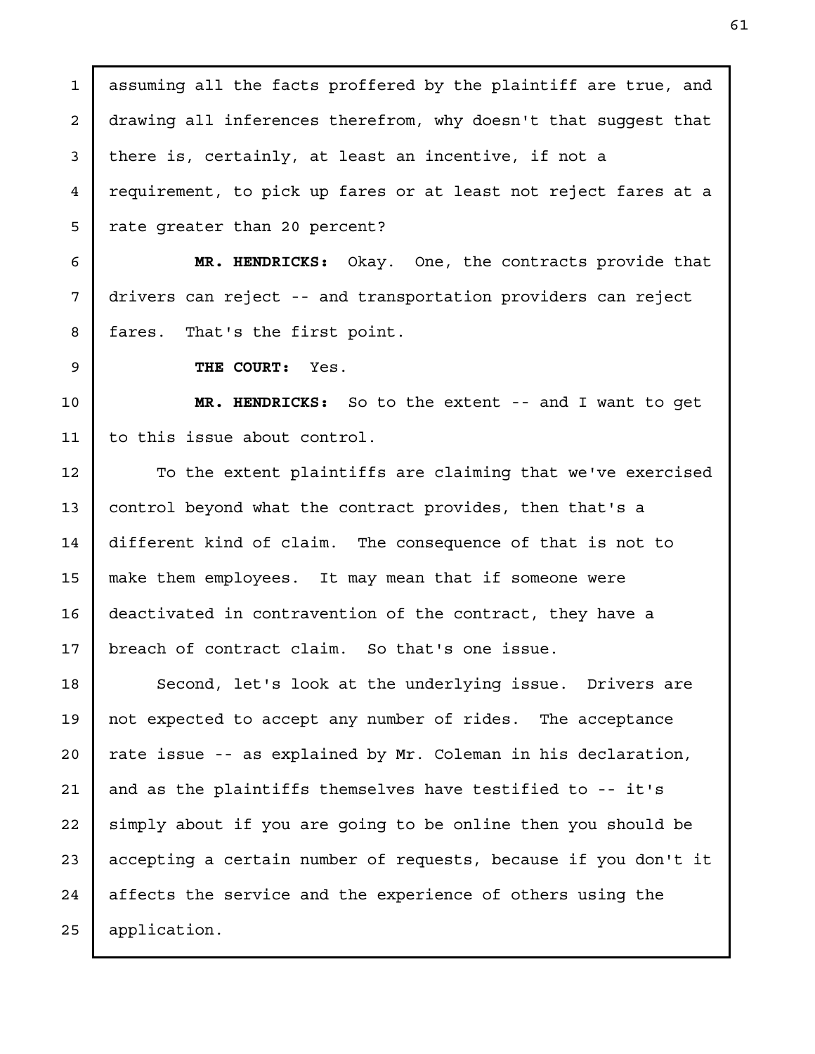assuming all the facts proffered by the plaintiff are true, and drawing all inferences therefrom, why doesn't that suggest that there is, certainly, at least an incentive, if not a requirement, to pick up fares or at least not reject fares at a rate greater than 20 percent?

**MR. HENDRICKS:** Okay. One, the contracts provide that drivers can reject -- and transportation providers can reject fares. That's the first point.

**THE COURT:** Yes.

**MR. HENDRICKS:** So to the extent -- and I want to get to this issue about control.

To the extent plaintiffs are claiming that we've exercised control beyond what the contract provides, then that's a different kind of claim. The consequence of that is not to make them employees. It may mean that if someone were deactivated in contravention of the contract, they have a breach of contract claim. So that's one issue.

Second, let's look at the underlying issue. Drivers are not expected to accept any number of rides. The acceptance rate issue -- as explained by Mr. Coleman in his declaration, and as the plaintiffs themselves have testified to -- it's simply about if you are going to be online then you should be accepting a certain number of requests, because if you don't it affects the service and the experience of others using the application.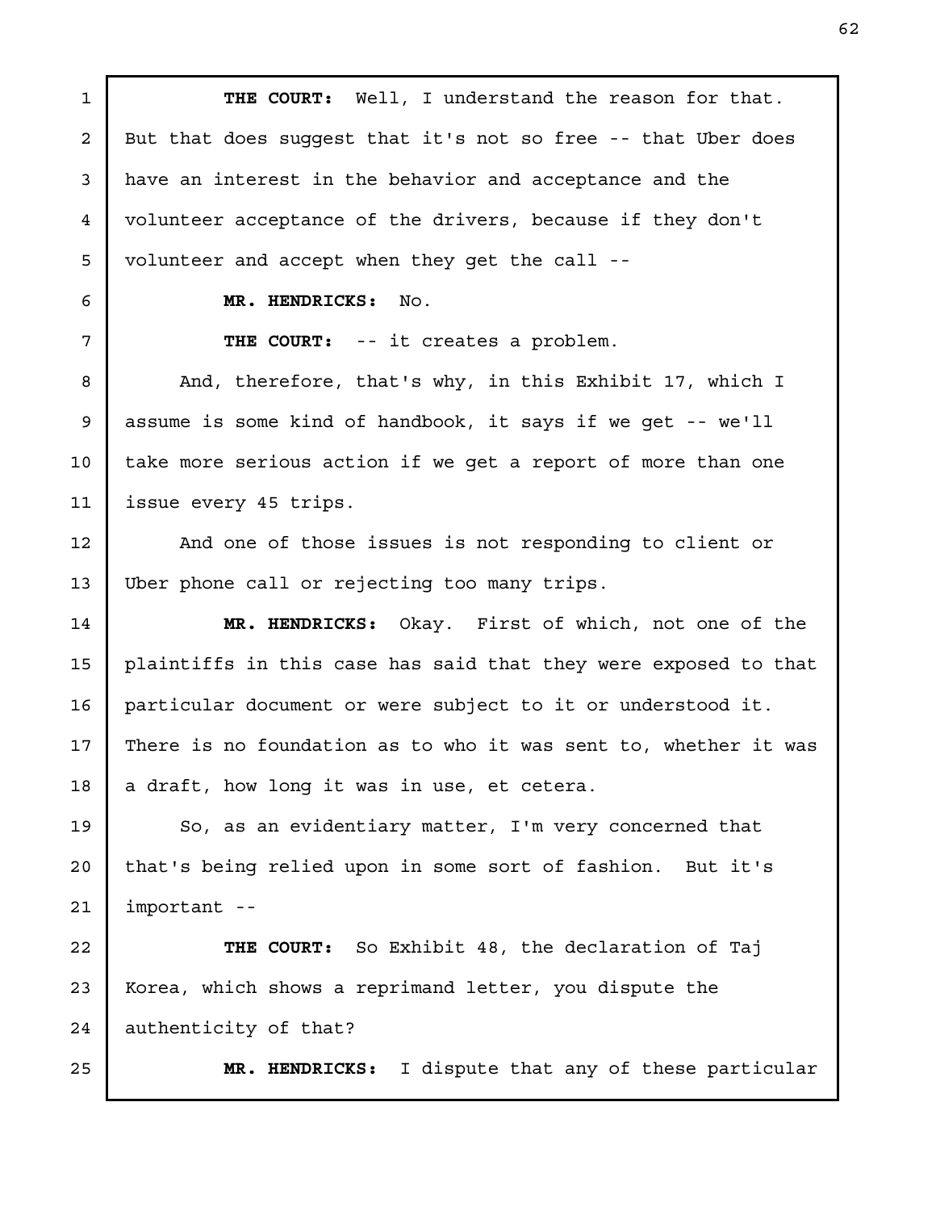**THE COURT:** Well, I understand the reason for that. But that does suggest that it's not so free -- that Uber does have an interest in the behavior and acceptance and the volunteer acceptance of the drivers, because if they don't volunteer and accept when they get the call --

**MR. HENDRICKS:** No.

**THE COURT:** -- it creates a problem.

And, therefore, that's why, in this Exhibit 17, which I assume is some kind of handbook, it says if we get -- we'll take more serious action if we get a report of more than one issue every 45 trips.

And one of those issues is not responding to client or Uber phone call or rejecting too many trips.

**MR. HENDRICKS:** Okay. First of which, not one of the plaintiffs in this case has said that they were exposed to that particular document or were subject to it or understood it. There is no foundation as to who it was sent to, whether it was a draft, how long it was in use, et cetera.

So, as an evidentiary matter, I'm very concerned that that's being relied upon in some sort of fashion. But it's important --

**THE COURT:** So Exhibit 48, the declaration of Taj Korea, which shows a reprimand letter, you dispute the authenticity of that?

**MR. HENDRICKS:** I dispute that any of these particular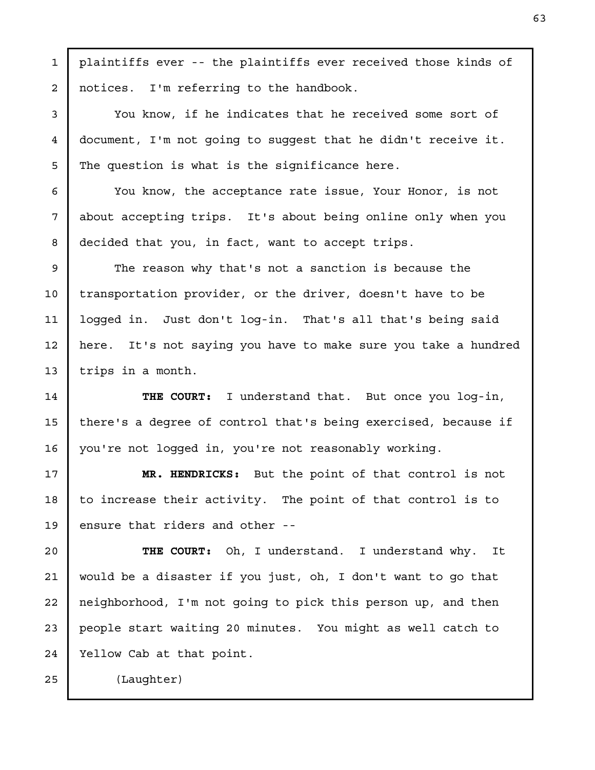plaintiffs ever -- the plaintiffs ever received those kinds of notices. I'm referring to the handbook.

You know, if he indicates that he received some sort of document, I'm not going to suggest that he didn't receive it. The question is what is the significance here.

You know, the acceptance rate issue, Your Honor, is not about accepting trips. It's about being online only when you decided that you, in fact, want to accept trips.

The reason why that's not a sanction is because the transportation provider, or the driver, doesn't have to be logged in. Just don't log-in. That's all that's being said here. It's not saying you have to make sure you take a hundred trips in a month.

**THE COURT:** I understand that. But once you log-in, there's a degree of control that's being exercised, because if you're not logged in, you're not reasonably working.

**MR. HENDRICKS:** But the point of that control is not to increase their activity. The point of that control is to ensure that riders and other --

**THE COURT:** Oh, I understand. I understand why. It would be a disaster if you just, oh, I don't want to go that neighborhood, I'm not going to pick this person up, and then people start waiting 20 minutes. You might as well catch to Yellow Cab at that point.

(Laughter)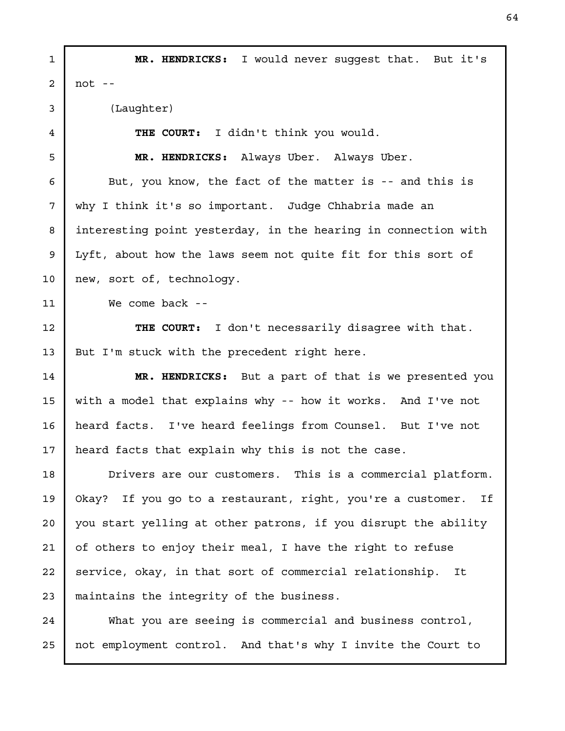**MR. HENDRICKS:** I would never suggest that. But it's not --

(Laughter)

**THE COURT:** I didn't think you would.

**MR. HENDRICKS:** Always Uber. Always Uber.

But, you know, the fact of the matter is -- and this is why I think it's so important. Judge Chhabria made an interesting point yesterday, in the hearing in connection with Lyft, about how the laws seem not quite fit for this sort of new, sort of, technology.

We come back --

**THE COURT:** I don't necessarily disagree with that. But I'm stuck with the precedent right here.

**MR. HENDRICKS:** But a part of that is we presented you with a model that explains why -- how it works. And I've not heard facts. I've heard feelings from Counsel. But I've not heard facts that explain why this is not the case.

Drivers are our customers. This is a commercial platform. Okay? If you go to a restaurant, right, you're a customer. If you start yelling at other patrons, if you disrupt the ability of others to enjoy their meal, I have the right to refuse service, okay, in that sort of commercial relationship. It maintains the integrity of the business.

What you are seeing is commercial and business control, not employment control. And that's why I invite the Court to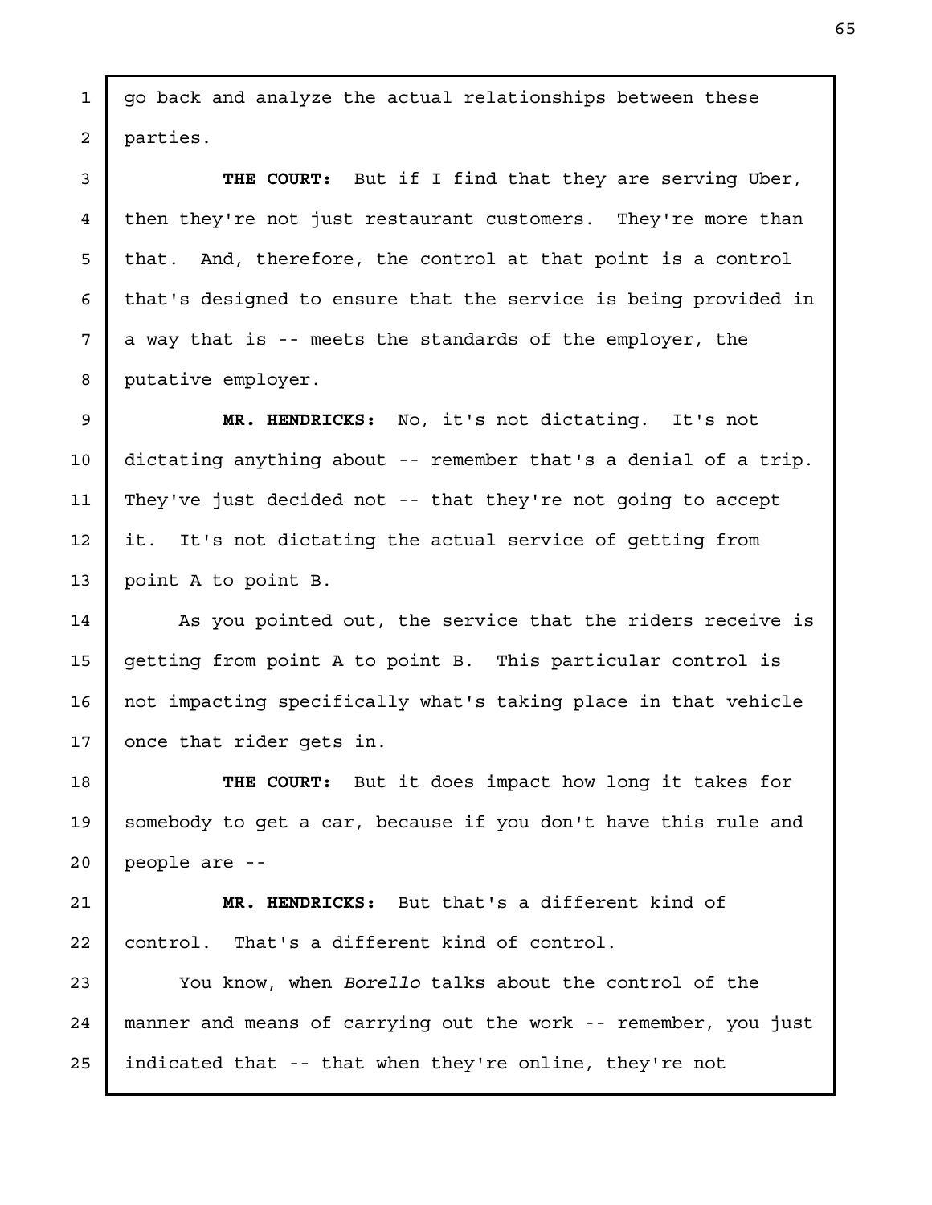go back and analyze the actual relationships between these parties.

**THE COURT:** But if I find that they are serving Uber, then they're not just restaurant customers. They're more than that. And, therefore, the control at that point is a control that's designed to ensure that the service is being provided in a way that is -- meets the standards of the employer, the putative employer.

**MR. HENDRICKS:** No, it's not dictating. It's not dictating anything about -- remember that's a denial of a trip. They've just decided not -- that they're not going to accept it. It's not dictating the actual service of getting from point A to point B.

As you pointed out, the service that the riders receive is getting from point A to point B. This particular control is not impacting specifically what's taking place in that vehicle once that rider gets in.

**THE COURT:** But it does impact how long it takes for somebody to get a car, because if you don't have this rule and people are --

**MR. HENDRICKS:** But that's a different kind of control. That's a different kind of control.

You know, when *Borello* talks about the control of the manner and means of carrying out the work -- remember, you just indicated that -- that when they're online, they're not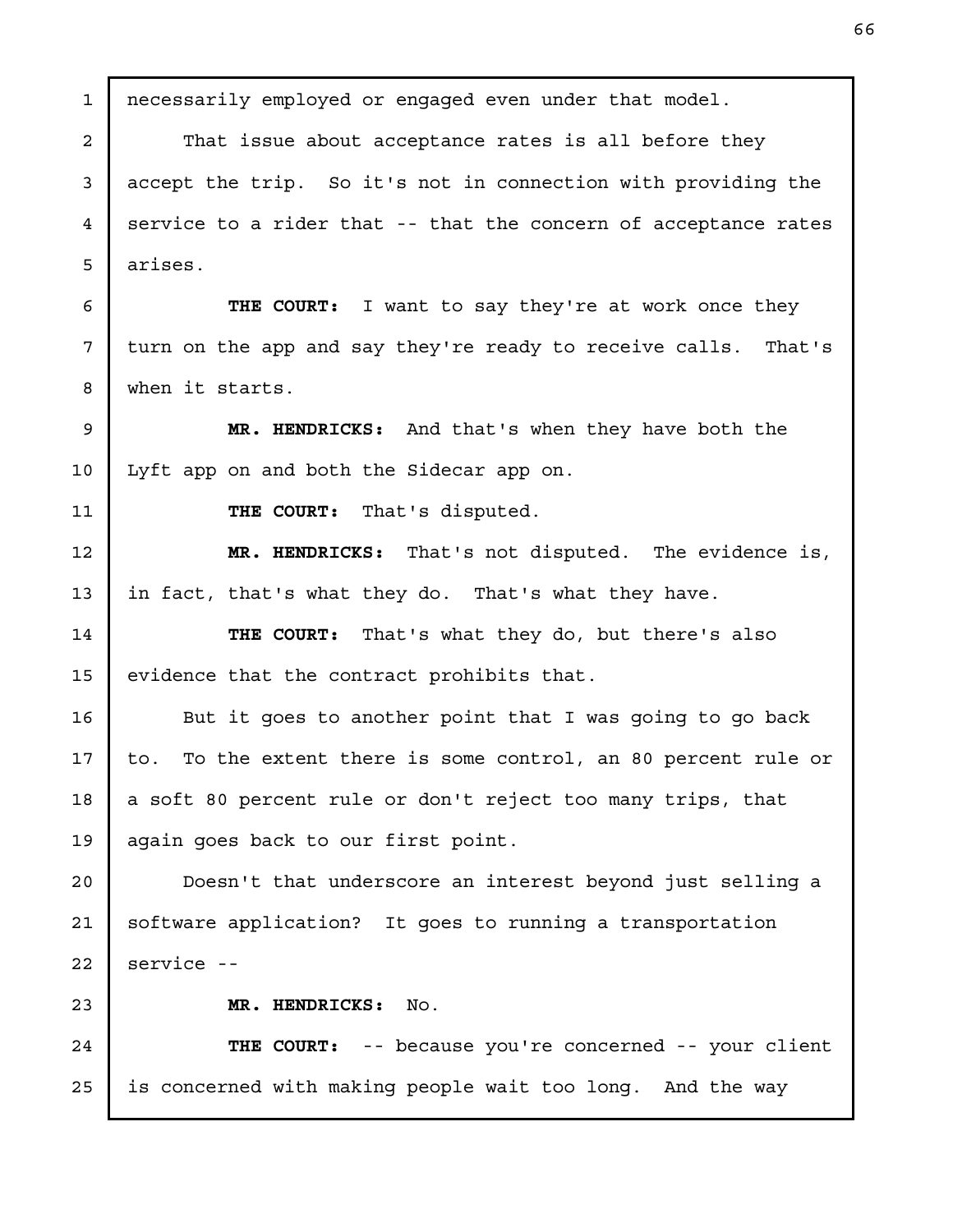necessarily employed or engaged even under that model.

That issue about acceptance rates is all before they accept the trip. So it's not in connection with providing the service to a rider that -- that the concern of acceptance rates arises.

**THE COURT:** I want to say they're at work once they turn on the app and say they're ready to receive calls. That's when it starts.

**MR. HENDRICKS:** And that's when they have both the Lyft app on and both the Sidecar app on.

**THE COURT:** That's disputed.

**MR. HENDRICKS:** That's not disputed. The evidence is, in fact, that's what they do. That's what they have.

**THE COURT:** That's what they do, but there's also evidence that the contract prohibits that.

But it goes to another point that I was going to go back to. To the extent there is some control, an 80 percent rule or a soft 80 percent rule or don't reject too many trips, that again goes back to our first point.

Doesn't that underscore an interest beyond just selling a software application? It goes to running a transportation service --

**MR. HENDRICKS:** No.

**THE COURT:** -- because you're concerned -- your client is concerned with making people wait too long. And the way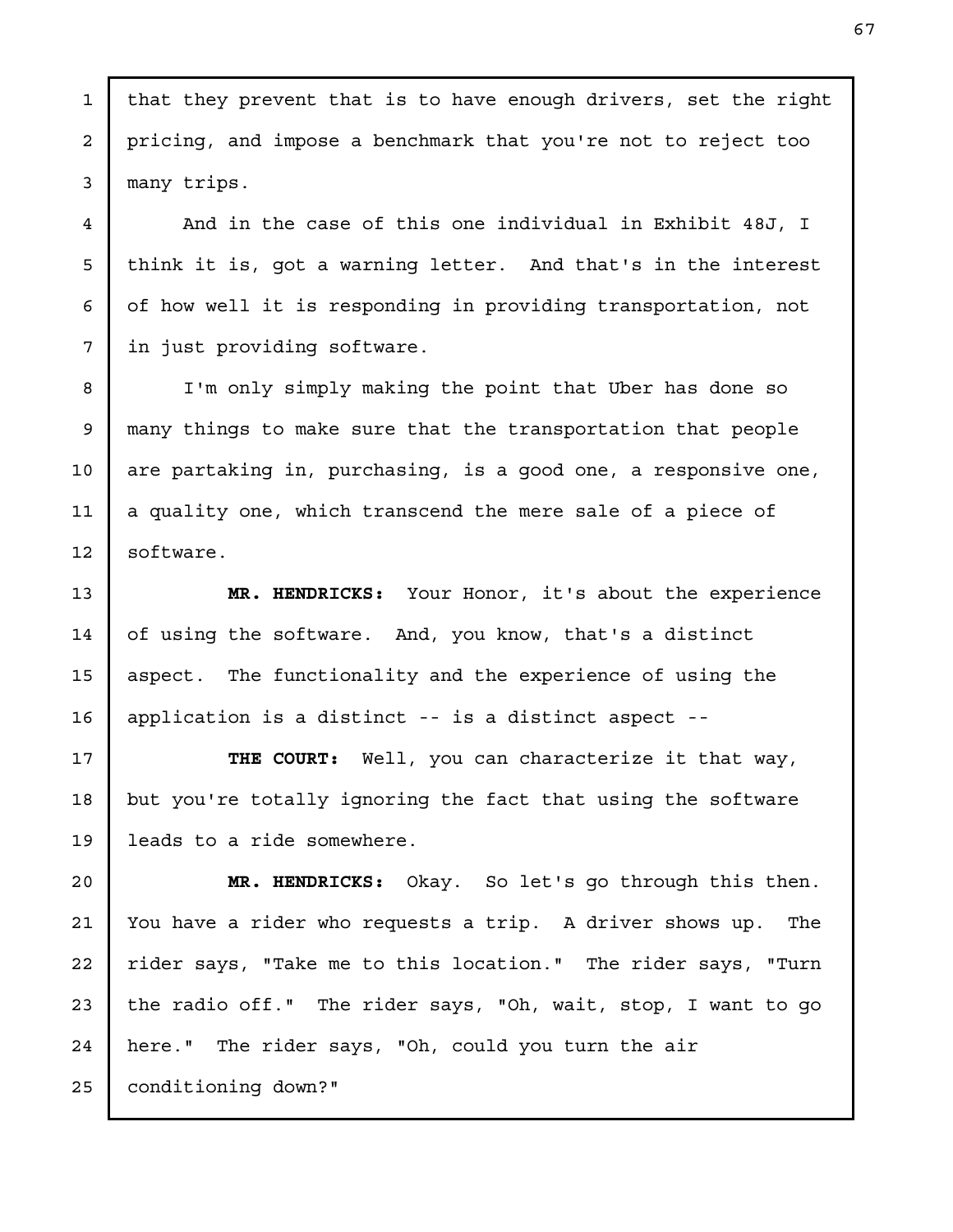that they prevent that is to have enough drivers, set the right pricing, and impose a benchmark that you're not to reject too many trips.

And in the case of this one individual in Exhibit 48J, I think it is, got a warning letter. And that's in the interest of how well it is responding in providing transportation, not in just providing software.

I'm only simply making the point that Uber has done so many things to make sure that the transportation that people are partaking in, purchasing, is a good one, a responsive one, a quality one, which transcend the mere sale of a piece of software.

**MR. HENDRICKS:** Your Honor, it's about the experience of using the software. And, you know, that's a distinct aspect. The functionality and the experience of using the application is a distinct -- is a distinct aspect --

**THE COURT:** Well, you can characterize it that way, but you're totally ignoring the fact that using the software leads to a ride somewhere.

**MR. HENDRICKS:** Okay. So let's go through this then. You have a rider who requests a trip. A driver shows up. The rider says, "Take me to this location." The rider says, "Turn the radio off." The rider says, "Oh, wait, stop, I want to go here." The rider says, "Oh, could you turn the air conditioning down?"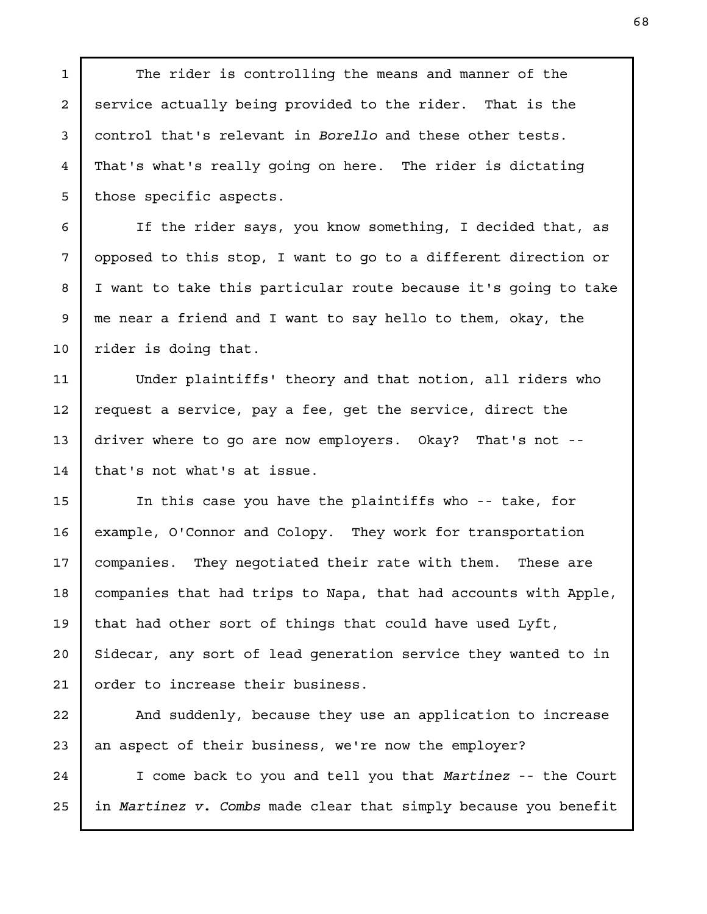The rider is controlling the means and manner of the service actually being provided to the rider. That is the control that's relevant in *Borello* and these other tests. That's what's really going on here. The rider is dictating those specific aspects.

If the rider says, you know something, I decided that, as opposed to this stop, I want to go to a different direction or I want to take this particular route because it's going to take me near a friend and I want to say hello to them, okay, the rider is doing that.

Under plaintiffs' theory and that notion, all riders who request a service, pay a fee, get the service, direct the driver where to go are now employers. Okay? That's not -- that's not what's at issue.

In this case you have the plaintiffs who -- take, for example, O'Connor and Colopy. They work for transportation companies. They negotiated their rate with them. These are companies that had trips to Napa, that had accounts with Apple, that had other sort of things that could have used Lyft, Sidecar, any sort of lead generation service they wanted to in order to increase their business.

And suddenly, because they use an application to increase an aspect of their business, we're now the employer?

I come back to you and tell you that *Martinez* -- the Court in *Martinez v. Combs* made clear that simply because you benefit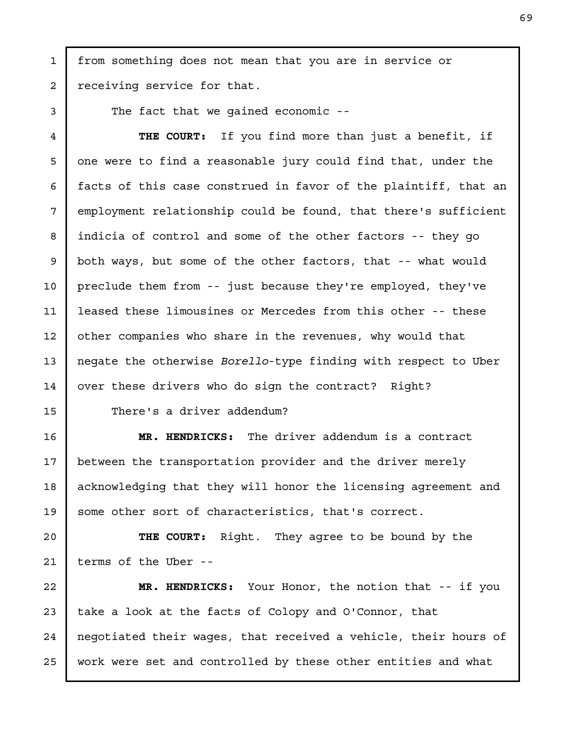from something does not mean that you are in service or receiving service for that.

The fact that we gained economic --

**THE COURT:** If you find more than just a benefit, if one were to find a reasonable jury could find that, under the facts of this case construed in favor of the plaintiff, that an employment relationship could be found, that there's sufficient indicia of control and some of the other factors -- they go both ways, but some of the other factors, that -- what would preclude them from -- just because they're employed, they've leased these limousines or Mercedes from this other -- these other companies who share in the revenues, why would that negate the otherwise *Borello*-type finding with respect to Uber over these drivers who do sign the contract? Right?

There's a driver addendum?

**MR. HENDRICKS:** The driver addendum is a contract between the transportation provider and the driver merely acknowledging that they will honor the licensing agreement and some other sort of characteristics, that's correct.

**THE COURT:** Right. They agree to be bound by the terms of the Uber --

**MR. HENDRICKS:** Your Honor, the notion that -- if you take a look at the facts of Colopy and O'Connor, that negotiated their wages, that received a vehicle, their hours of work were set and controlled by these other entities and what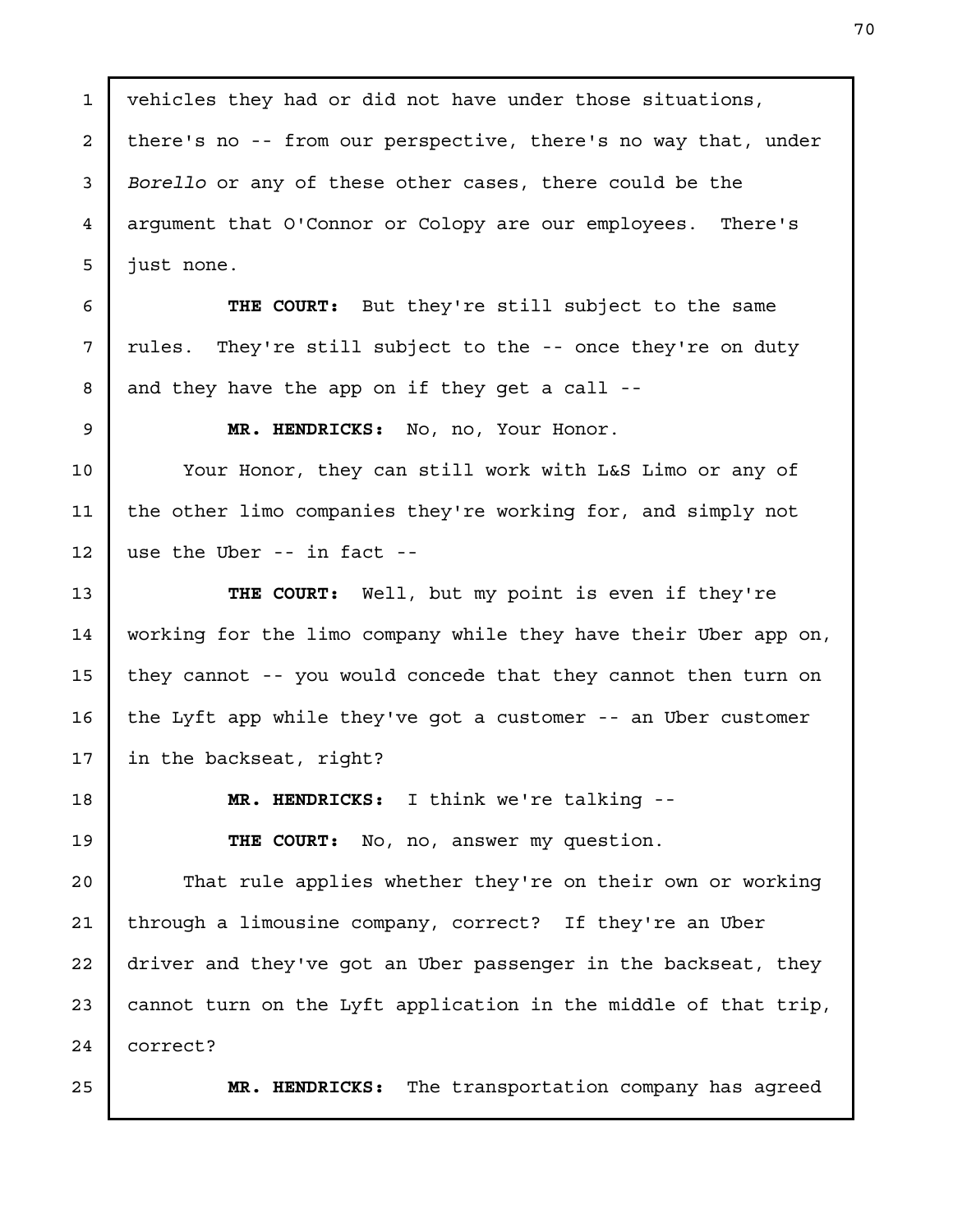vehicles they had or did not have under those situations, there's no -- from our perspective, there's no way that, under *Borello* or any of these other cases, there could be the argument that O'Connor or Colopy are our employees. There's just none.

**THE COURT:** But they're still subject to the same rules. They're still subject to the -- once they're on duty and they have the app on if they get a call --

**MR. HENDRICKS:** No, no, Your Honor.

Your Honor, they can still work with L&S Limo or any of the other limo companies they're working for, and simply not use the Uber -- in fact --

**THE COURT:** Well, but my point is even if they're working for the limo company while they have their Uber app on, they cannot -- you would concede that they cannot then turn on the Lyft app while they've got a customer -- an Uber customer in the backseat, right?

**MR. HENDRICKS:** I think we're talking --

**THE COURT:** No, no, answer my question.

That rule applies whether they're on their own or working through a limousine company, correct? If they're an Uber driver and they've got an Uber passenger in the backseat, they cannot turn on the Lyft application in the middle of that trip, correct?

**MR. HENDRICKS:** The transportation company has agreed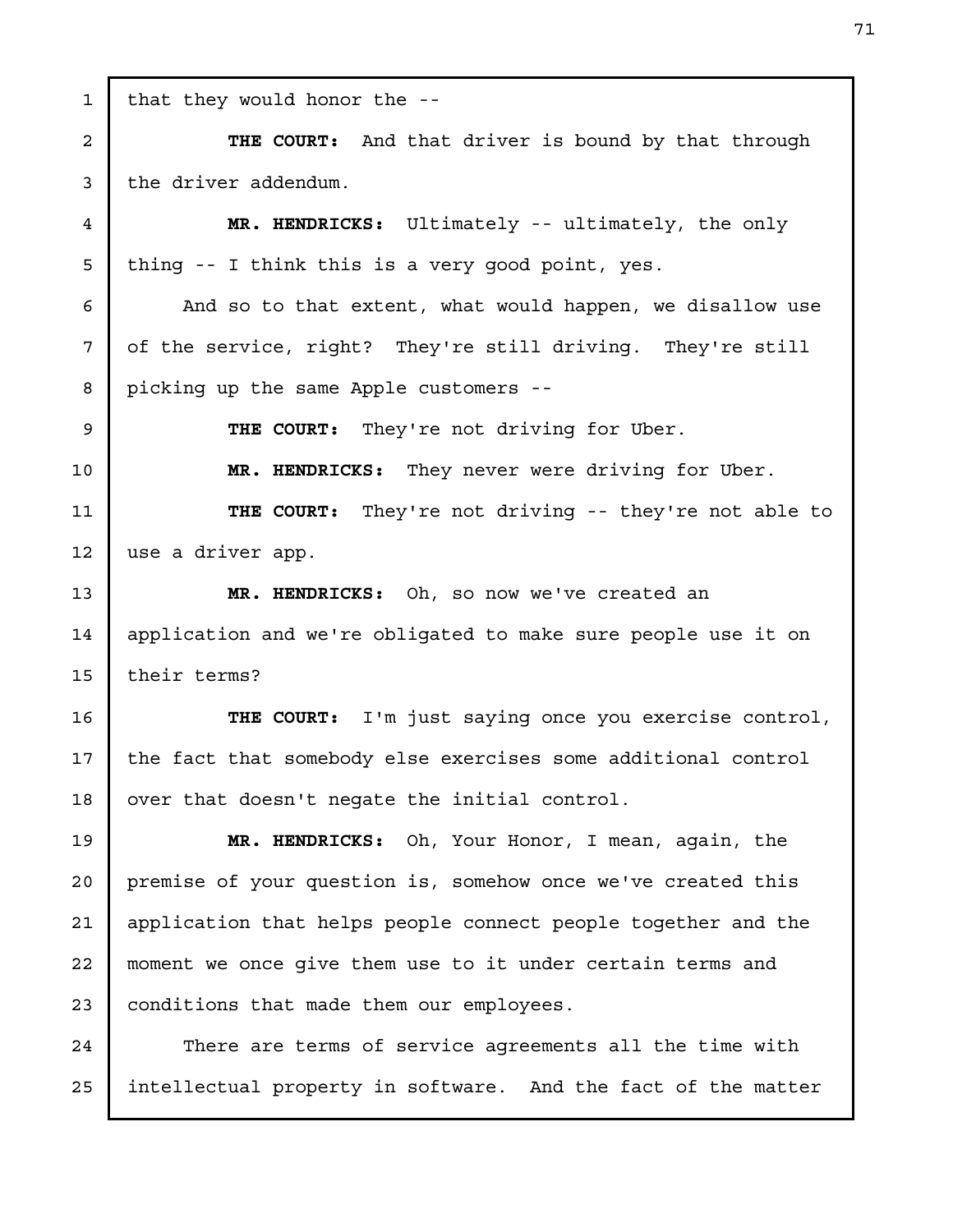that they would honor the --

**THE COURT:** And that driver is bound by that through the driver addendum.

**MR. HENDRICKS:** Ultimately -- ultimately, the only thing -- I think this is a very good point, yes.

And so to that extent, what would happen, we disallow use of the service, right? They're still driving. They're still picking up the same Apple customers --

**THE COURT:** They're not driving for Uber.

**MR. HENDRICKS:** They never were driving for Uber.

**THE COURT:** They're not driving -- they're not able to use a driver app.

**MR. HENDRICKS:** Oh, so now we've created an application and we're obligated to make sure people use it on their terms?

**THE COURT:** I'm just saying once you exercise control, the fact that somebody else exercises some additional control over that doesn't negate the initial control.

**MR. HENDRICKS:** Oh, Your Honor, I mean, again, the premise of your question is, somehow once we've created this application that helps people connect people together and the moment we once give them use to it under certain terms and conditions that made them our employees.

There are terms of service agreements all the time with intellectual property in software. And the fact of the matter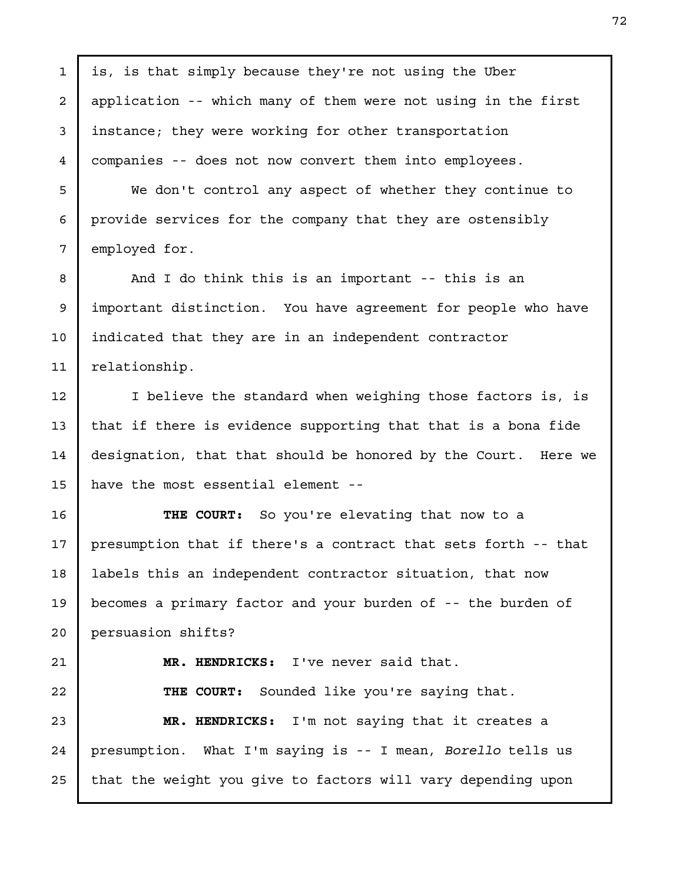is, is that simply because they're not using the Uber application -- which many of them were not using in the first instance; they were working for other transportation companies -- does not now convert them into employees.

We don't control any aspect of whether they continue to provide services for the company that they are ostensibly employed for.

And I do think this is an important -- this is an important distinction. You have agreement for people who have indicated that they are in an independent contractor relationship.

I believe the standard when weighing those factors is, is that if there is evidence supporting that that is a bona fide designation, that that should be honored by the Court. Here we have the most essential element --

**THE COURT:** So you're elevating that now to a presumption that if there's a contract that sets forth -- that labels this an independent contractor situation, that now becomes a primary factor and your burden of -- the burden of persuasion shifts?

**MR. HENDRICKS:** I've never said that.

**THE COURT:** Sounded like you're saying that.

**MR. HENDRICKS:** I'm not saying that it creates a presumption. What I'm saying is -- I mean, *Borello* tells us that the weight you give to factors will vary depending upon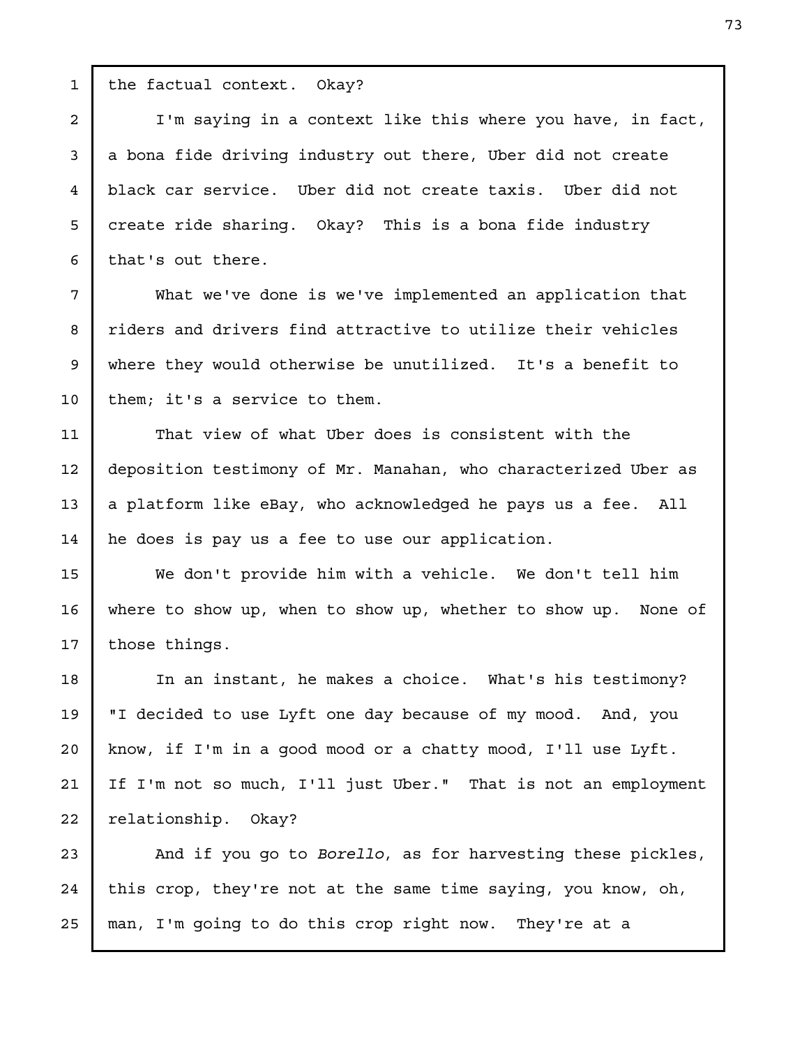the factual context. Okay?

I'm saying in a context like this where you have, in fact, a bona fide driving industry out there, Uber did not create black car service. Uber did not create taxis. Uber did not create ride sharing. Okay? This is a bona fide industry that's out there.

What we've done is we've implemented an application that riders and drivers find attractive to utilize their vehicles where they would otherwise be unutilized. It's a benefit to them; it's a service to them.

That view of what Uber does is consistent with the deposition testimony of Mr. Manahan, who characterized Uber as a platform like eBay, who acknowledged he pays us a fee. All he does is pay us a fee to use our application.

We don't provide him with a vehicle. We don't tell him where to show up, when to show up, whether to show up. None of those things.

In an instant, he makes a choice. What's his testimony? "I decided to use Lyft one day because of my mood. And, you know, if I'm in a good mood or a chatty mood, I'll use Lyft. If I'm not so much, I'll just Uber." That is not an employment relationship. Okay?

And if you go to *Borello*, as for harvesting these pickles, this crop, they're not at the same time saying, you know, oh, man, I'm going to do this crop right now. They're at a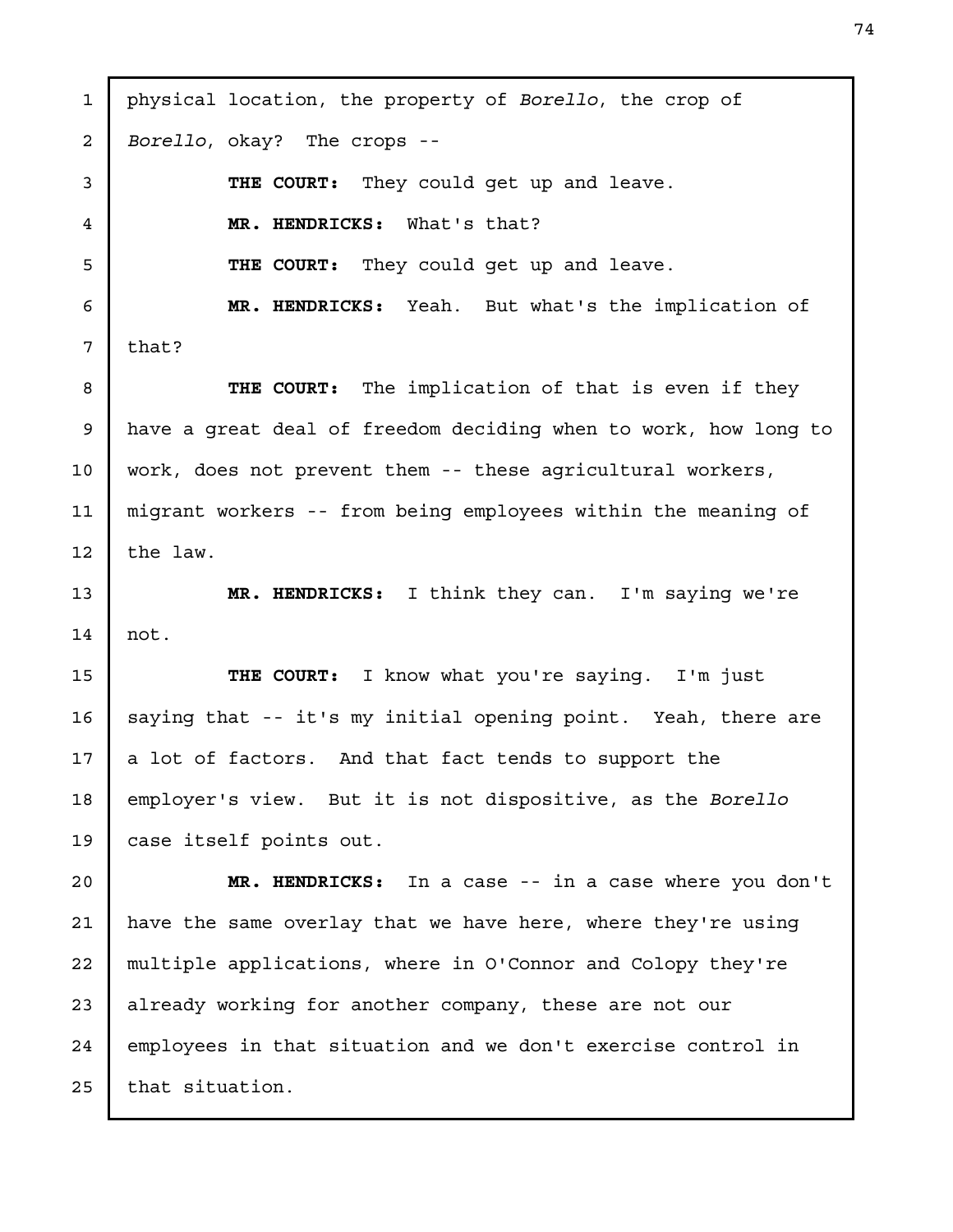physical location, the property of *Borello*, the crop of *Borello*, okay? The crops --

**THE COURT:** They could get up and leave.

**MR. HENDRICKS:** What's that?

**THE COURT:** They could get up and leave.

**MR. HENDRICKS:** Yeah. But what's the implication of that?

**THE COURT:** The implication of that is even if they have a great deal of freedom deciding when to work, how long to work, does not prevent them -- these agricultural workers, migrant workers -- from being employees within the meaning of the law.

**MR. HENDRICKS:** I think they can. I'm saying we're not.

**THE COURT:** I know what you're saying. I'm just saying that -- it's my initial opening point. Yeah, there are a lot of factors. And that fact tends to support the employer's view. But it is not dispositive, as the *Borello* case itself points out.

**MR. HENDRICKS:** In a case -- in a case where you don't have the same overlay that we have here, where they're using multiple applications, where in O'Connor and Colopy they're already working for another company, these are not our employees in that situation and we don't exercise control in that situation.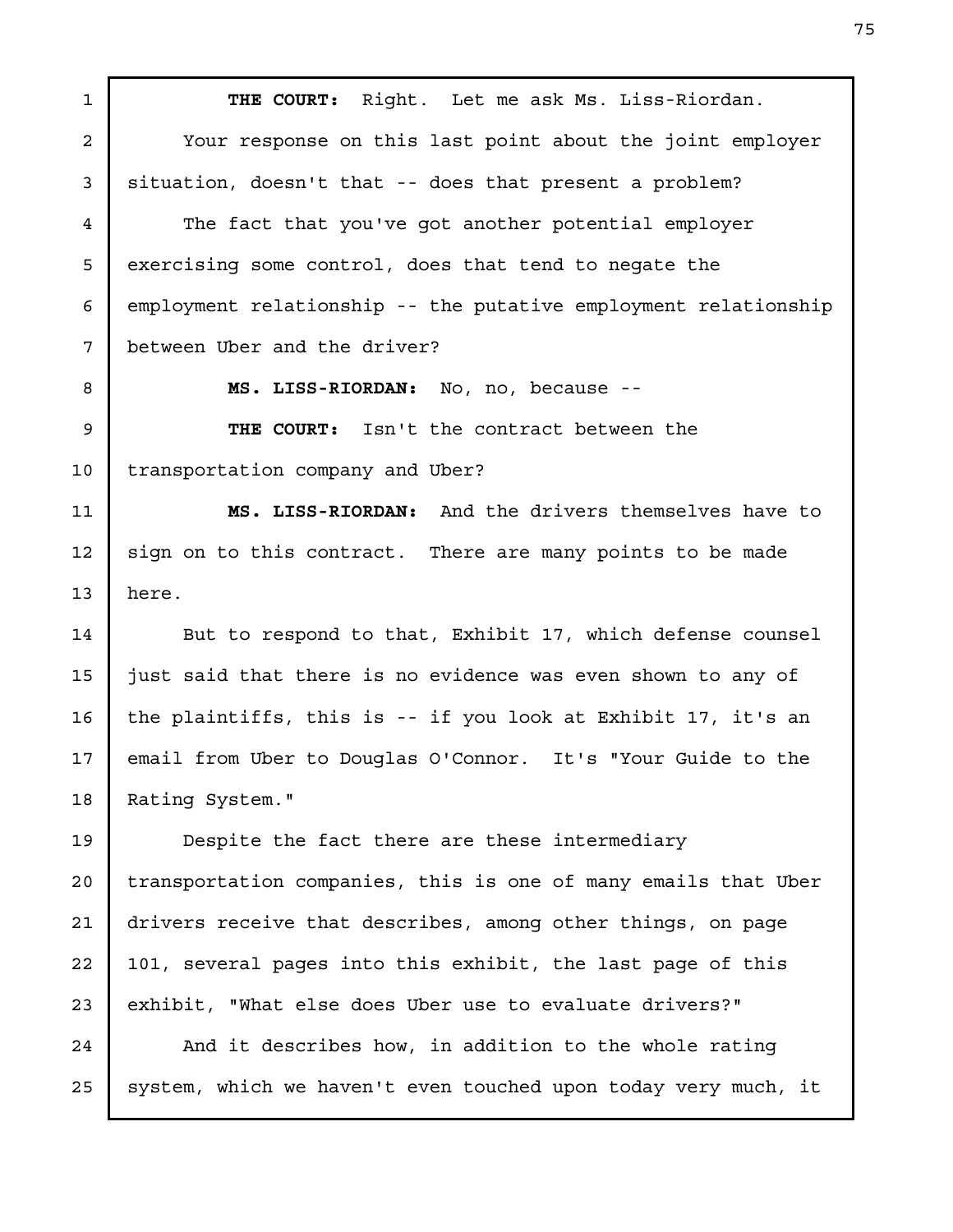**THE COURT:** Right. Let me ask Ms. Liss-Riordan.

Your response on this last point about the joint employer situation, doesn't that -- does that present a problem?

The fact that you've got another potential employer exercising some control, does that tend to negate the employment relationship -- the putative employment relationship between Uber and the driver?

**MS. LISS-RIORDAN:** No, no, because --

**THE COURT:** Isn't the contract between the transportation company and Uber?

**MS. LISS-RIORDAN:** And the drivers themselves have to sign on to this contract. There are many points to be made here.

But to respond to that, Exhibit 17, which defense counsel just said that there is no evidence was even shown to any of the plaintiffs, this is -- if you look at Exhibit 17, it's an email from Uber to Douglas O'Connor. It's "Your Guide to the Rating System."

Despite the fact there are these intermediary transportation companies, this is one of many emails that Uber drivers receive that describes, among other things, on page 101, several pages into this exhibit, the last page of this exhibit, "What else does Uber use to evaluate drivers?"

And it describes how, in addition to the whole rating system, which we haven't even touched upon today very much, it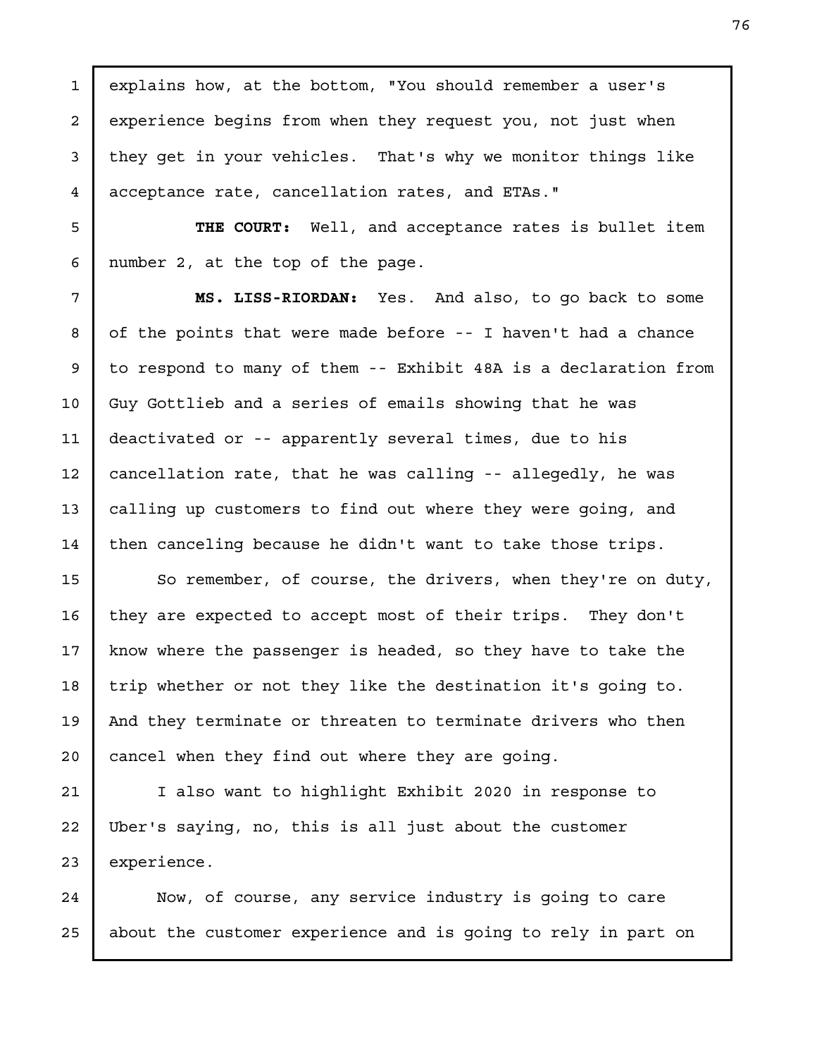explains how, at the bottom, "You should remember a user's experience begins from when they request you, not just when they get in your vehicles. That's why we monitor things like acceptance rate, cancellation rates, and ETAs."

**THE COURT:** Well, and acceptance rates is bullet item number 2, at the top of the page.

**MS. LISS-RIORDAN:** Yes. And also, to go back to some of the points that were made before -- I haven't had a chance to respond to many of them -- Exhibit 48A is a declaration from Guy Gottlieb and a series of emails showing that he was deactivated or -- apparently several times, due to his cancellation rate, that he was calling -- allegedly, he was calling up customers to find out where they were going, and then canceling because he didn't want to take those trips.

So remember, of course, the drivers, when they're on duty, they are expected to accept most of their trips. They don't know where the passenger is headed, so they have to take the trip whether or not they like the destination it's going to. And they terminate or threaten to terminate drivers who then cancel when they find out where they are going.

I also want to highlight Exhibit 2020 in response to Uber's saying, no, this is all just about the customer experience.

Now, of course, any service industry is going to care about the customer experience and is going to rely in part on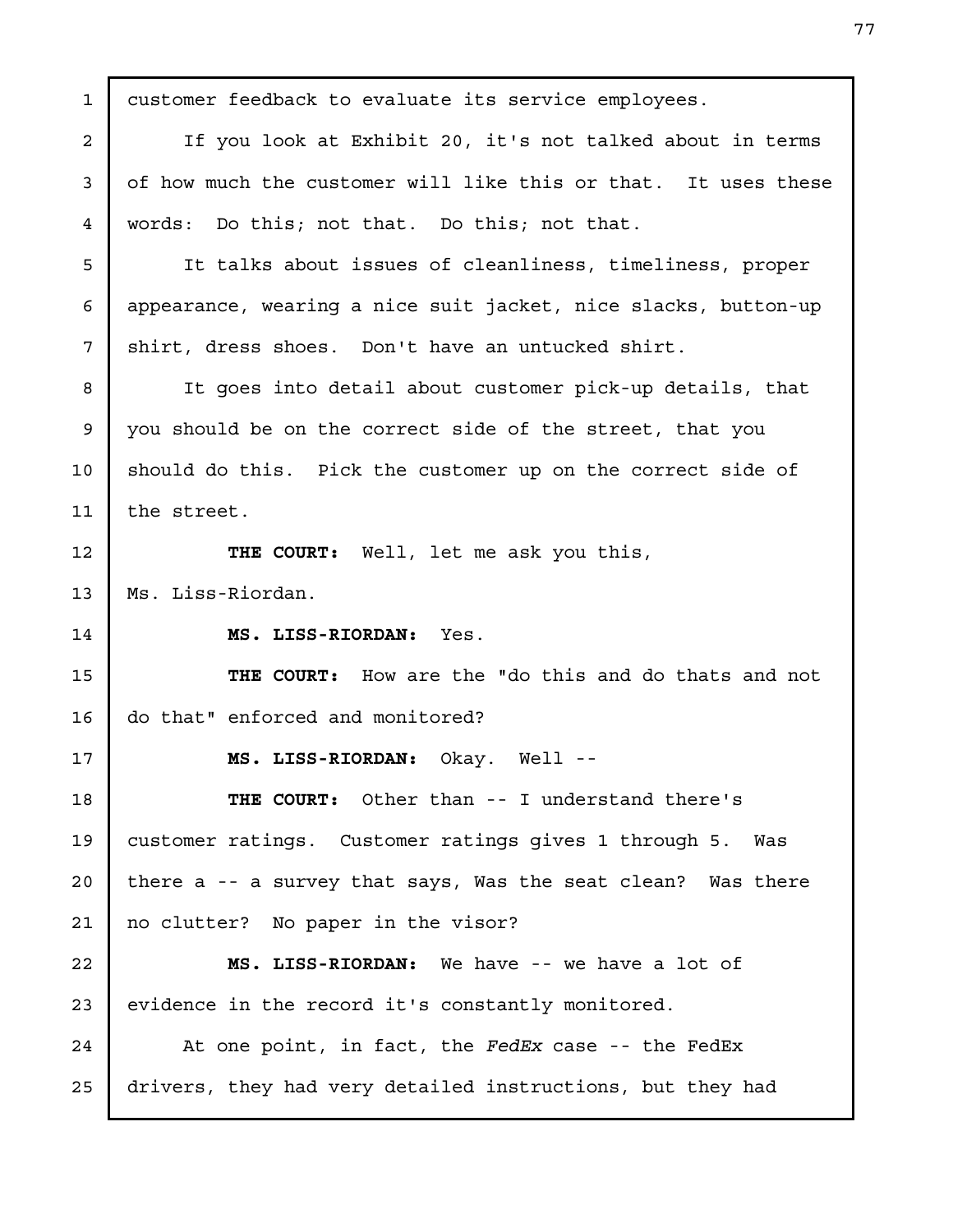customer feedback to evaluate its service employees.

If you look at Exhibit 20, it's not talked about in terms of how much the customer will like this or that. It uses these words: Do this; not that. Do this; not that.

It talks about issues of cleanliness, timeliness, proper appearance, wearing a nice suit jacket, nice slacks, button-up shirt, dress shoes. Don't have an untucked shirt.

It goes into detail about customer pick-up details, that you should be on the correct side of the street, that you should do this. Pick the customer up on the correct side of the street.

**THE COURT:** Well, let me ask you this, Ms. Liss-Riordan.

**MS. LISS-RIORDAN:** Yes.

**THE COURT:** How are the "do this and do thats and not do that" enforced and monitored?

**MS. LISS-RIORDAN:** Okay. Well --

**THE COURT:** Other than -- I understand there's customer ratings. Customer ratings gives 1 through 5. Was there a -- a survey that says, Was the seat clean? Was there no clutter? No paper in the visor?

**MS. LISS-RIORDAN:** We have -- we have a lot of evidence in the record it's constantly monitored.

At one point, in fact, the *FedEx* case -- the FedEx drivers, they had very detailed instructions, but they had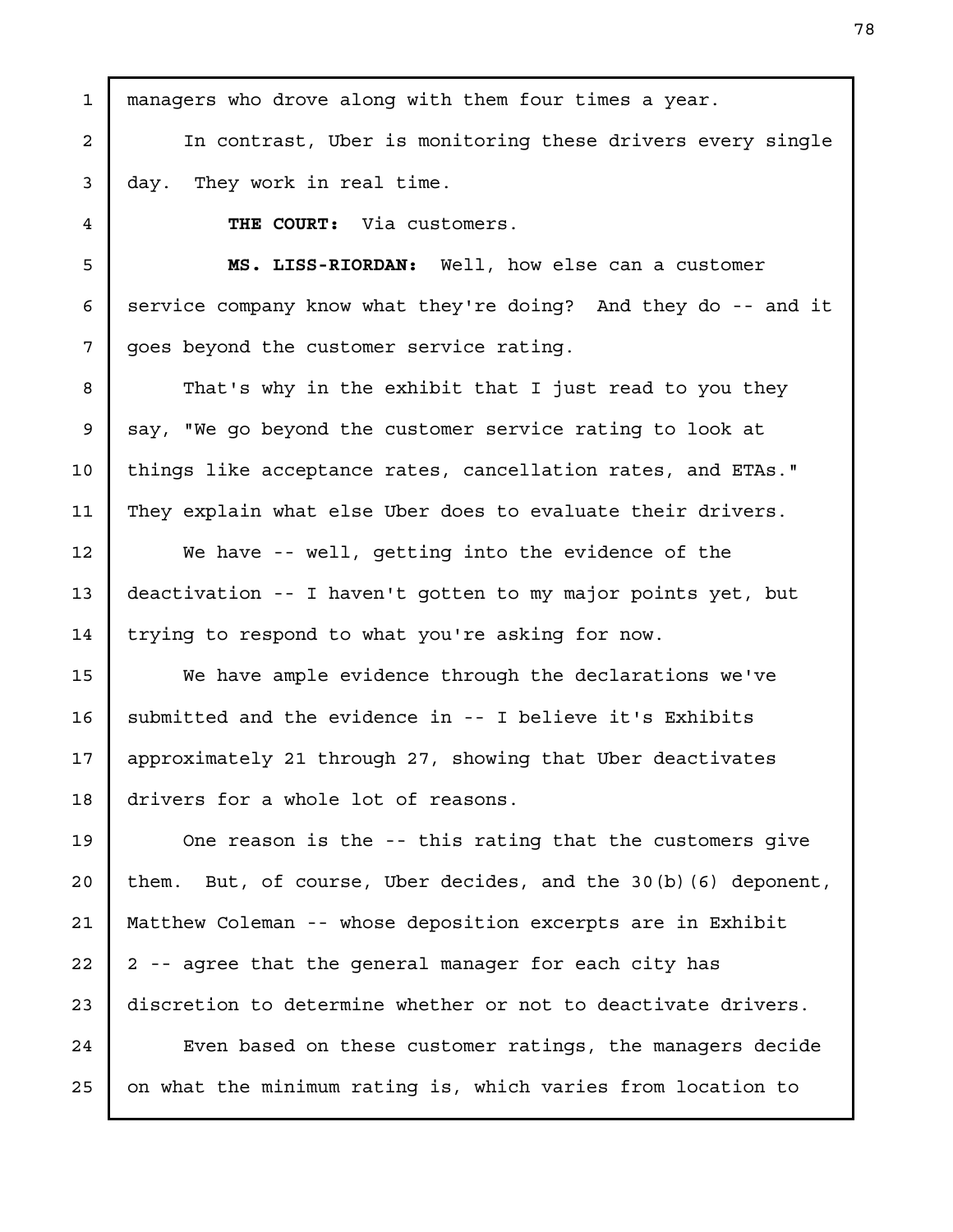managers who drove along with them four times a year.

In contrast, Uber is monitoring these drivers every single day. They work in real time.

**THE COURT:** Via customers.

**MS. LISS-RIORDAN:** Well, how else can a customer service company know what they're doing? And they do -- and it goes beyond the customer service rating.

That's why in the exhibit that I just read to you they say, "We go beyond the customer service rating to look at things like acceptance rates, cancellation rates, and ETAs." They explain what else Uber does to evaluate their drivers.

We have -- well, getting into the evidence of the deactivation -- I haven't gotten to my major points yet, but trying to respond to what you're asking for now.

We have ample evidence through the declarations we've submitted and the evidence in -- I believe it's Exhibits approximately 21 through 27, showing that Uber deactivates drivers for a whole lot of reasons.

One reason is the -- this rating that the customers give them. But, of course, Uber decides, and the 30(b)(6) deponent, Matthew Coleman -- whose deposition excerpts are in Exhibit 2 -- agree that the general manager for each city has discretion to determine whether or not to deactivate drivers.

Even based on these customer ratings, the managers decide on what the minimum rating is, which varies from location to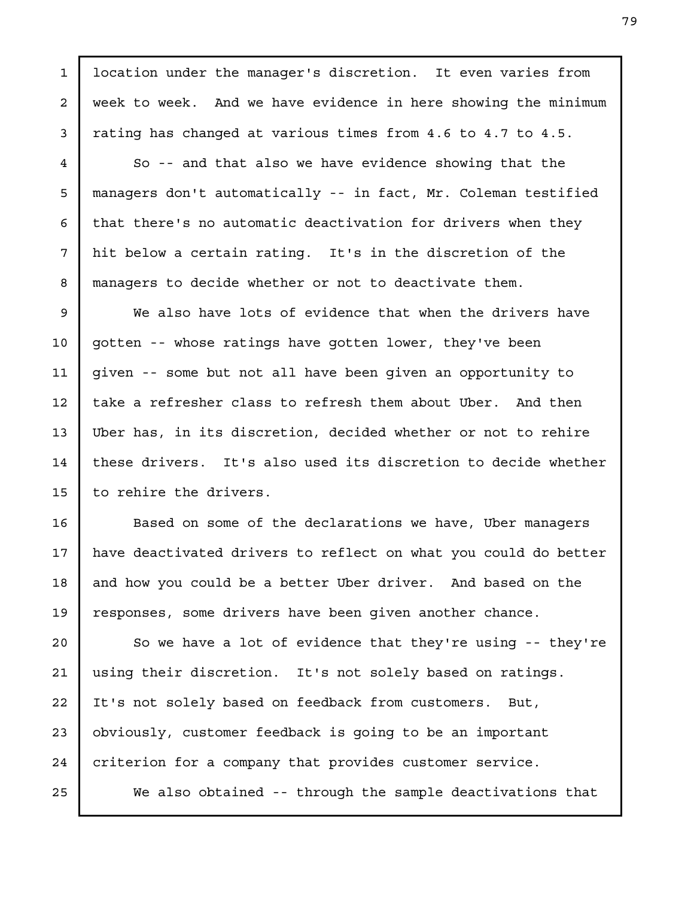location under the manager's discretion. It even varies from week to week. And we have evidence in here showing the minimum rating has changed at various times from 4.6 to 4.7 to 4.5.

So -- and that also we have evidence showing that the managers don't automatically -- in fact, Mr. Coleman testified that there's no automatic deactivation for drivers when they hit below a certain rating. It's in the discretion of the managers to decide whether or not to deactivate them.

We also have lots of evidence that when the drivers have gotten -- whose ratings have gotten lower, they've been given -- some but not all have been given an opportunity to take a refresher class to refresh them about Uber. And then Uber has, in its discretion, decided whether or not to rehire these drivers. It's also used its discretion to decide whether to rehire the drivers.

Based on some of the declarations we have, Uber managers have deactivated drivers to reflect on what you could do better and how you could be a better Uber driver. And based on the responses, some drivers have been given another chance.

So we have a lot of evidence that they're using -- they're using their discretion. It's not solely based on ratings. It's not solely based on feedback from customers. But, obviously, customer feedback is going to be an important criterion for a company that provides customer service.

We also obtained -- through the sample deactivations that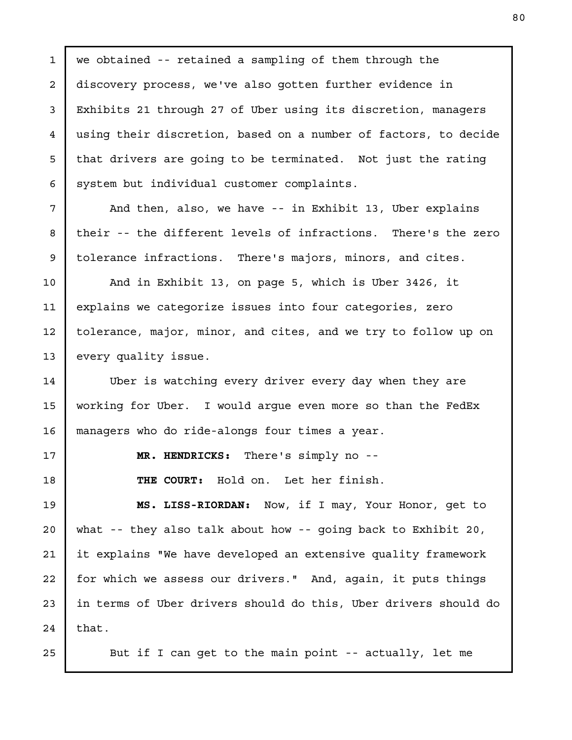we obtained -- retained a sampling of them through the discovery process, we've also gotten further evidence in Exhibits 21 through 27 of Uber using its discretion, managers using their discretion, based on a number of factors, to decide that drivers are going to be terminated. Not just the rating system but individual customer complaints.

And then, also, we have -- in Exhibit 13, Uber explains their -- the different levels of infractions. There's the zero tolerance infractions. There's majors, minors, and cites.

And in Exhibit 13, on page 5, which is Uber 3426, it explains we categorize issues into four categories, zero tolerance, major, minor, and cites, and we try to follow up on every quality issue.

Uber is watching every driver every day when they are working for Uber. I would argue even more so than the FedEx managers who do ride-alongs four times a year.

**MR. HENDRICKS:** There's simply no --

**THE COURT:** Hold on. Let her finish.

**MS. LISS-RIORDAN:** Now, if I may, Your Honor, get to what -- they also talk about how -- going back to Exhibit 20, it explains "We have developed an extensive quality framework for which we assess our drivers." And, again, it puts things in terms of Uber drivers should do this, Uber drivers should do that.

But if I can get to the main point -- actually, let me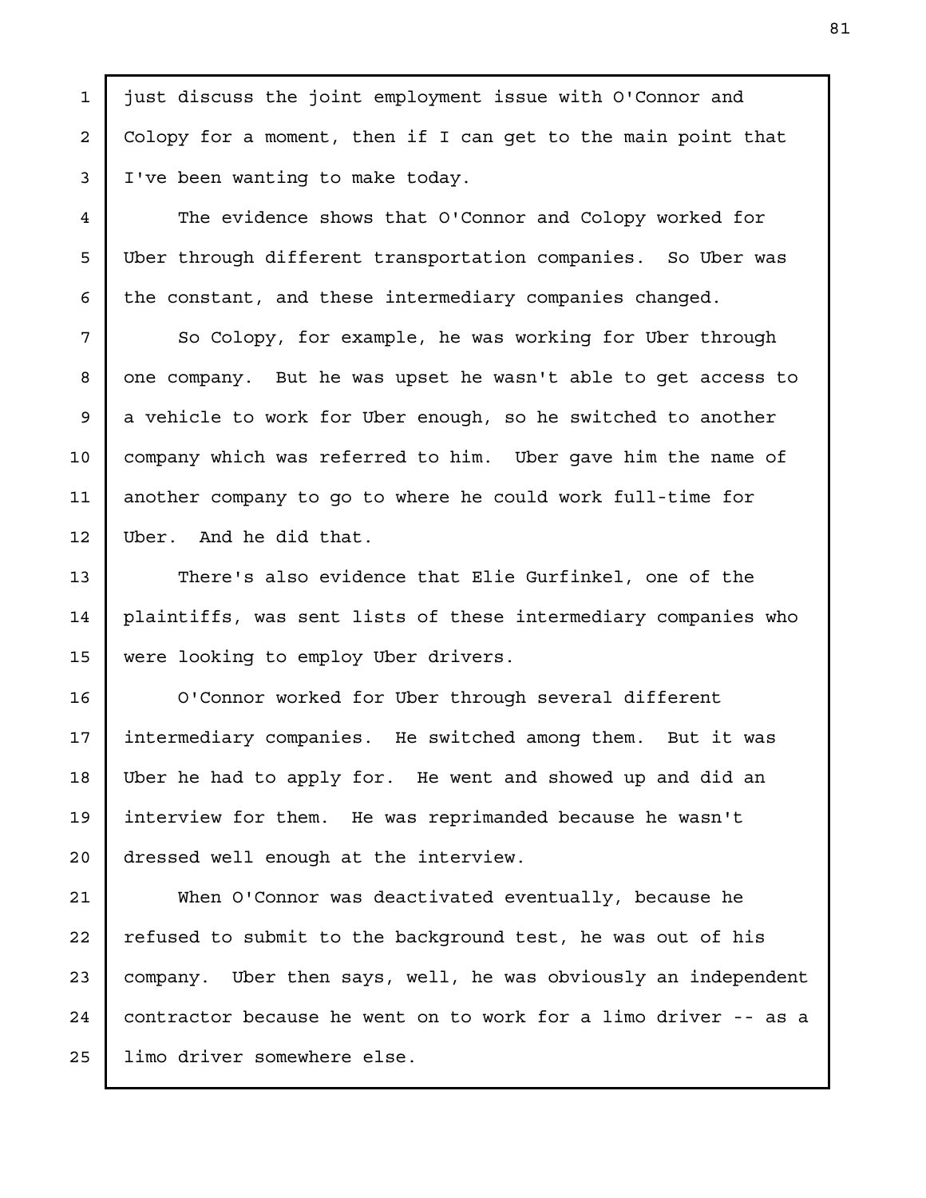just discuss the joint employment issue with O'Connor and Colopy for a moment, then if I can get to the main point that I've been wanting to make today.

The evidence shows that O'Connor and Colopy worked for Uber through different transportation companies. So Uber was the constant, and these intermediary companies changed.

So Colopy, for example, he was working for Uber through one company. But he was upset he wasn't able to get access to a vehicle to work for Uber enough, so he switched to another company which was referred to him. Uber gave him the name of another company to go to where he could work full-time for Uber. And he did that.

There's also evidence that Elie Gurfinkel, one of the plaintiffs, was sent lists of these intermediary companies who were looking to employ Uber drivers.

O'Connor worked for Uber through several different intermediary companies. He switched among them. But it was Uber he had to apply for. He went and showed up and did an interview for them. He was reprimanded because he wasn't dressed well enough at the interview.

When O'Connor was deactivated eventually, because he refused to submit to the background test, he was out of his company. Uber then says, well, he was obviously an independent contractor because he went on to work for a limo driver -- as a limo driver somewhere else.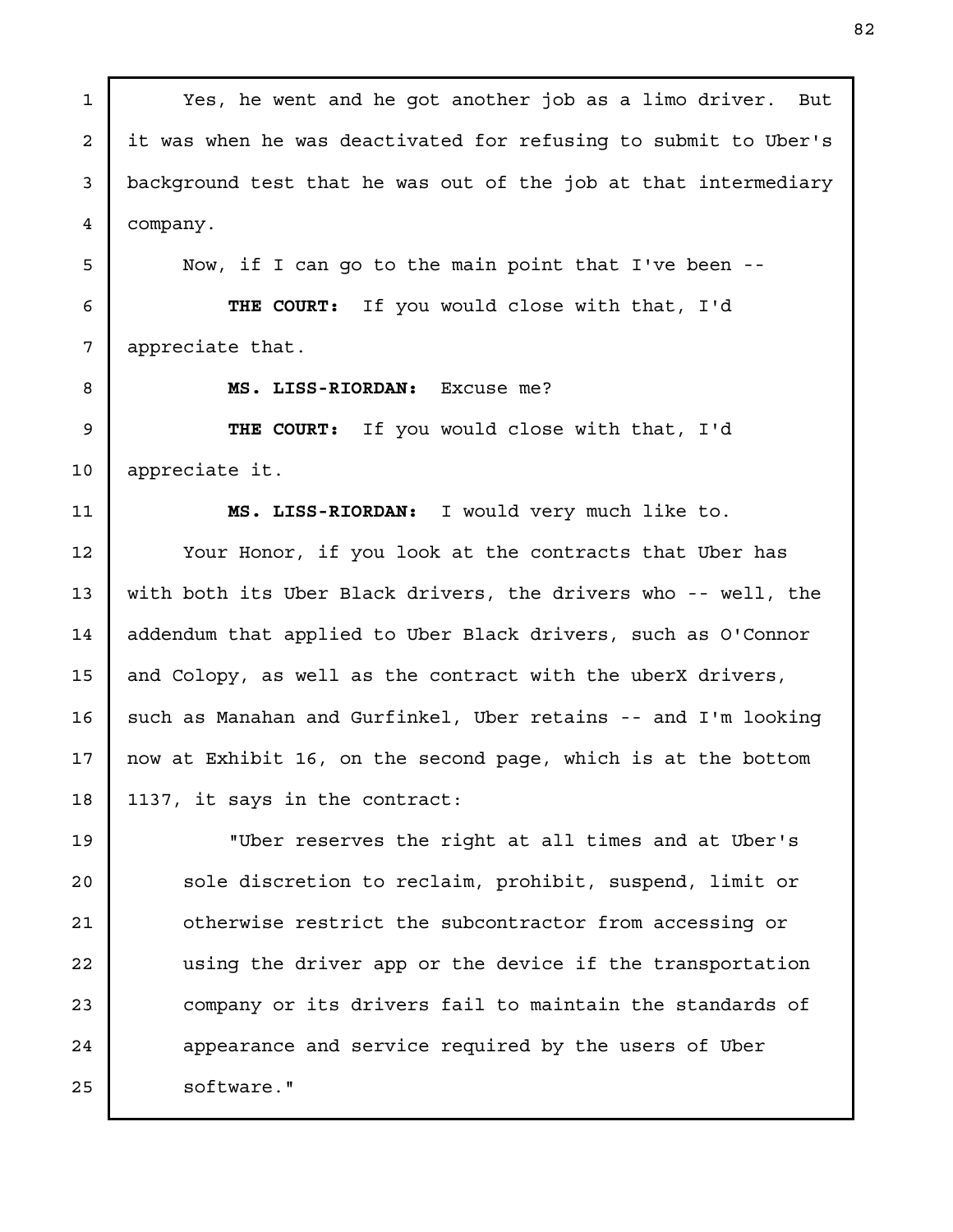Yes, he went and he got another job as a limo driver. But it was when he was deactivated for refusing to submit to Uber's background test that he was out of the job at that intermediary company.

Now, if I can go to the main point that I've been --

**THE COURT:** If you would close with that, I'd appreciate that.

**MS. LISS-RIORDAN:** Excuse me?

**THE COURT:** If you would close with that, I'd appreciate it.

**MS. LISS-RIORDAN:** I would very much like to.

Your Honor, if you look at the contracts that Uber has with both its Uber Black drivers, the drivers who -- well, the addendum that applied to Uber Black drivers, such as O'Connor and Colopy, as well as the contract with the uberX drivers, such as Manahan and Gurfinkel, Uber retains -- and I'm looking now at Exhibit 16, on the second page, which is at the bottom 1137, it says in the contract:

> "Uber reserves the right at all times and at Uber's sole discretion to reclaim, prohibit, suspend, limit or otherwise restrict the subcontractor from accessing or using the driver app or the device if the transportation company or its drivers fail to maintain the standards of appearance and service required by the users of Uber software."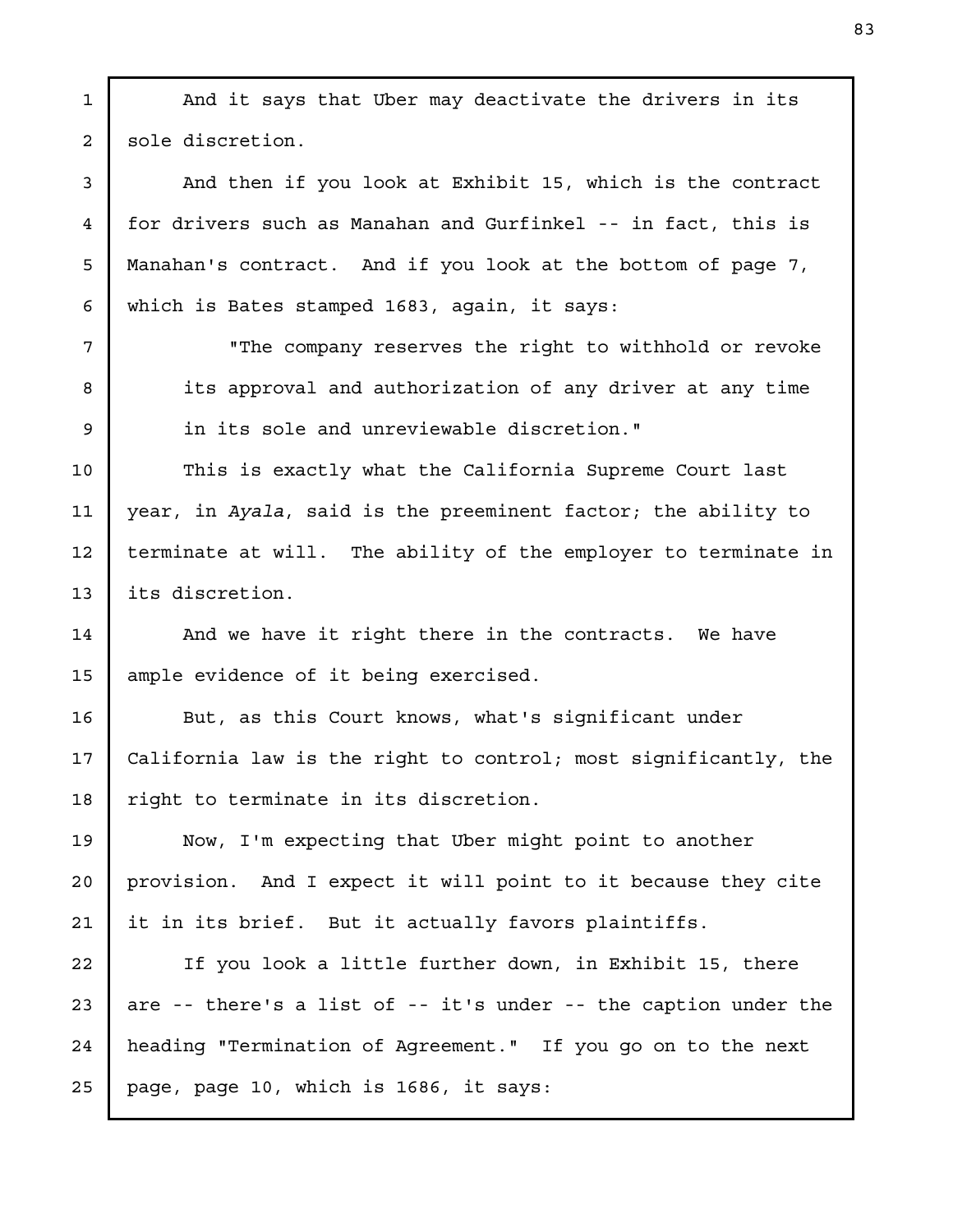And it says that Uber may deactivate the drivers in its sole discretion.

And then if you look at Exhibit 15, which is the contract for drivers such as Manahan and Gurfinkel -- in fact, this is Manahan's contract. And if you look at the bottom of page 7, which is Bates stamped 1683, again, it says:

> "The company reserves the right to withhold or revoke its approval and authorization of any driver at any time in its sole and unreviewable discretion."

This is exactly what the California Supreme Court last year, in *Ayala*, said is the preeminent factor; the ability to terminate at will. The ability of the employer to terminate in its discretion.

And we have it right there in the contracts. We have ample evidence of it being exercised.

But, as this Court knows, what's significant under California law is the right to control; most significantly, the right to terminate in its discretion.

Now, I'm expecting that Uber might point to another provision. And I expect it will point to it because they cite it in its brief. But it actually favors plaintiffs.

If you look a little further down, in Exhibit 15, there are -- there's a list of -- it's under -- the caption under the heading "Termination of Agreement." If you go on to the next page, page 10, which is 1686, it says: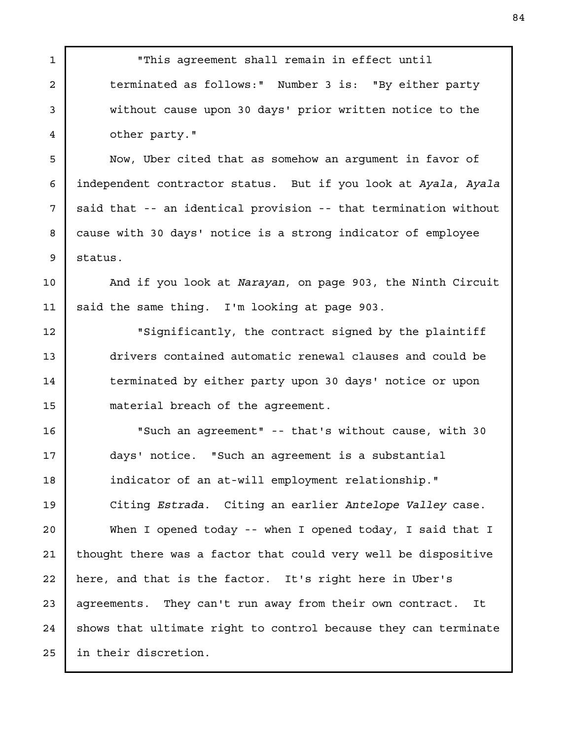"This agreement shall remain in effect until terminated as follows:" Number 3 is: "By either party without cause upon 30 days' prior written notice to the other party."

Now, Uber cited that as somehow an argument in favor of independent contractor status. But if you look at *Ayala*, *Ayala* said that -- an identical provision -- that termination without cause with 30 days' notice is a strong indicator of employee status.

And if you look at *Narayan*, on page 903, the Ninth Circuit said the same thing. I'm looking at page 903.

"Significantly, the contract signed by the plaintiff drivers contained automatic renewal clauses and could be terminated by either party upon 30 days' notice or upon material breach of the agreement.

"Such an agreement" -- that's without cause, with 30 days' notice. "Such an agreement is a substantial indicator of an at-will employment relationship."

Citing *Estrada*. Citing an earlier *Antelope Valley* case.

When I opened today -- when I opened today, I said that I thought there was a factor that could very well be dispositive here, and that is the factor. It's right here in Uber's agreements. They can't run away from their own contract. It shows that ultimate right to control because they can terminate in their discretion.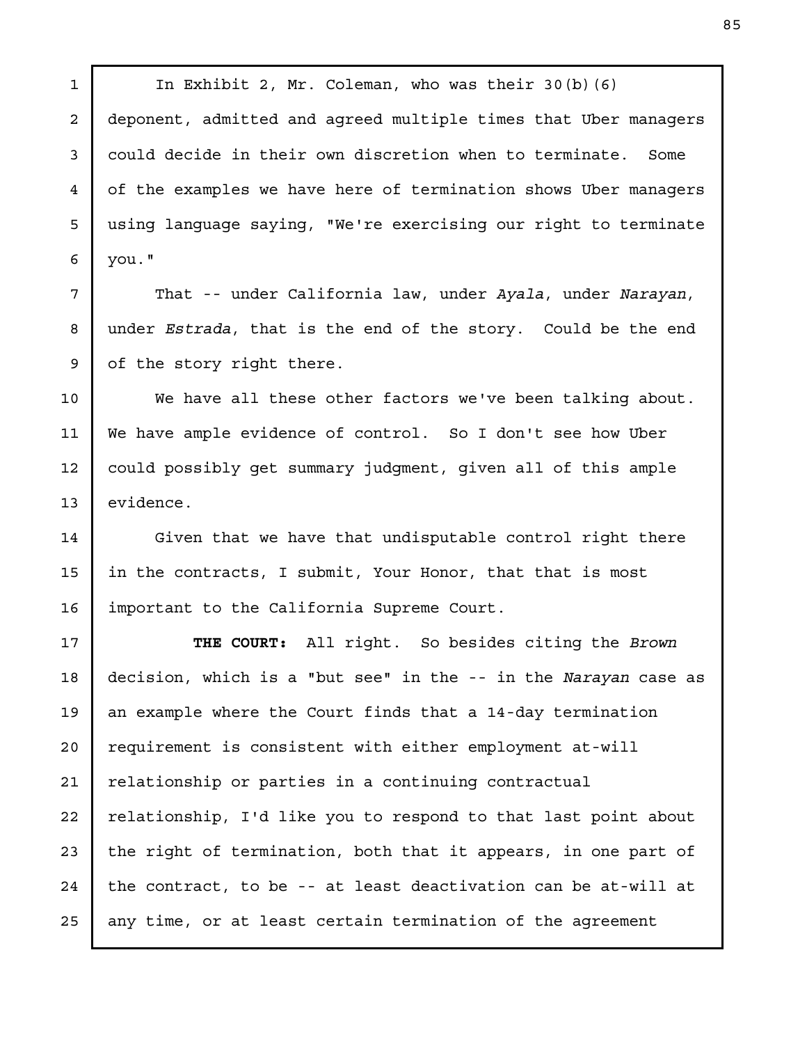In Exhibit 2, Mr. Coleman, who was their 30(b)(6) deponent, admitted and agreed multiple times that Uber managers could decide in their own discretion when to terminate. Some of the examples we have here of termination shows Uber managers using language saying, "We're exercising our right to terminate you."

That -- under California law, under *Ayala*, under *Narayan*, under *Estrada*, that is the end of the story. Could be the end of the story right there.

We have all these other factors we've been talking about. We have ample evidence of control. So I don't see how Uber could possibly get summary judgment, given all of this ample evidence.

Given that we have that undisputable control right there in the contracts, I submit, Your Honor, that that is most important to the California Supreme Court.

**THE COURT:** All right. So besides citing the *Brown* decision, which is a "but see" in the -- in the *Narayan* case as an example where the Court finds that a 14-day termination requirement is consistent with either employment at-will relationship or parties in a continuing contractual relationship, I'd like you to respond to that last point about the right of termination, both that it appears, in one part of the contract, to be -- at least deactivation can be at-will at any time, or at least certain termination of the agreement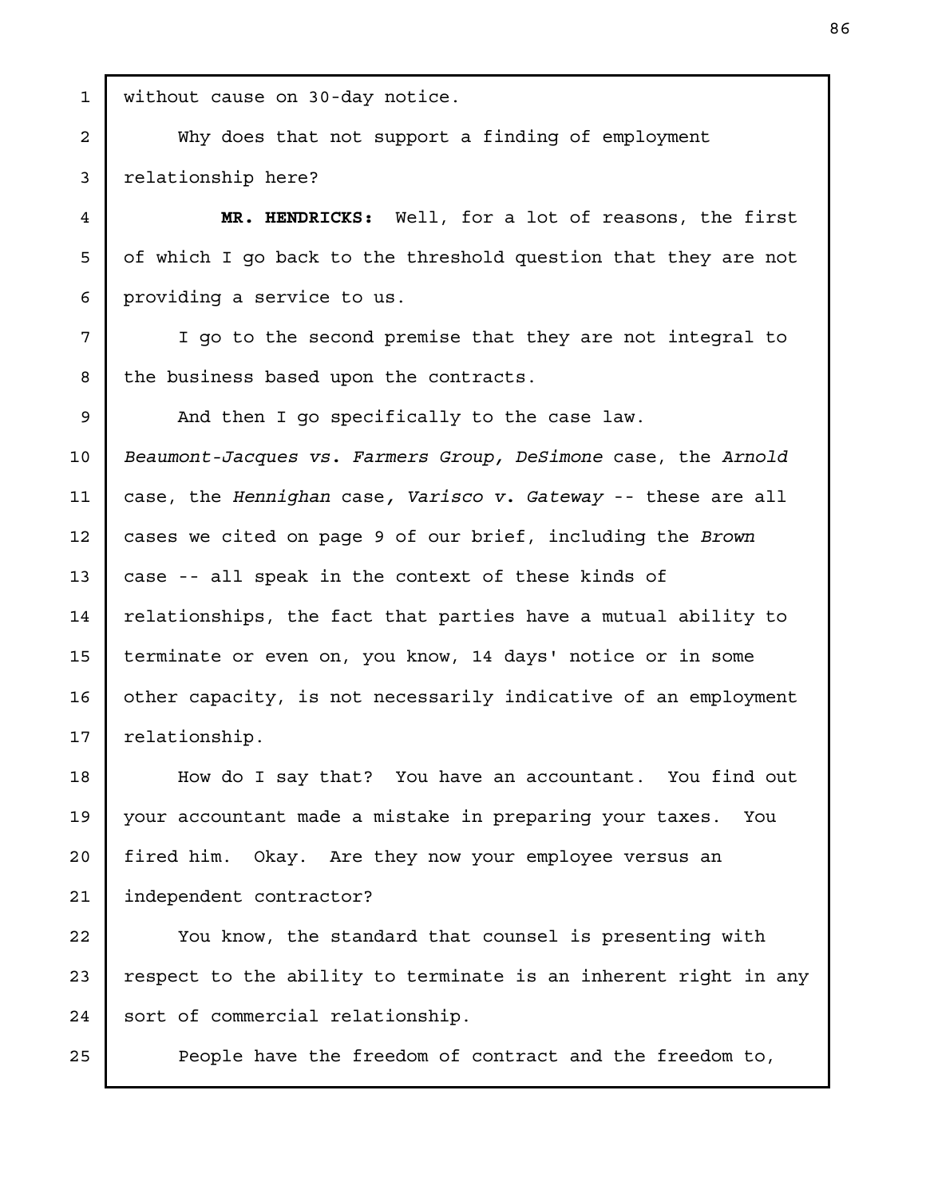without cause on 30-day notice.

Why does that not support a finding of employment relationship here?

**MR. HENDRICKS:** Well, for a lot of reasons, the first of which I go back to the threshold question that they are not providing a service to us.

I go to the second premise that they are not integral to the business based upon the contracts.

And then I go specifically to the case law. *Beaumont-Jacques vs. Farmers Group, DeSimone* case, the *Arnold* case, the *Hennighan* case, *Varisco v. Gateway* -- these are all cases we cited on page 9 of our brief, including the *Brown* case -- all speak in the context of these kinds of relationships, the fact that parties have a mutual ability to terminate or even on, you know, 14 days' notice or in some other capacity, is not necessarily indicative of an employment relationship.

How do I say that? You have an accountant. You find out your accountant made a mistake in preparing your taxes. You fired him. Okay. Are they now your employee versus an independent contractor?

You know, the standard that counsel is presenting with respect to the ability to terminate is an inherent right in any sort of commercial relationship.

People have the freedom of contract and the freedom to,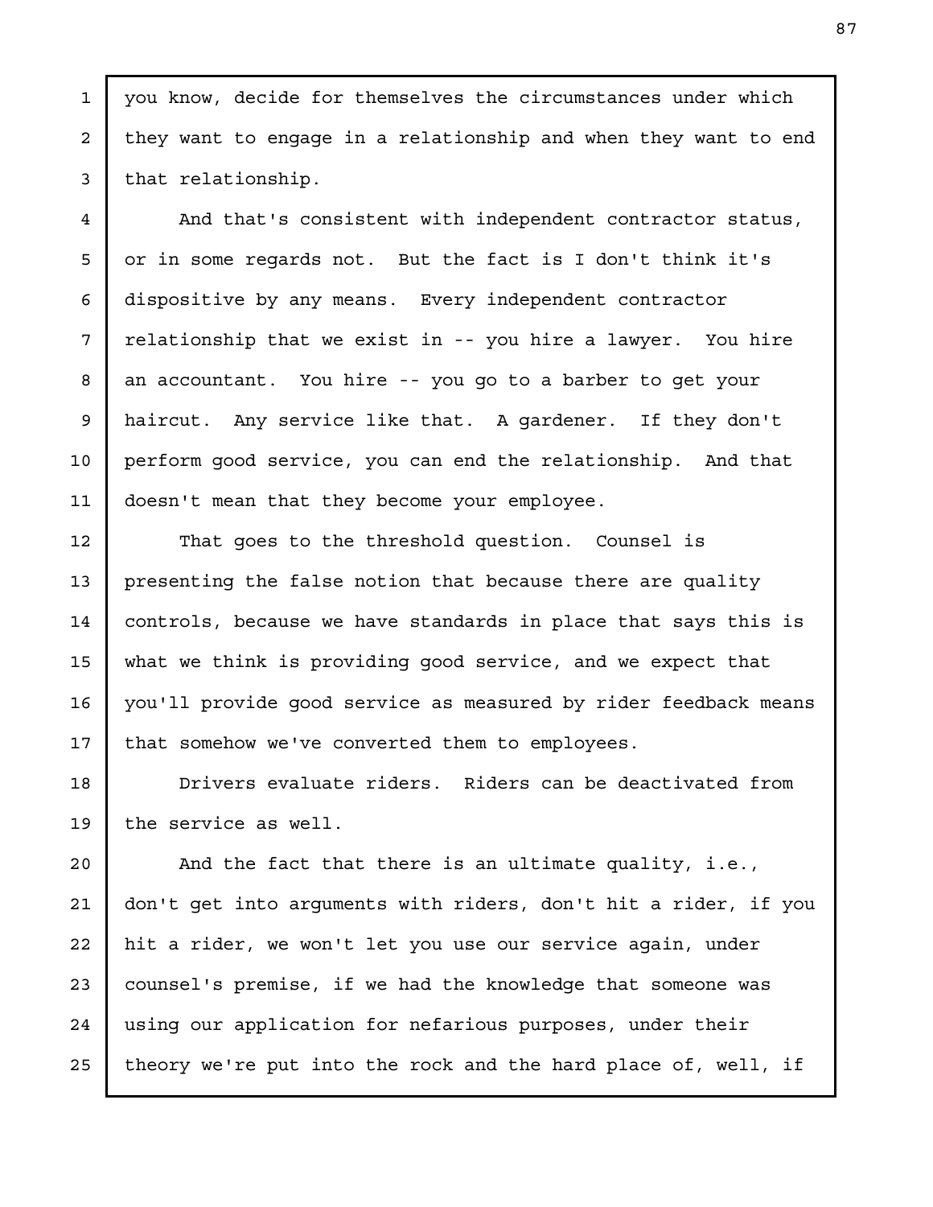you know, decide for themselves the circumstances under which they want to engage in a relationship and when they want to end that relationship.

And that's consistent with independent contractor status, or in some regards not. But the fact is I don't think it's dispositive by any means. Every independent contractor relationship that we exist in -- you hire a lawyer. You hire an accountant. You hire -- you go to a barber to get your haircut. Any service like that. A gardener. If they don't perform good service, you can end the relationship. And that doesn't mean that they become your employee.

That goes to the threshold question. Counsel is presenting the false notion that because there are quality controls, because we have standards in place that says this is what we think is providing good service, and we expect that you'll provide good service as measured by rider feedback means that somehow we've converted them to employees.

Drivers evaluate riders. Riders can be deactivated from the service as well.

And the fact that there is an ultimate quality, i.e., don't get into arguments with riders, don't hit a rider, if you hit a rider, we won't let you use our service again, under counsel's premise, if we had the knowledge that someone was using our application for nefarious purposes, under their theory we're put into the rock and the hard place of, well, if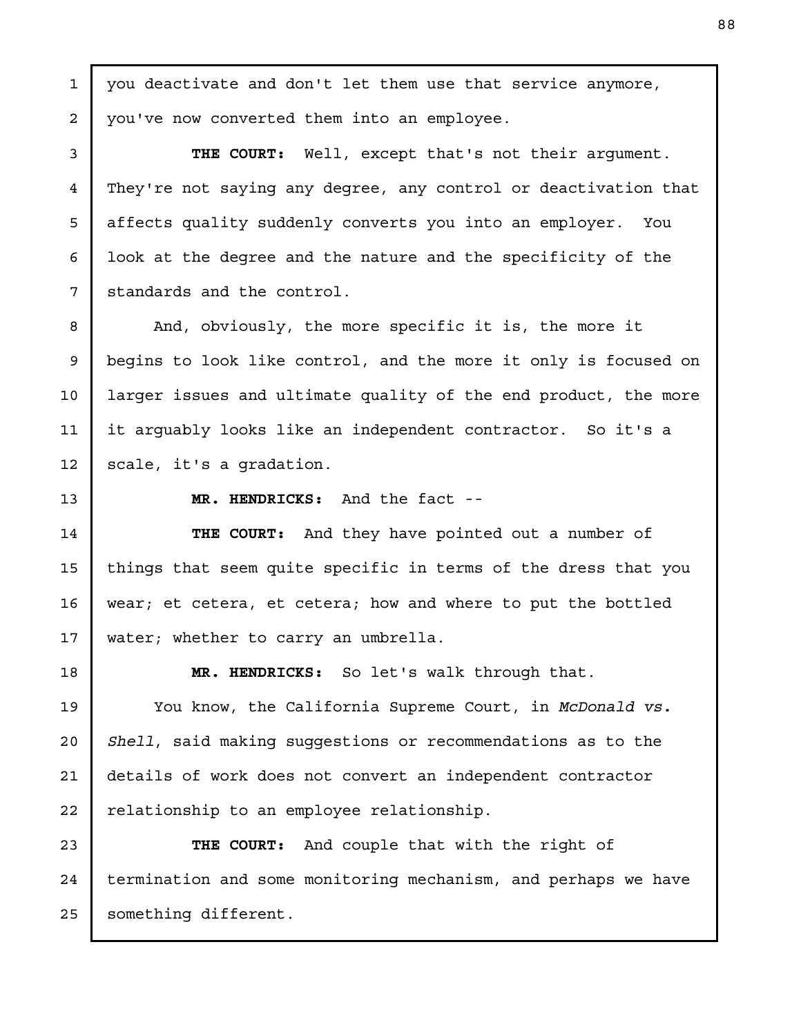you deactivate and don't let them use that service anymore, you've now converted them into an employee.

**THE COURT:** Well, except that's not their argument. They're not saying any degree, any control or deactivation that affects quality suddenly converts you into an employer. You look at the degree and the nature and the specificity of the standards and the control.

And, obviously, the more specific it is, the more it begins to look like control, and the more it only is focused on larger issues and ultimate quality of the end product, the more it arguably looks like an independent contractor. So it's a scale, it's a gradation.

**MR. HENDRICKS:** And the fact --

**THE COURT:** And they have pointed out a number of things that seem quite specific in terms of the dress that you wear; et cetera, et cetera; how and where to put the bottled water; whether to carry an umbrella.

**MR. HENDRICKS:** So let's walk through that.

You know, the California Supreme Court, in *McDonald vs. Shell*, said making suggestions or recommendations as to the details of work does not convert an independent contractor relationship to an employee relationship.

**THE COURT:** And couple that with the right of termination and some monitoring mechanism, and perhaps we have something different.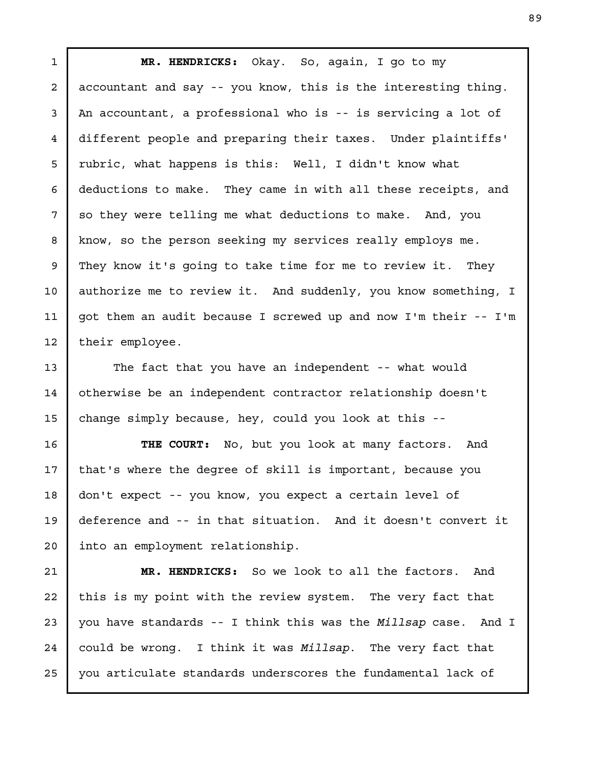**MR. HENDRICKS:** Okay. So, again, I go to my accountant and say -- you know, this is the interesting thing. An accountant, a professional who is -- is servicing a lot of different people and preparing their taxes. Under plaintiffs' rubric, what happens is this: Well, I didn't know what deductions to make. They came in with all these receipts, and so they were telling me what deductions to make. And, you know, so the person seeking my services really employs me. They know it's going to take time for me to review it. They authorize me to review it. And suddenly, you know something, I got them an audit because I screwed up and now I'm their -- I'm their employee.

The fact that you have an independent -- what would otherwise be an independent contractor relationship doesn't change simply because, hey, could you look at this --

**THE COURT:** No, but you look at many factors. And that's where the degree of skill is important, because you don't expect -- you know, you expect a certain level of deference and -- in that situation. And it doesn't convert it into an employment relationship.

**MR. HENDRICKS:** So we look to all the factors. And this is my point with the review system. The very fact that you have standards -- I think this was the *Millsap* case. And I could be wrong. I think it was *Millsap*. The very fact that you articulate standards underscores the fundamental lack of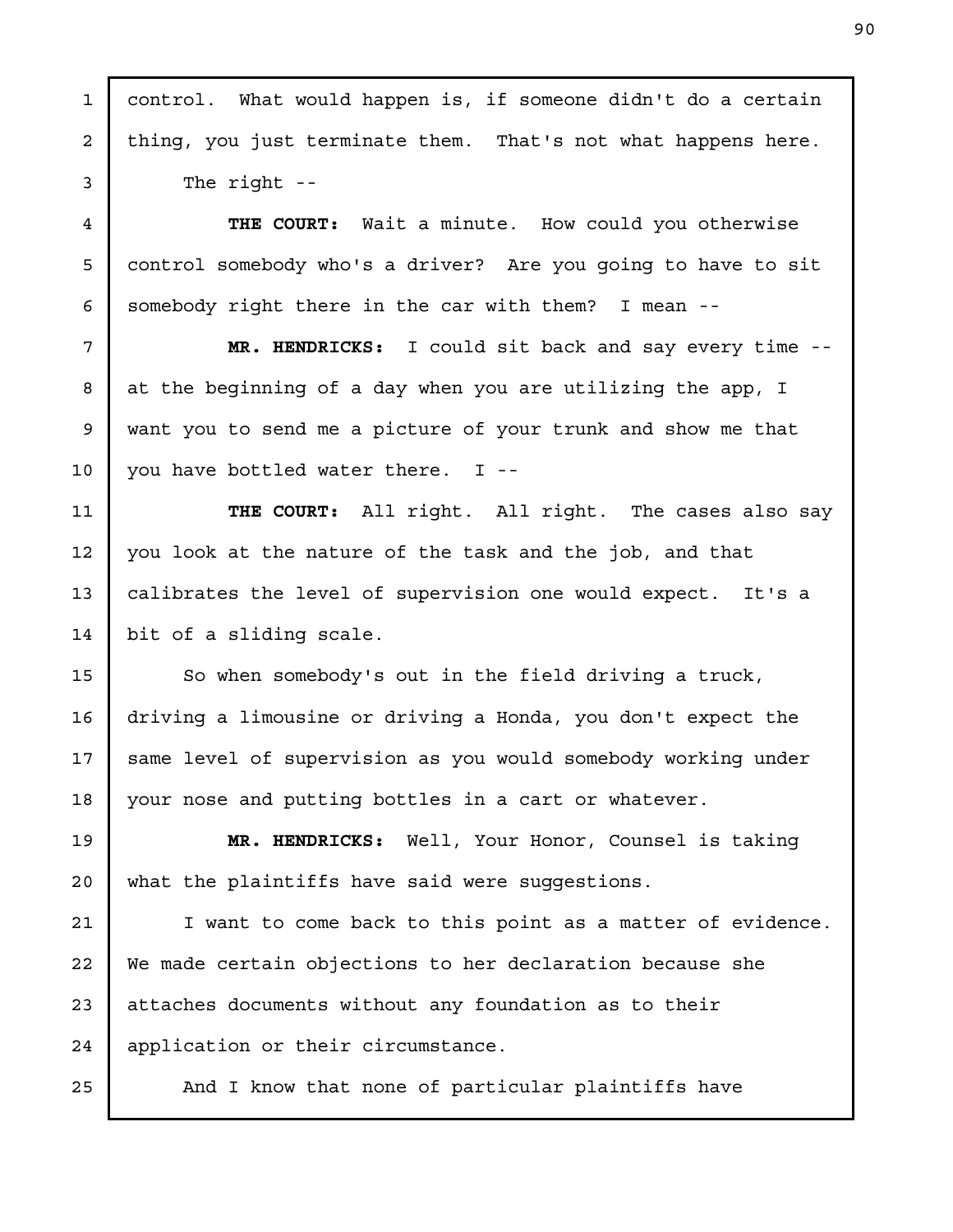control. What would happen is, if someone didn't do a certain thing, you just terminate them. That's not what happens here.

The right --

**THE COURT:** Wait a minute. How could you otherwise control somebody who's a driver? Are you going to have to sit somebody right there in the car with them? I mean --

**MR. HENDRICKS:** I could sit back and say every time -- at the beginning of a day when you are utilizing the app, I want you to send me a picture of your trunk and show me that you have bottled water there. I --

**THE COURT:** All right. All right. The cases also say you look at the nature of the task and the job, and that calibrates the level of supervision one would expect. It's a bit of a sliding scale.

So when somebody's out in the field driving a truck, driving a limousine or driving a Honda, you don't expect the same level of supervision as you would somebody working under your nose and putting bottles in a cart or whatever.

**MR. HENDRICKS:** Well, Your Honor, Counsel is taking what the plaintiffs have said were suggestions.

I want to come back to this point as a matter of evidence. We made certain objections to her declaration because she attaches documents without any foundation as to their application or their circumstance.

And I know that none of particular plaintiffs have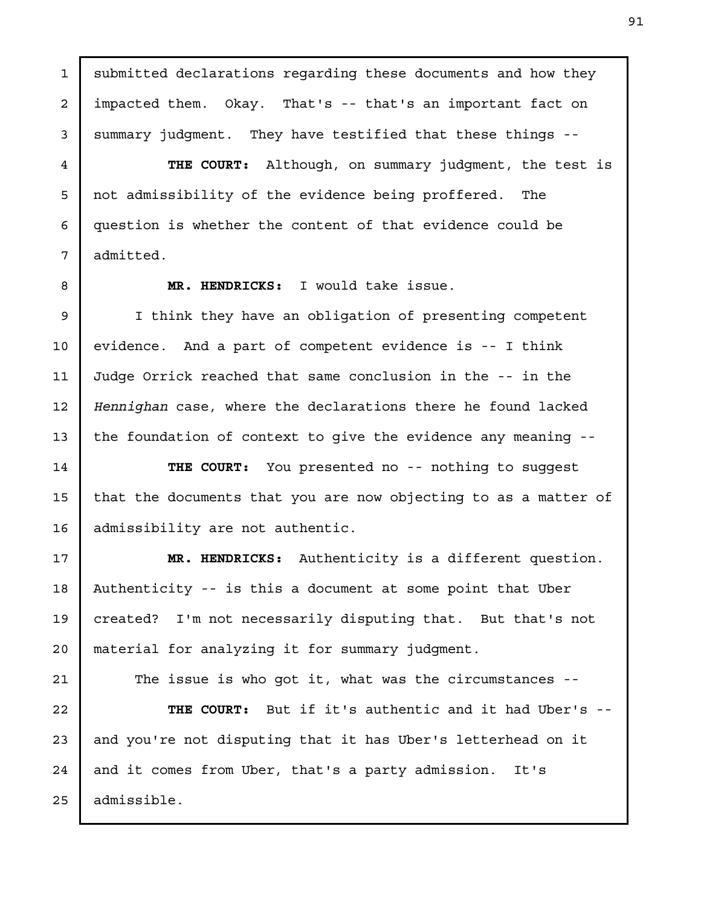submitted declarations regarding these documents and how they impacted them. Okay. That's -- that's an important fact on summary judgment. They have testified that these things --

**THE COURT:** Although, on summary judgment, the test is not admissibility of the evidence being proffered. The question is whether the content of that evidence could be admitted.

**MR. HENDRICKS:** I would take issue.

I think they have an obligation of presenting competent evidence. And a part of competent evidence is -- I think Judge Orrick reached that same conclusion in the -- in the *Hennighan* case, where the declarations there he found lacked the foundation of context to give the evidence any meaning --

**THE COURT:** You presented no -- nothing to suggest that the documents that you are now objecting to as a matter of admissibility are not authentic.

**MR. HENDRICKS:** Authenticity is a different question. Authenticity -- is this a document at some point that Uber created? I'm not necessarily disputing that. But that's not material for analyzing it for summary judgment.

The issue is who got it, what was the circumstances --

**THE COURT:** But if it's authentic and it had Uber's -- and you're not disputing that it has Uber's letterhead on it and it comes from Uber, that's a party admission. It's admissible.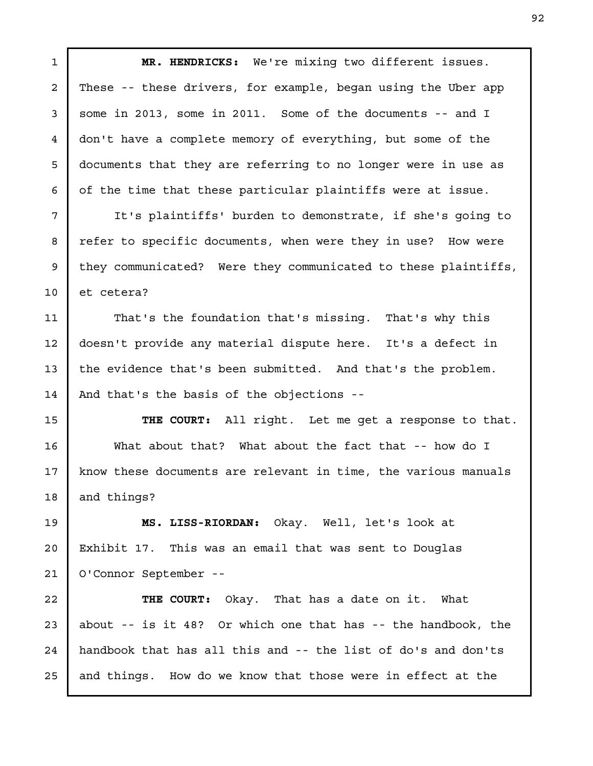**MR. HENDRICKS:** We're mixing two different issues. These -- these drivers, for example, began using the Uber app some in 2013, some in 2011. Some of the documents -- and I don't have a complete memory of everything, but some of the documents that they are referring to no longer were in use as of the time that these particular plaintiffs were at issue.

It's plaintiffs' burden to demonstrate, if she's going to refer to specific documents, when were they in use? How were they communicated? Were they communicated to these plaintiffs, et cetera?

That's the foundation that's missing. That's why this doesn't provide any material dispute here. It's a defect in the evidence that's been submitted. And that's the problem. And that's the basis of the objections --

**THE COURT:** All right. Let me get a response to that.

What about that? What about the fact that -- how do I know these documents are relevant in time, the various manuals and things?

**MS. LISS-RIORDAN:** Okay. Well, let's look at Exhibit 17. This was an email that was sent to Douglas O'Connor September --

**THE COURT:** Okay. That has a date on it. What about -- is it 48? Or which one that has -- the handbook, the handbook that has all this and -- the list of do's and don'ts and things. How do we know that those were in effect at the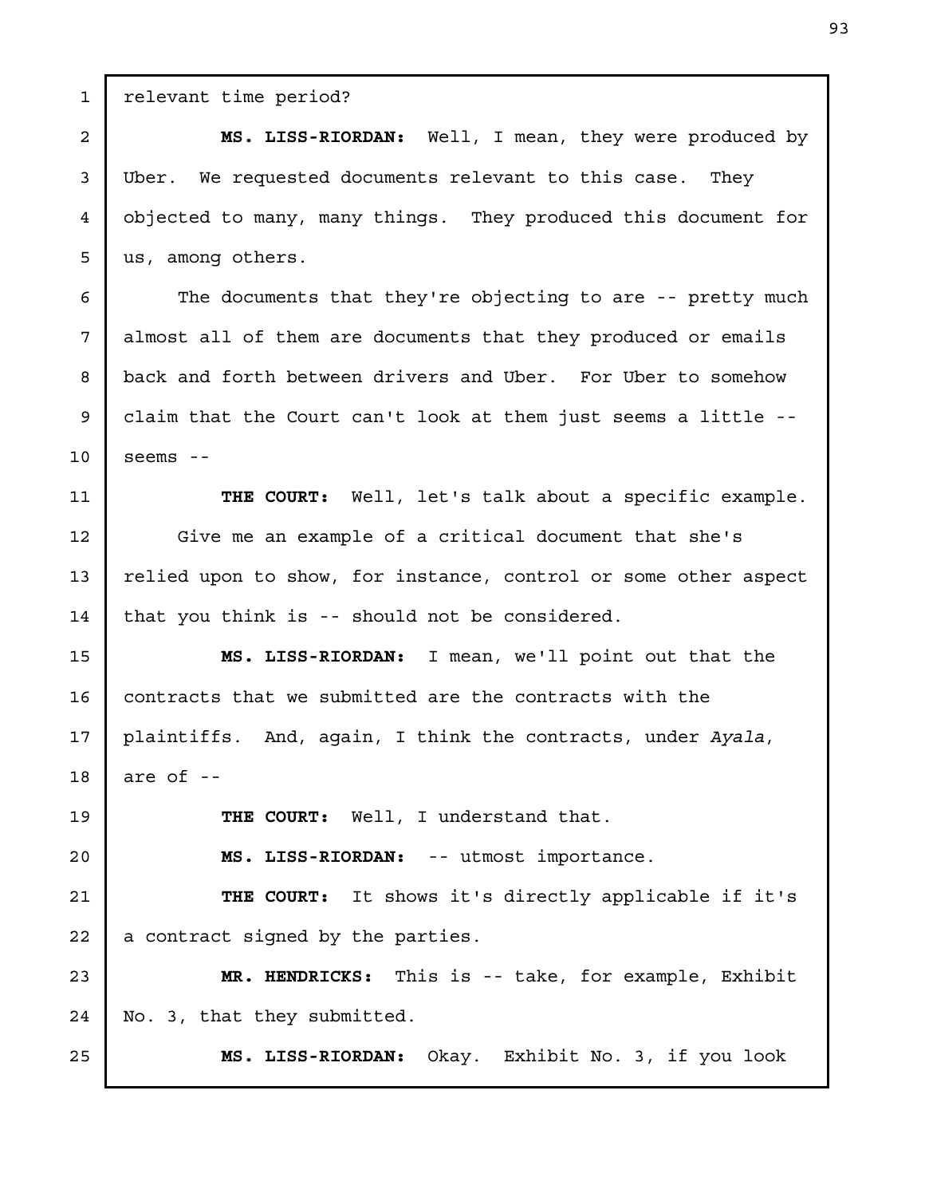relevant time period?

**MS. LISS-RIORDAN:** Well, I mean, they were produced by Uber. We requested documents relevant to this case. They objected to many, many things. They produced this document for us, among others.

The documents that they're objecting to are -- pretty much almost all of them are documents that they produced or emails back and forth between drivers and Uber. For Uber to somehow claim that the Court can't look at them just seems a little -- seems --

**THE COURT:** Well, let's talk about a specific example. Give me an example of a critical document that she's relied upon to show, for instance, control or some other aspect that you think is -- should not be considered.

**MS. LISS-RIORDAN:** I mean, we'll point out that the contracts that we submitted are the contracts with the plaintiffs. And, again, I think the contracts, under *Ayala*, are of --

**THE COURT:** Well, I understand that.

**MS. LISS-RIORDAN:** -- utmost importance.

**THE COURT:** It shows it's directly applicable if it's a contract signed by the parties.

**MR. HENDRICKS:** This is -- take, for example, Exhibit No. 3, that they submitted.

**MS. LISS-RIORDAN:** Okay. Exhibit No. 3, if you look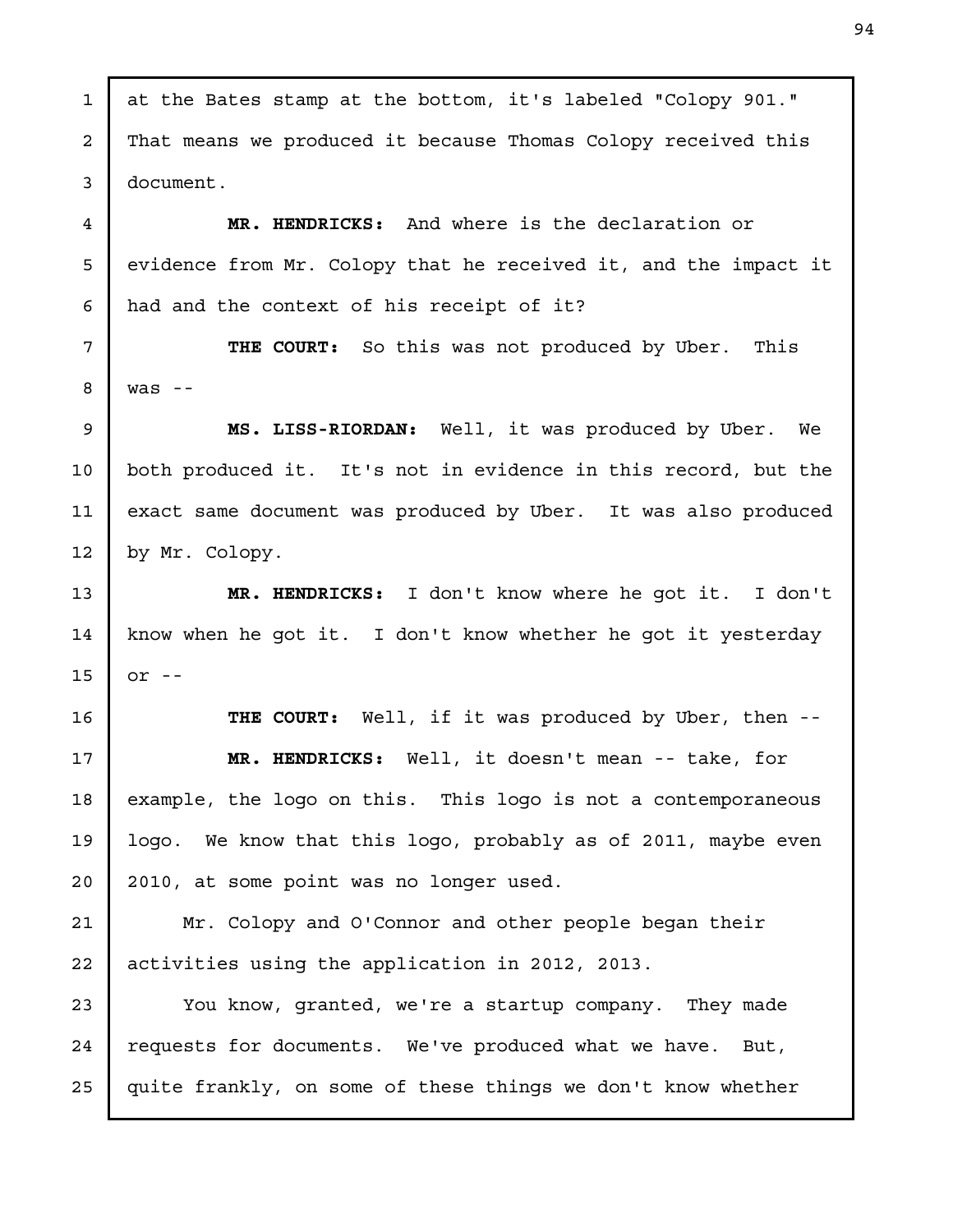at the Bates stamp at the bottom, it's labeled "Colopy 901." That means we produced it because Thomas Colopy received this document.

**MR. HENDRICKS:** And where is the declaration or evidence from Mr. Colopy that he received it, and the impact it had and the context of his receipt of it?

**THE COURT:** So this was not produced by Uber. This was --

**MS. LISS-RIORDAN:** Well, it was produced by Uber. We both produced it. It's not in evidence in this record, but the exact same document was produced by Uber. It was also produced by Mr. Colopy.

**MR. HENDRICKS:** I don't know where he got it. I don't know when he got it. I don't know whether he got it yesterday or --

**THE COURT:** Well, if it was produced by Uber, then --

**MR. HENDRICKS:** Well, it doesn't mean -- take, for example, the logo on this. This logo is not a contemporaneous logo. We know that this logo, probably as of 2011, maybe even 2010, at some point was no longer used.

Mr. Colopy and O'Connor and other people began their activities using the application in 2012, 2013.

You know, granted, we're a startup company. They made requests for documents. We've produced what we have. But, quite frankly, on some of these things we don't know whether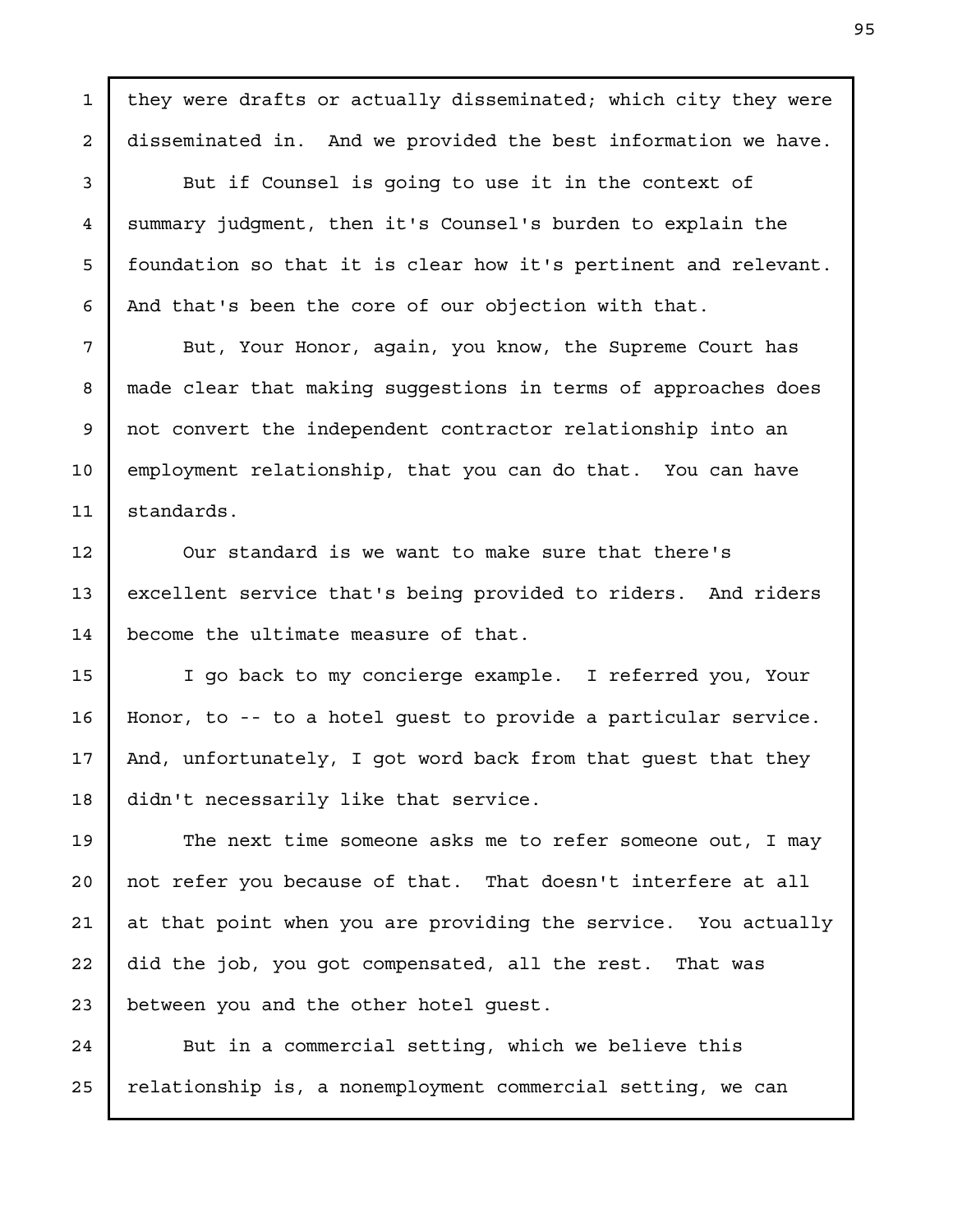they were drafts or actually disseminated; which city they were disseminated in. And we provided the best information we have.

But if Counsel is going to use it in the context of summary judgment, then it's Counsel's burden to explain the foundation so that it is clear how it's pertinent and relevant. And that's been the core of our objection with that.

But, Your Honor, again, you know, the Supreme Court has made clear that making suggestions in terms of approaches does not convert the independent contractor relationship into an employment relationship, that you can do that. You can have standards.

Our standard is we want to make sure that there's excellent service that's being provided to riders. And riders become the ultimate measure of that.

I go back to my concierge example. I referred you, Your Honor, to -- to a hotel guest to provide a particular service. And, unfortunately, I got word back from that guest that they didn't necessarily like that service.

The next time someone asks me to refer someone out, I may not refer you because of that. That doesn't interfere at all at that point when you are providing the service. You actually did the job, you got compensated, all the rest. That was between you and the other hotel guest.

But in a commercial setting, which we believe this relationship is, a nonemployment commercial setting, we can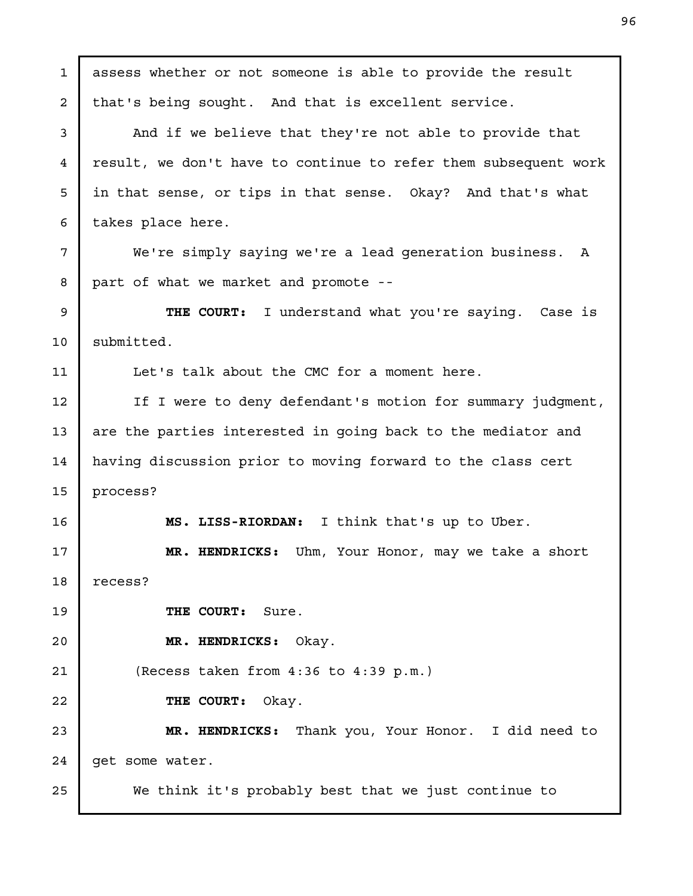assess whether or not someone is able to provide the result that's being sought. And that is excellent service.

And if we believe that they're not able to provide that result, we don't have to continue to refer them subsequent work in that sense, or tips in that sense. Okay? And that's what takes place here.

We're simply saying we're a lead generation business. A part of what we market and promote --

**THE COURT:** I understand what you're saying. Case is submitted.

Let's talk about the CMC for a moment here.

If I were to deny defendant's motion for summary judgment, are the parties interested in going back to the mediator and having discussion prior to moving forward to the class cert process?

**MS. LISS-RIORDAN:** I think that's up to Uber.

**MR. HENDRICKS:** Uhm, Your Honor, may we take a short recess?

**THE COURT:** Sure.

**MR. HENDRICKS:** Okay.

(Recess taken from 4:36 to 4:39 p.m.)

**THE COURT:** Okay.

**MR. HENDRICKS:** Thank you, Your Honor. I did need to get some water.

We think it's probably best that we just continue to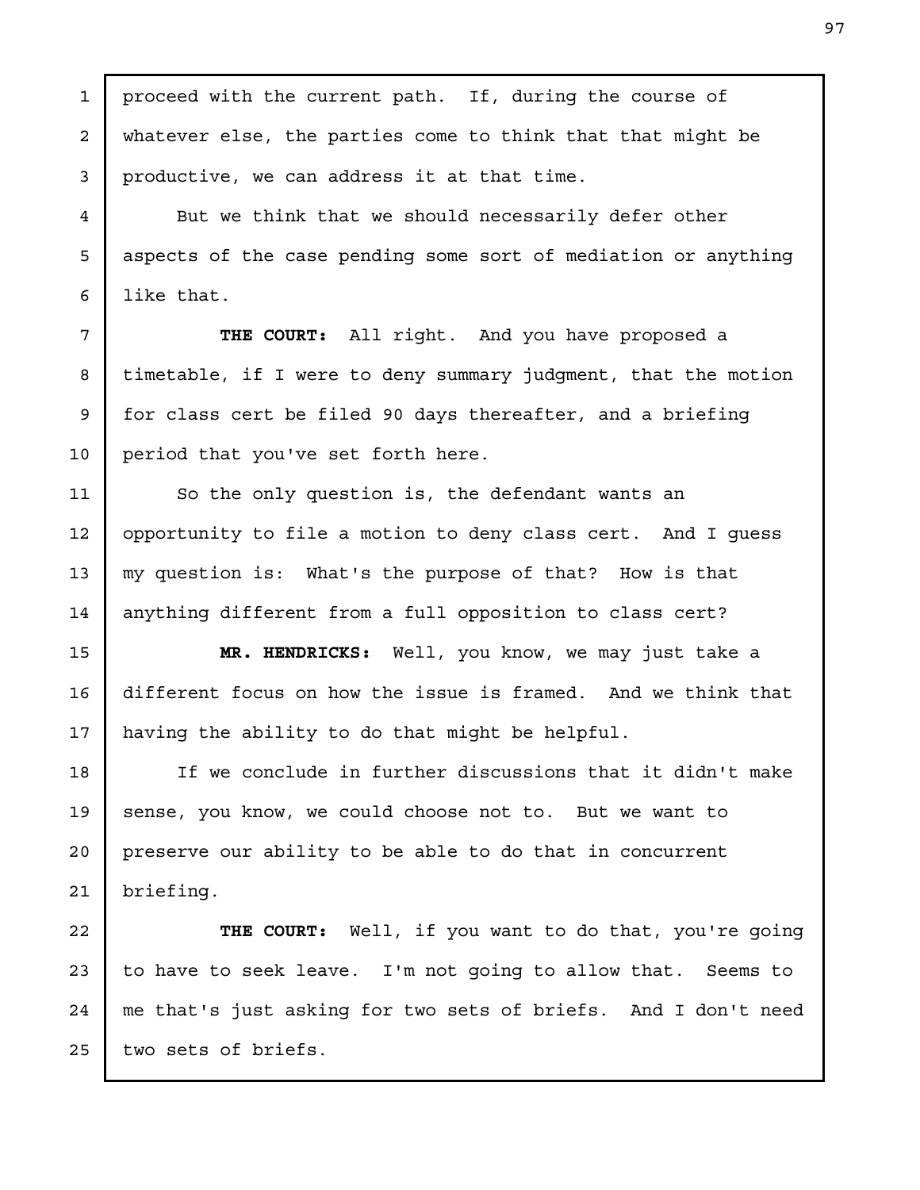proceed with the current path. If, during the course of whatever else, the parties come to think that that might be productive, we can address it at that time.

But we think that we should necessarily defer other aspects of the case pending some sort of mediation or anything like that.

**THE COURT:** All right. And you have proposed a timetable, if I were to deny summary judgment, that the motion for class cert be filed 90 days thereafter, and a briefing period that you've set forth here.

So the only question is, the defendant wants an opportunity to file a motion to deny class cert. And I guess my question is: What's the purpose of that? How is that anything different from a full opposition to class cert?

**MR. HENDRICKS:** Well, you know, we may just take a different focus on how the issue is framed. And we think that having the ability to do that might be helpful.

If we conclude in further discussions that it didn't make sense, you know, we could choose not to. But we want to preserve our ability to be able to do that in concurrent briefing.

**THE COURT:** Well, if you want to do that, you're going to have to seek leave. I'm not going to allow that. Seems to me that's just asking for two sets of briefs. And I don't need two sets of briefs.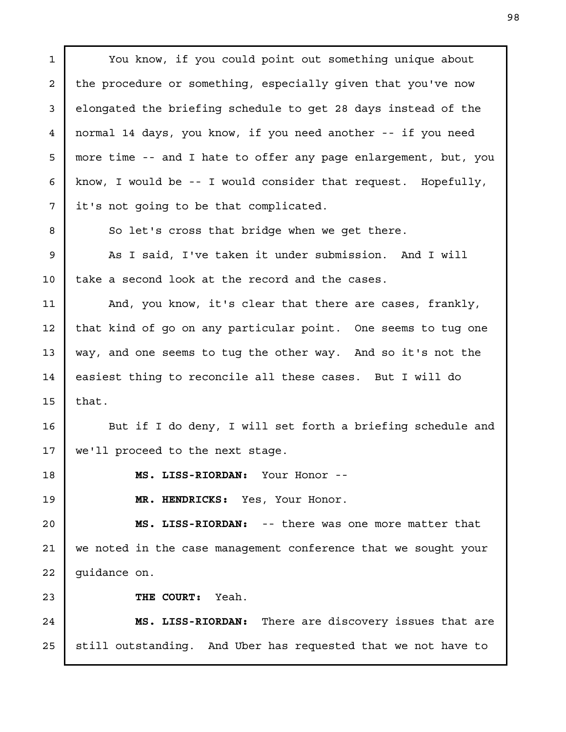You know, if you could point out something unique about the procedure or something, especially given that you've now elongated the briefing schedule to get 28 days instead of the normal 14 days, you know, if you need another -- if you need more time -- and I hate to offer any page enlargement, but, you know, I would be -- I would consider that request. Hopefully, it's not going to be that complicated.

So let's cross that bridge when we get there.

As I said, I've taken it under submission. And I will take a second look at the record and the cases.

And, you know, it's clear that there are cases, frankly, that kind of go on any particular point. One seems to tug one way, and one seems to tug the other way. And so it's not the easiest thing to reconcile all these cases. But I will do that.

But if I do deny, I will set forth a briefing schedule and we'll proceed to the next stage.

**MS. LISS-RIORDAN:** Your Honor --

**MR. HENDRICKS:** Yes, Your Honor.

**MS. LISS-RIORDAN:** -- there was one more matter that we noted in the case management conference that we sought your guidance on.

**THE COURT:** Yeah.

**MS. LISS-RIORDAN:** There are discovery issues that are still outstanding. And Uber has requested that we not have to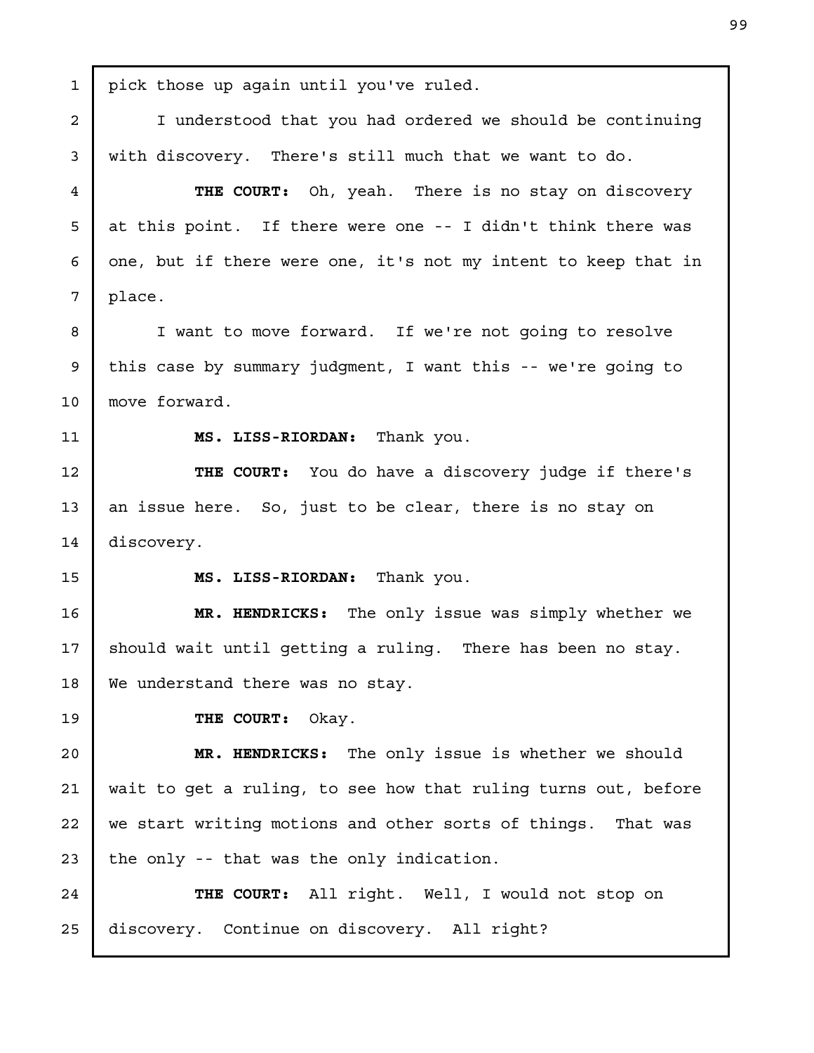pick those up again until you've ruled.

I understood that you had ordered we should be continuing with discovery. There's still much that we want to do.

**THE COURT:** Oh, yeah. There is no stay on discovery at this point. If there were one -- I didn't think there was one, but if there were one, it's not my intent to keep that in place.

I want to move forward. If we're not going to resolve this case by summary judgment, I want this -- we're going to move forward.

**MS. LISS-RIORDAN:** Thank you.

**THE COURT:** You do have a discovery judge if there's an issue here. So, just to be clear, there is no stay on discovery.

**MS. LISS-RIORDAN:** Thank you.

**MR. HENDRICKS:** The only issue was simply whether we should wait until getting a ruling. There has been no stay. We understand there was no stay.

**THE COURT:** Okay.

**MR. HENDRICKS:** The only issue is whether we should wait to get a ruling, to see how that ruling turns out, before we start writing motions and other sorts of things. That was the only -- that was the only indication.

**THE COURT:** All right. Well, I would not stop on discovery. Continue on discovery. All right?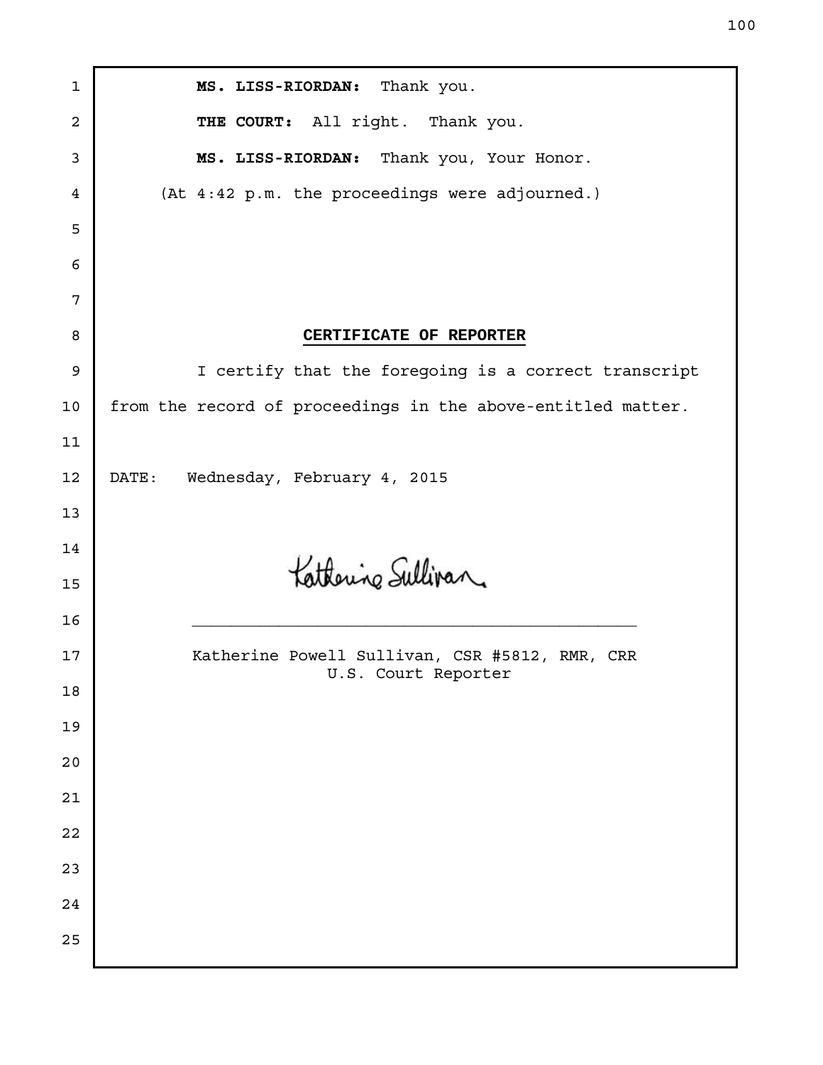**MS. LISS-RIORDAN:** Thank you.

**THE COURT:** All right. Thank you.

**MS. LISS-RIORDAN:** Thank you, Your Honor.

(At 4:42 p.m. the proceedings were adjourned.)

## CERTIFICATE OF REPORTER

I certify that the foregoing is a correct transcript from the record of proceedings in the above-entitled matter.

DATE: Wednesday, February 4, 2015

Katherine Sullivan

\_\_\_\_\_\_\_\_\_\_\_\_\_\_\_\_\_\_\_\_\_\_\_\_\_\_\_\_\_\_\_\_\_\_\_\_\_\_\_\_\_\_\_\_

Katherine Powell Sullivan, CSR #5812, RMR, CRR
U.S. Court Reporter